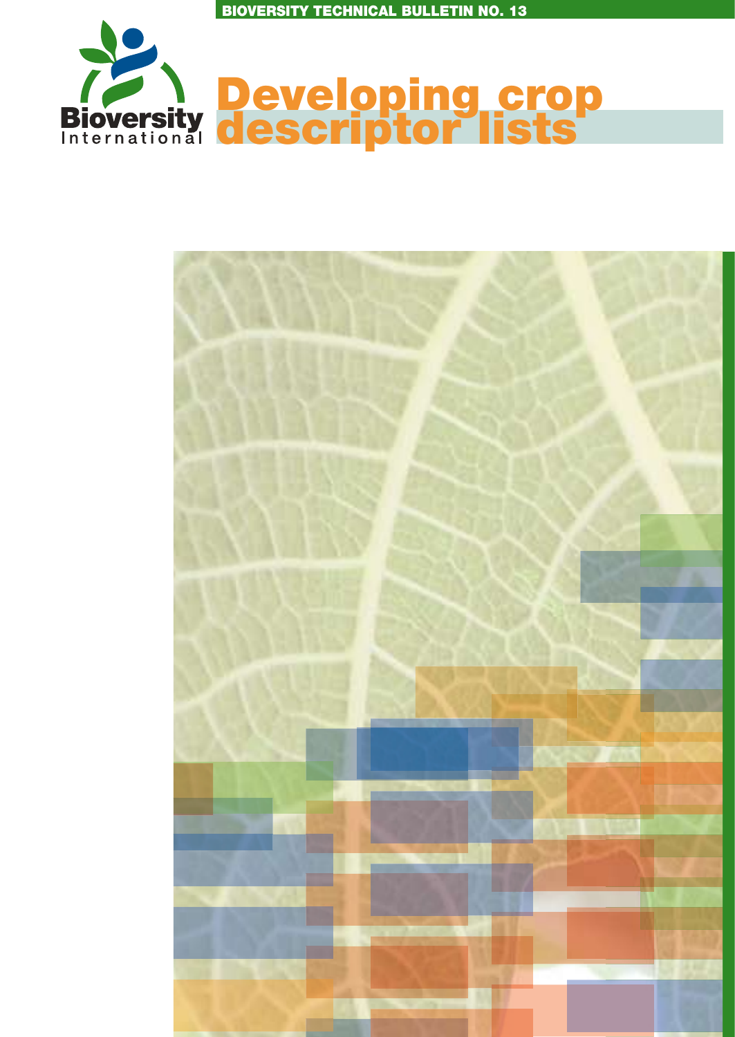BIOVERSITY TECHNICAL BULLETIN NO. 13

Bioversity International

# Developing crop descriptor lists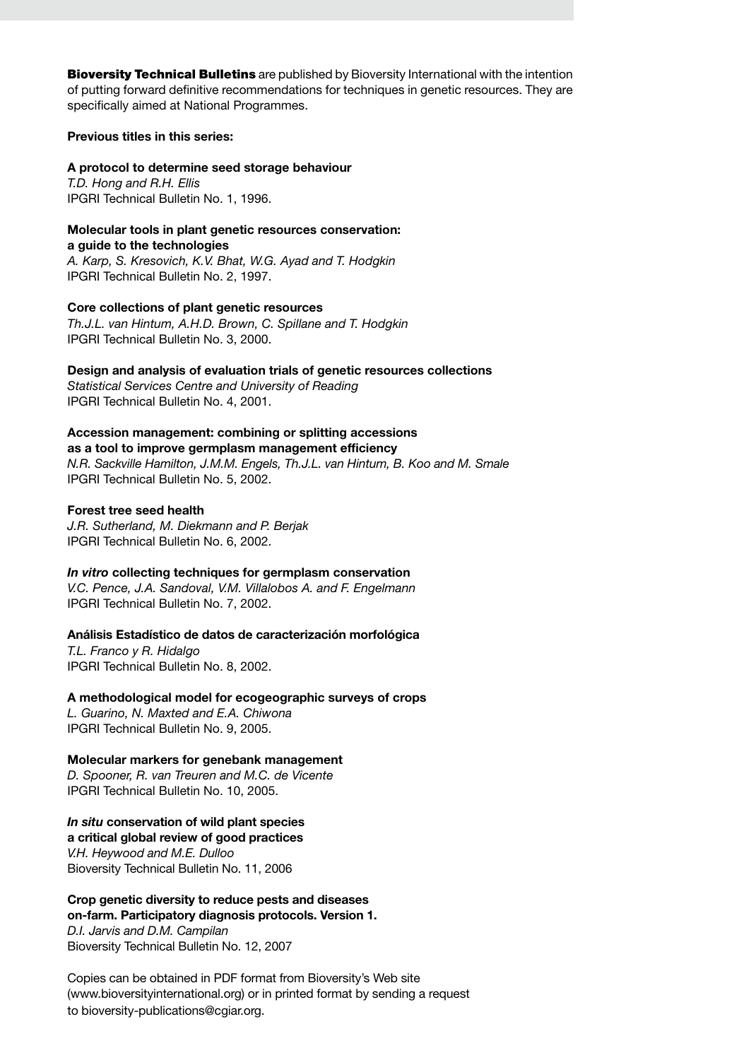**Bioversity Technical Bulletins** are published by Bioversity International with the intention of putting forward definitive recommendations for techniques in genetic resources. They are specifically aimed at National Programmes.

**Previous titles in this series:**

**A protocol to determine seed storage behaviour**
*T.D. Hong and R.H. Ellis*
IPGRI Technical Bulletin No. 1, 1996.

**Molecular tools in plant genetic resources conservation: a guide to the technologies**
*A. Karp, S. Kresovich, K.V. Bhat, W.G. Ayad and T. Hodgkin*
IPGRI Technical Bulletin No. 2, 1997.

**Core collections of plant genetic resources**
*Th.J.L. van Hintum, A.H.D. Brown, C. Spillane and T. Hodgkin*
IPGRI Technical Bulletin No. 3, 2000.

**Design and analysis of evaluation trials of genetic resources collections**
*Statistical Services Centre and University of Reading*
IPGRI Technical Bulletin No. 4, 2001.

**Accession management: combining or splitting accessions as a tool to improve germplasm management efficiency**
*N.R. Sackville Hamilton, J.M.M. Engels, Th.J.L. van Hintum, B. Koo and M. Smale*
IPGRI Technical Bulletin No. 5, 2002.

**Forest tree seed health**
*J.R. Sutherland, M. Diekmann and P. Berjak*
IPGRI Technical Bulletin No. 6, 2002.

***In vitro* collecting techniques for germplasm conservation**
*V.C. Pence, J.A. Sandoval, V.M. Villalobos A. and F. Engelmann*
IPGRI Technical Bulletin No. 7, 2002.

**Análisis Estadístico de datos de caracterización morfológica**
*T.L. Franco y R. Hidalgo*
IPGRI Technical Bulletin No. 8, 2002.

**A methodological model for ecogeographic surveys of crops**
*L. Guarino, N. Maxted and E.A. Chiwona*
IPGRI Technical Bulletin No. 9, 2005.

**Molecular markers for genebank management**
*D. Spooner, R. van Treuren and M.C. de Vicente*
IPGRI Technical Bulletin No. 10, 2005.

***In situ* conservation of wild plant species a critical global review of good practices**
*V.H. Heywood and M.E. Dulloo*
Bioversity Technical Bulletin No. 11, 2006

**Crop genetic diversity to reduce pests and diseases on-farm. Participatory diagnosis protocols. Version 1.**
*D.I. Jarvis and D.M. Campilan*
Bioversity Technical Bulletin No. 12, 2007

Copies can be obtained in PDF format from Bioversity's Web site (www.bioversityinternational.org) or in printed format by sending a request to bioversity-publications@cgiar.org.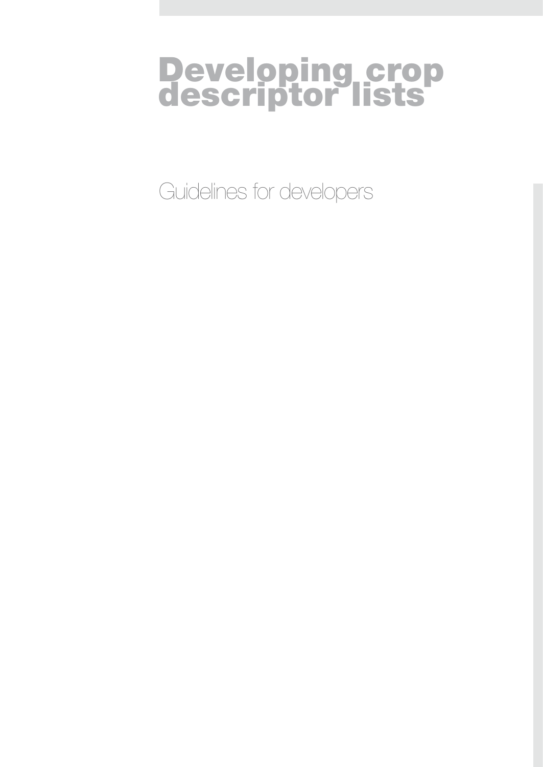# Developing crop descriptor lists

Guidelines for developers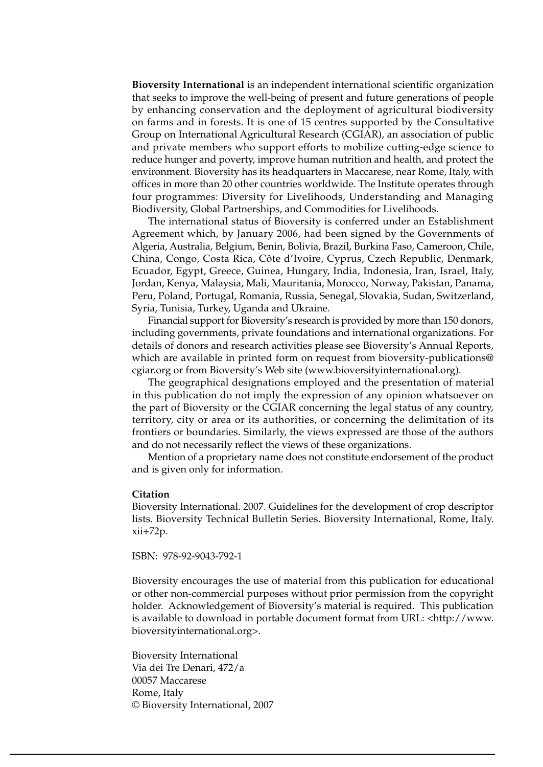**Bioversity International** is an independent international scientific organization that seeks to improve the well-being of present and future generations of people by enhancing conservation and the deployment of agricultural biodiversity on farms and in forests. It is one of 15 centres supported by the Consultative Group on International Agricultural Research (CGIAR), an association of public and private members who support efforts to mobilize cutting-edge science to reduce hunger and poverty, improve human nutrition and health, and protect the environment. Bioversity has its headquarters in Maccarese, near Rome, Italy, with offices in more than 20 other countries worldwide. The Institute operates through four programmes: Diversity for Livelihoods, Understanding and Managing Biodiversity, Global Partnerships, and Commodities for Livelihoods.

The international status of Bioversity is conferred under an Establishment Agreement which, by January 2006, had been signed by the Governments of Algeria, Australia, Belgium, Benin, Bolivia, Brazil, Burkina Faso, Cameroon, Chile, China, Congo, Costa Rica, Côte d'Ivoire, Cyprus, Czech Republic, Denmark, Ecuador, Egypt, Greece, Guinea, Hungary, India, Indonesia, Iran, Israel, Italy, Jordan, Kenya, Malaysia, Mali, Mauritania, Morocco, Norway, Pakistan, Panama, Peru, Poland, Portugal, Romania, Russia, Senegal, Slovakia, Sudan, Switzerland, Syria, Tunisia, Turkey, Uganda and Ukraine.

Financial support for Bioversity's research is provided by more than 150 donors, including governments, private foundations and international organizations. For details of donors and research activities please see Bioversity's Annual Reports, which are available in printed form on request from bioversity-publications@cgiar.org or from Bioversity's Web site (www.bioversityinternational.org).

The geographical designations employed and the presentation of material in this publication do not imply the expression of any opinion whatsoever on the part of Bioversity or the CGIAR concerning the legal status of any country, territory, city or area or its authorities, or concerning the delimitation of its frontiers or boundaries. Similarly, the views expressed are those of the authors and do not necessarily reflect the views of these organizations.

Mention of a proprietary name does not constitute endorsement of the product and is given only for information.

**Citation**

Bioversity International. 2007. Guidelines for the development of crop descriptor lists. Bioversity Technical Bulletin Series. Bioversity International, Rome, Italy. xii+72p.

ISBN: 978-92-9043-792-1

Bioversity encourages the use of material from this publication for educational or other non-commercial purposes without prior permission from the copyright holder. Acknowledgement of Bioversity's material is required. This publication is available to download in portable document format from URL: <http://www.bioversityinternational.org>.

Bioversity International
Via dei Tre Denari, 472/a
00057 Maccarese
Rome, Italy
© Bioversity International, 2007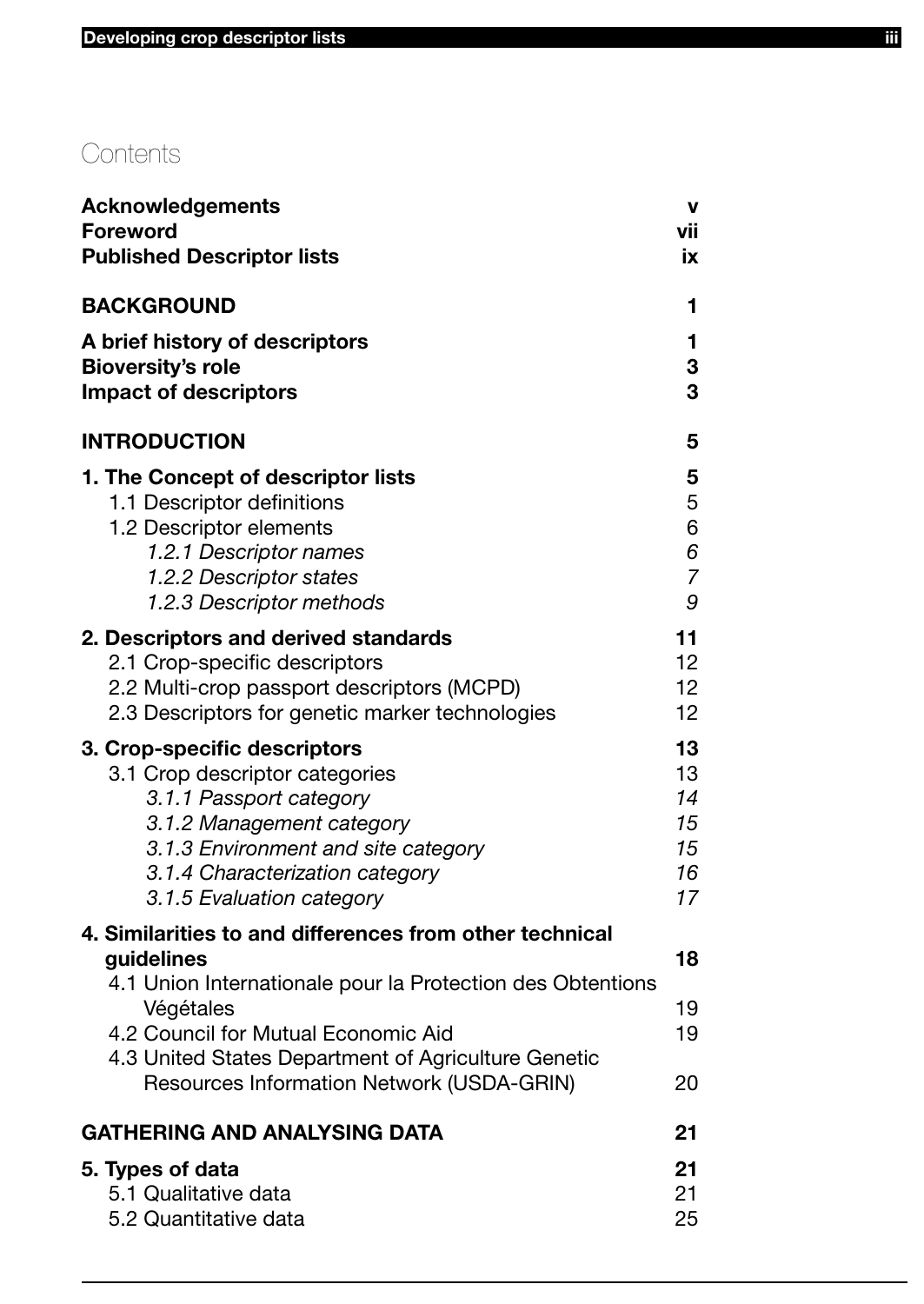# Contents

| | |
|---|---|
| **Acknowledgements** | **v** |
| **Foreword** | **vii** |
| **Published Descriptor lists** | **ix** |
| **BACKGROUND** | **1** |
| **A brief history of descriptors** | **1** |
| **Bioversity's role** | **3** |
| **Impact of descriptors** | **3** |
| **INTRODUCTION** | **5** |
| **1. The Concept of descriptor lists** | **5** |
| 1.1 Descriptor definitions | 5 |
| 1.2 Descriptor elements | 6 |
| *1.2.1 Descriptor names* | *6* |
| *1.2.2 Descriptor states* | *7* |
| *1.2.3 Descriptor methods* | *9* |
| **2. Descriptors and derived standards** | **11** |
| 2.1 Crop-specific descriptors | 12 |
| 2.2 Multi-crop passport descriptors (MCPD) | 12 |
| 2.3 Descriptors for genetic marker technologies | 12 |
| **3. Crop-specific descriptors** | **13** |
| 3.1 Crop descriptor categories | 13 |
| *3.1.1 Passport category* | *14* |
| *3.1.2 Management category* | *15* |
| *3.1.3 Environment and site category* | *15* |
| *3.1.4 Characterization category* | *16* |
| *3.1.5 Evaluation category* | *17* |
| **4. Similarities to and differences from other technical guidelines** | **18** |
| 4.1 Union Internationale pour la Protection des Obtentions Végétales | 19 |
| 4.2 Council for Mutual Economic Aid | 19 |
| 4.3 United States Department of Agriculture Genetic Resources Information Network (USDA-GRIN) | 20 |
| **GATHERING AND ANALYSING DATA** | **21** |
| **5. Types of data** | **21** |
| 5.1 Qualitative data | 21 |
| 5.2 Quantitative data | 25 |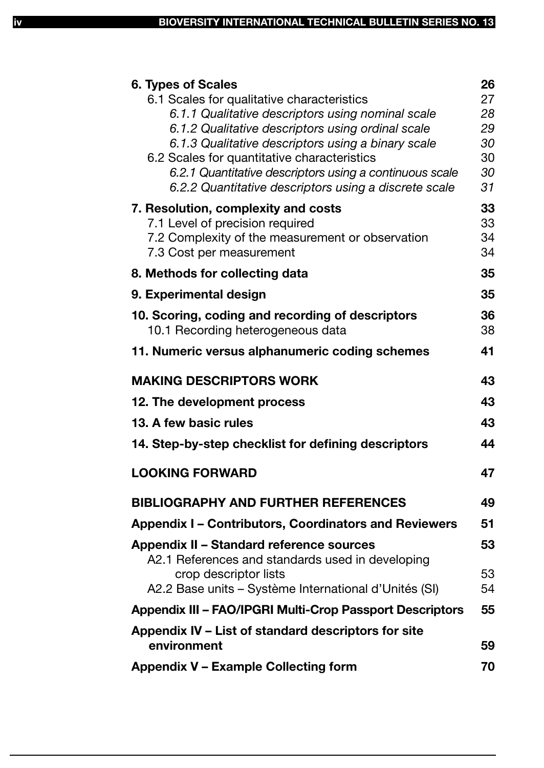| | |
|---|---|
| **6. Types of Scales** | **26** |
| 6.1 Scales for qualitative characteristics | 27 |
| *6.1.1 Qualitative descriptors using nominal scale* | *28* |
| *6.1.2 Qualitative descriptors using ordinal scale* | *29* |
| *6.1.3 Qualitative descriptors using a binary scale* | *30* |
| 6.2 Scales for quantitative characteristics | 30 |
| *6.2.1 Quantitative descriptors using a continuous scale* | *30* |
| *6.2.2 Quantitative descriptors using a discrete scale* | *31* |
| **7. Resolution, complexity and costs** | **33** |
| 7.1 Level of precision required | 33 |
| 7.2 Complexity of the measurement or observation | 34 |
| 7.3 Cost per measurement | 34 |
| **8. Methods for collecting data** | **35** |
| **9. Experimental design** | **35** |
| **10. Scoring, coding and recording of descriptors** | **36** |
| 10.1 Recording heterogeneous data | 38 |
| **11. Numeric versus alphanumeric coding schemes** | **41** |
| **MAKING DESCRIPTORS WORK** | **43** |
| **12. The development process** | **43** |
| **13. A few basic rules** | **43** |
| **14. Step-by-step checklist for defining descriptors** | **44** |
| **LOOKING FORWARD** | **47** |
| **BIBLIOGRAPHY AND FURTHER REFERENCES** | **49** |
| **Appendix I – Contributors, Coordinators and Reviewers** | **51** |
| **Appendix II – Standard reference sources** | **53** |
| A2.1 References and standards used in developing crop descriptor lists | 53 |
| A2.2 Base units – Système International d'Unités (SI) | 54 |
| **Appendix III – FAO/IPGRI Multi-Crop Passport Descriptors** | **55** |
| **Appendix IV – List of standard descriptors for site environment** | **59** |
| **Appendix V – Example Collecting form** | **70** |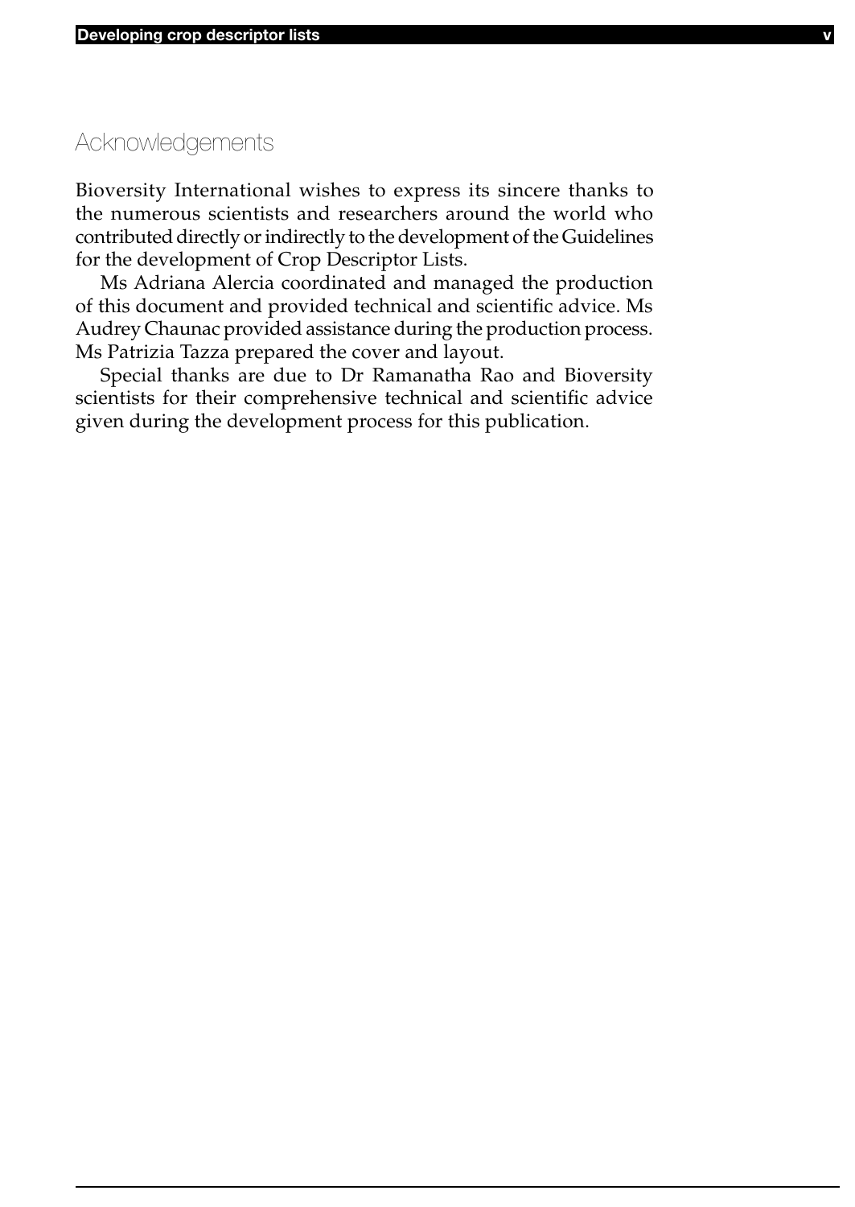# Acknowledgements

Bioversity International wishes to express its sincere thanks to the numerous scientists and researchers around the world who contributed directly or indirectly to the development of the Guidelines for the development of Crop Descriptor Lists.

Ms Adriana Alercia coordinated and managed the production of this document and provided technical and scientific advice. Ms Audrey Chaunac provided assistance during the production process. Ms Patrizia Tazza prepared the cover and layout.

Special thanks are due to Dr Ramanatha Rao and Bioversity scientists for their comprehensive technical and scientific advice given during the development process for this publication.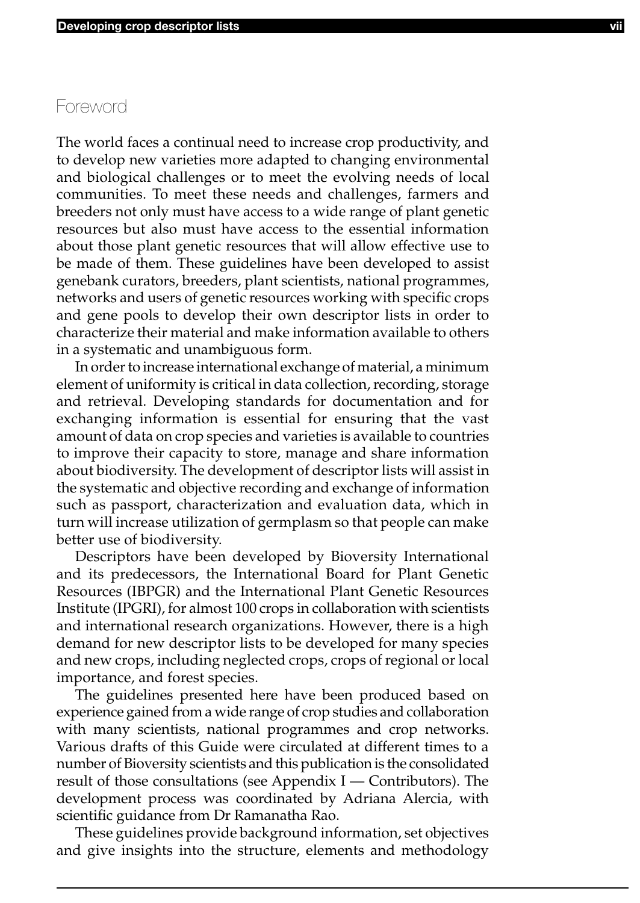## Foreword

The world faces a continual need to increase crop productivity, and to develop new varieties more adapted to changing environmental and biological challenges or to meet the evolving needs of local communities. To meet these needs and challenges, farmers and breeders not only must have access to a wide range of plant genetic resources but also must have access to the essential information about those plant genetic resources that will allow effective use to be made of them. These guidelines have been developed to assist genebank curators, breeders, plant scientists, national programmes, networks and users of genetic resources working with specific crops and gene pools to develop their own descriptor lists in order to characterize their material and make information available to others in a systematic and unambiguous form.

In order to increase international exchange of material, a minimum element of uniformity is critical in data collection, recording, storage and retrieval. Developing standards for documentation and for exchanging information is essential for ensuring that the vast amount of data on crop species and varieties is available to countries to improve their capacity to store, manage and share information about biodiversity. The development of descriptor lists will assist in the systematic and objective recording and exchange of information such as passport, characterization and evaluation data, which in turn will increase utilization of germplasm so that people can make better use of biodiversity.

Descriptors have been developed by Bioversity International and its predecessors, the International Board for Plant Genetic Resources (IBPGR) and the International Plant Genetic Resources Institute (IPGRI), for almost 100 crops in collaboration with scientists and international research organizations. However, there is a high demand for new descriptor lists to be developed for many species and new crops, including neglected crops, crops of regional or local importance, and forest species.

The guidelines presented here have been produced based on experience gained from a wide range of crop studies and collaboration with many scientists, national programmes and crop networks. Various drafts of this Guide were circulated at different times to a number of Bioversity scientists and this publication is the consolidated result of those consultations (see Appendix I — Contributors). The development process was coordinated by Adriana Alercia, with scientific guidance from Dr Ramanatha Rao.

These guidelines provide background information, set objectives and give insights into the structure, elements and methodology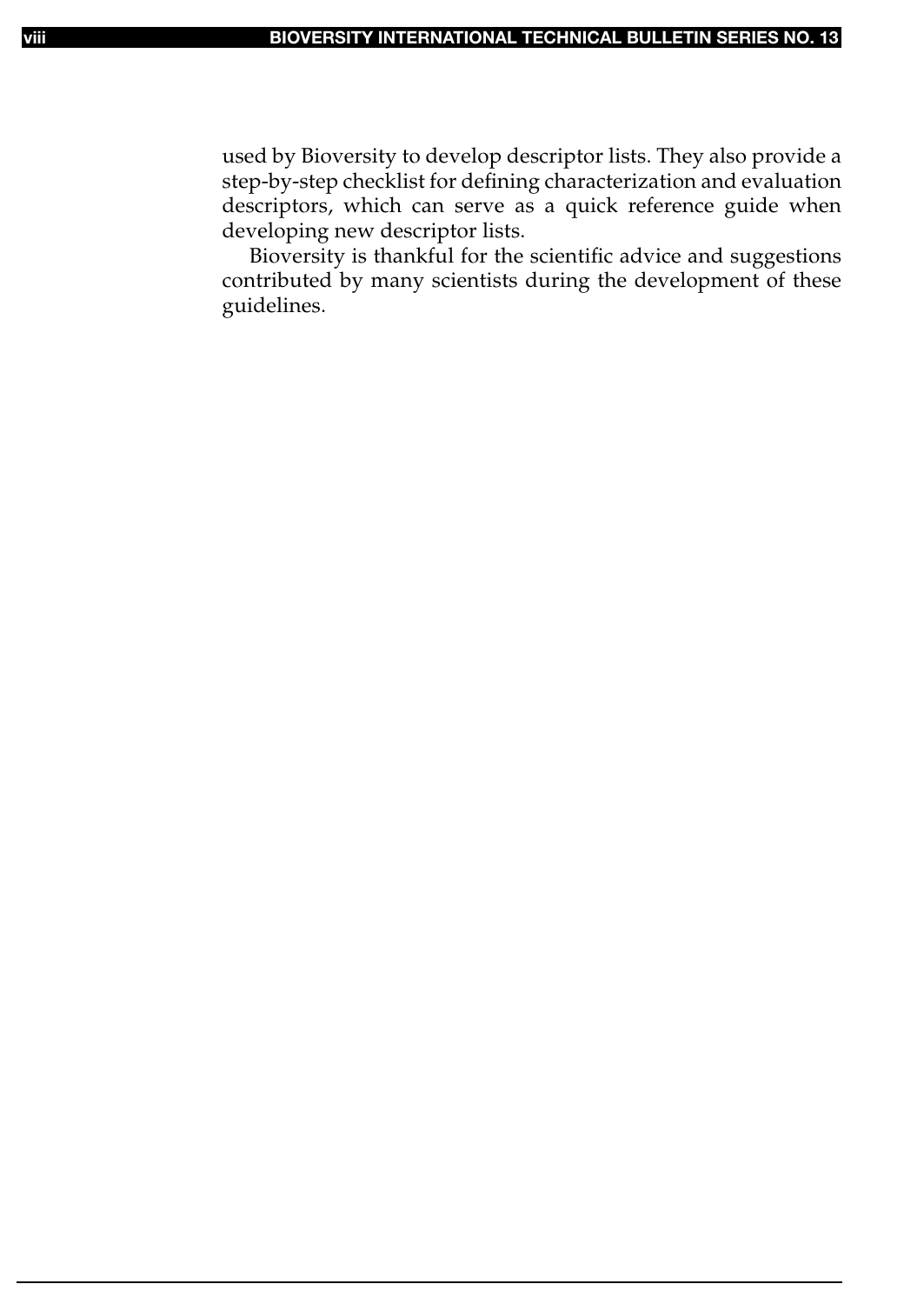used by Bioversity to develop descriptor lists. They also provide a step-by-step checklist for defining characterization and evaluation descriptors, which can serve as a quick reference guide when developing new descriptor lists.

Bioversity is thankful for the scientific advice and suggestions contributed by many scientists during the development of these guidelines.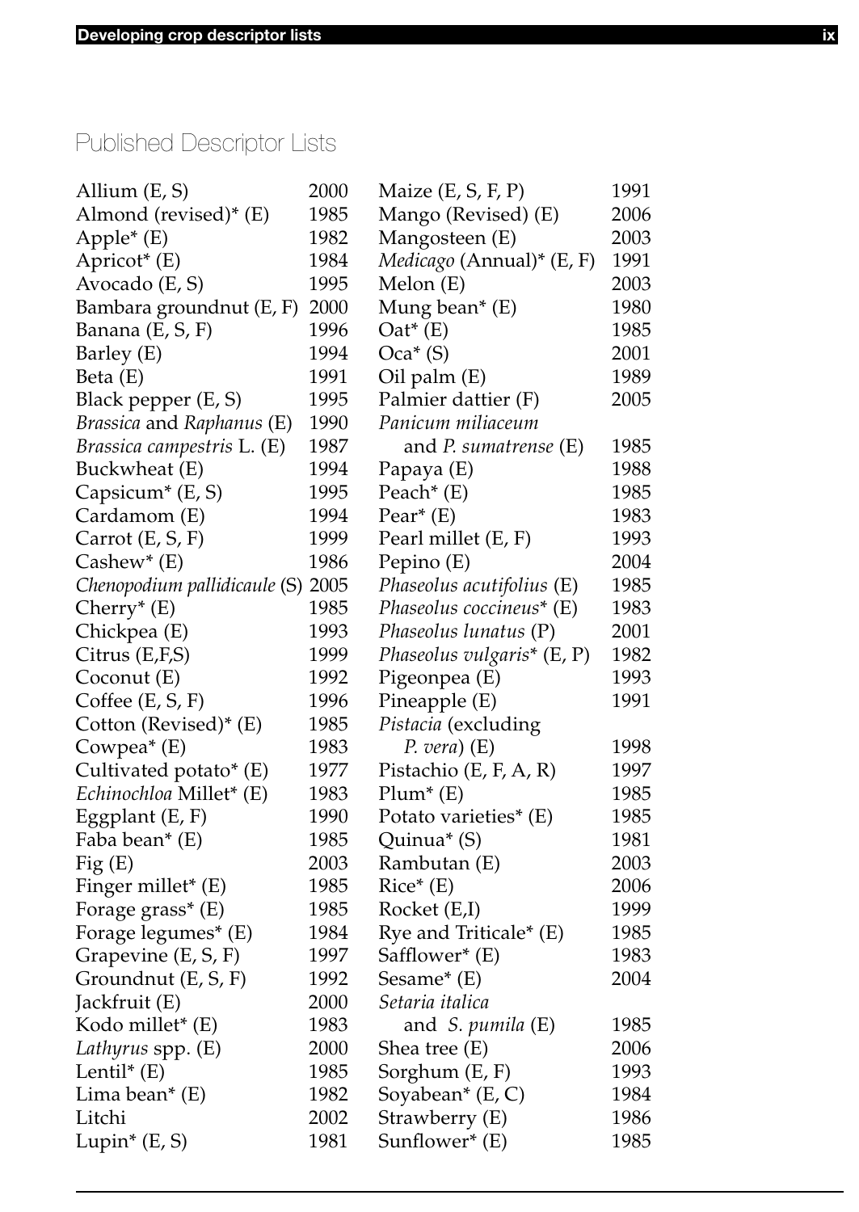## Published Descriptor Lists

| | |
|---|---|
| Allium (E, S) | 2000 |
| Almond (revised)* (E) | 1985 |
| Apple* (E) | 1982 |
| Apricot* (E) | 1984 |
| Avocado (E, S) | 1995 |
| Bambara groundnut (E, F) | 2000 |
| Banana (E, S, F) | 1996 |
| Barley (E) | 1994 |
| Beta (E) | 1991 |
| Black pepper (E, S) | 1995 |
| *Brassica* and *Raphanus* (E) | 1990 |
| *Brassica campestris* L. (E) | 1987 |
| Buckwheat (E) | 1994 |
| Capsicum* (E, S) | 1995 |
| Cardamom (E) | 1994 |
| Carrot (E, S, F) | 1999 |
| Cashew* (E) | 1986 |
| *Chenopodium pallidicaule* (S) | 2005 |
| Cherry* (E) | 1985 |
| Chickpea (E) | 1993 |
| Citrus (E,F,S) | 1999 |
| Coconut (E) | 1992 |
| Coffee (E, S, F) | 1996 |
| Cotton (Revised)* (E) | 1985 |
| Cowpea* (E) | 1983 |
| Cultivated potato* (E) | 1977 |
| *Echinochloa* Millet* (E) | 1983 |
| Eggplant (E, F) | 1990 |
| Faba bean* (E) | 1985 |
| Fig (E) | 2003 |
| Finger millet* (E) | 1985 |
| Forage grass* (E) | 1985 |
| Forage legumes* (E) | 1984 |
| Grapevine (E, S, F) | 1997 |
| Groundnut (E, S, F) | 1992 |
| Jackfruit (E) | 2000 |
| Kodo millet* (E) | 1983 |
| *Lathyrus* spp. (E) | 2000 |
| Lentil* (E) | 1985 |
| Lima bean* (E) | 1982 |
| Litchi | 2002 |
| Lupin* (E, S) | 1981 |
| Maize (E, S, F, P) | 1991 |
| Mango (Revised) (E) | 2006 |
| Mangosteen (E) | 2003 |
| *Medicago* (Annual)* (E, F) | 1991 |
| Melon (E) | 2003 |
| Mung bean* (E) | 1980 |
| Oat* (E) | 1985 |
| Oca* (S) | 2001 |
| Oil palm (E) | 1989 |
| Palmier dattier (F) | 2005 |
| *Panicum miliaceum* and *P. sumatrense* (E) | 1985 |
| Papaya (E) | 1988 |
| Peach* (E) | 1985 |
| Pear* (E) | 1983 |
| Pearl millet (E, F) | 1993 |
| Pepino (E) | 2004 |
| *Phaseolus acutifolius* (E) | 1985 |
| *Phaseolus coccineus** (E) | 1983 |
| *Phaseolus lunatus* (P) | 2001 |
| *Phaseolus vulgaris** (E, P) | 1982 |
| Pigeonpea (E) | 1993 |
| Pineapple (E) | 1991 |
| *Pistacia* (excluding *P. vera*) (E) | 1998 |
| Pistachio (E, F, A, R) | 1997 |
| Plum* (E) | 1985 |
| Potato varieties* (E) | 1985 |
| Quinua* (S) | 1981 |
| Rambutan (E) | 2003 |
| Rice* (E) | 2006 |
| Rocket (E,I) | 1999 |
| Rye and Triticale* (E) | 1985 |
| Safflower* (E) | 1983 |
| Sesame* (E) | 2004 |
| *Setaria italica* and *S. pumila* (E) | 1985 |
| Shea tree (E) | 2006 |
| Sorghum (E, F) | 1993 |
| Soyabean* (E, C) | 1984 |
| Strawberry (E) | 1986 |
| Sunflower* (E) | 1985 |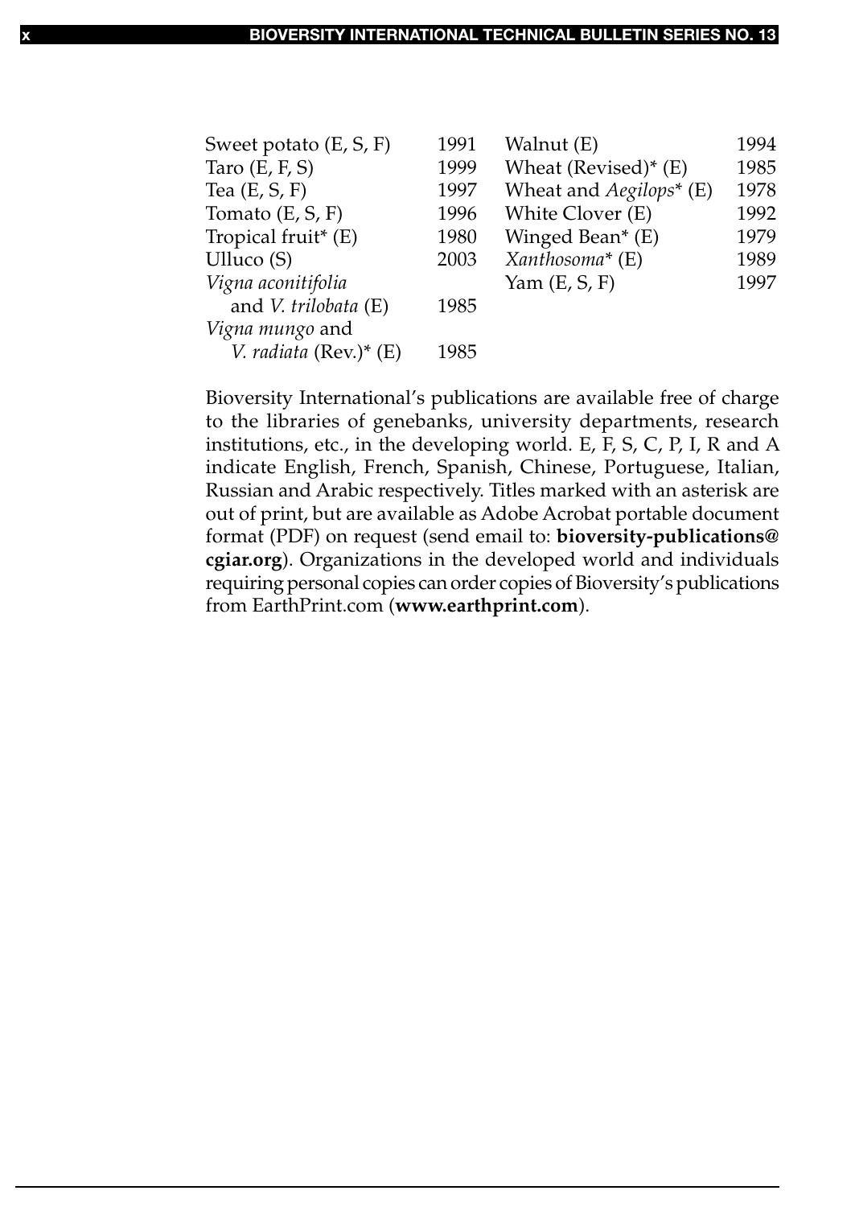| | |
|---|---|
| Sweet potato (E, S, F) | 1991 |
| Taro (E, F, S) | 1999 |
| Tea (E, S, F) | 1997 |
| Tomato (E, S, F) | 1996 |
| Tropical fruit* (E) | 1980 |
| Ulluco (S) | 2003 |
| *Vigna aconitifolia* and *V. trilobata* (E) | 1985 |
| *Vigna mungo* and *V. radiata* (Rev.)* (E) | 1985 |
| Walnut (E) | 1994 |
| Wheat (Revised)* (E) | 1985 |
| Wheat and *Aegilops** (E) | 1978 |
| White Clover (E) | 1992 |
| Winged Bean* (E) | 1979 |
| *Xanthosoma** (E) | 1989 |
| Yam (E, S, F) | 1997 |

Bioversity International's publications are available free of charge to the libraries of genebanks, university departments, research institutions, etc., in the developing world. E, F, S, C, P, I, R and A indicate English, French, Spanish, Chinese, Portuguese, Italian, Russian and Arabic respectively. Titles marked with an asterisk are out of print, but are available as Adobe Acrobat portable document format (PDF) on request (send email to: **bioversity-publications@cgiar.org**). Organizations in the developed world and individuals requiring personal copies can order copies of Bioversity's publications from EarthPrint.com (**www.earthprint.com**).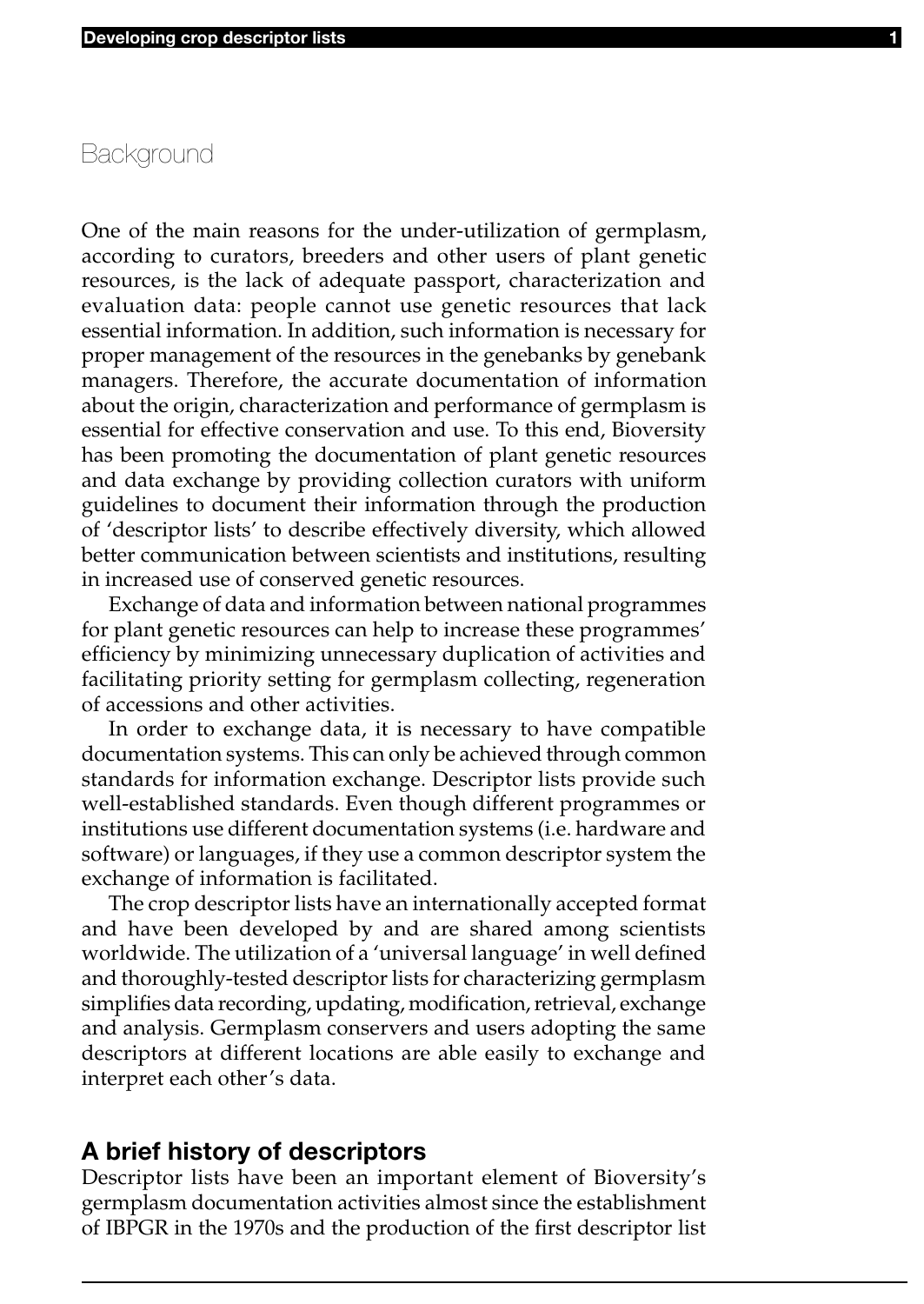# Background

One of the main reasons for the under-utilization of germplasm, according to curators, breeders and other users of plant genetic resources, is the lack of adequate passport, characterization and evaluation data: people cannot use genetic resources that lack essential information. In addition, such information is necessary for proper management of the resources in the genebanks by genebank managers. Therefore, the accurate documentation of information about the origin, characterization and performance of germplasm is essential for effective conservation and use. To this end, Bioversity has been promoting the documentation of plant genetic resources and data exchange by providing collection curators with uniform guidelines to document their information through the production of 'descriptor lists' to describe effectively diversity, which allowed better communication between scientists and institutions, resulting in increased use of conserved genetic resources.

Exchange of data and information between national programmes for plant genetic resources can help to increase these programmes' efficiency by minimizing unnecessary duplication of activities and facilitating priority setting for germplasm collecting, regeneration of accessions and other activities.

In order to exchange data, it is necessary to have compatible documentation systems. This can only be achieved through common standards for information exchange. Descriptor lists provide such well-established standards. Even though different programmes or institutions use different documentation systems (i.e. hardware and software) or languages, if they use a common descriptor system the exchange of information is facilitated.

The crop descriptor lists have an internationally accepted format and have been developed by and are shared among scientists worldwide. The utilization of a 'universal language' in well defined and thoroughly-tested descriptor lists for characterizing germplasm simplifies data recording, updating, modification, retrieval, exchange and analysis. Germplasm conservers and users adopting the same descriptors at different locations are able easily to exchange and interpret each other's data.

## A brief history of descriptors

Descriptor lists have been an important element of Bioversity's germplasm documentation activities almost since the establishment of IBPGR in the 1970s and the production of the first descriptor list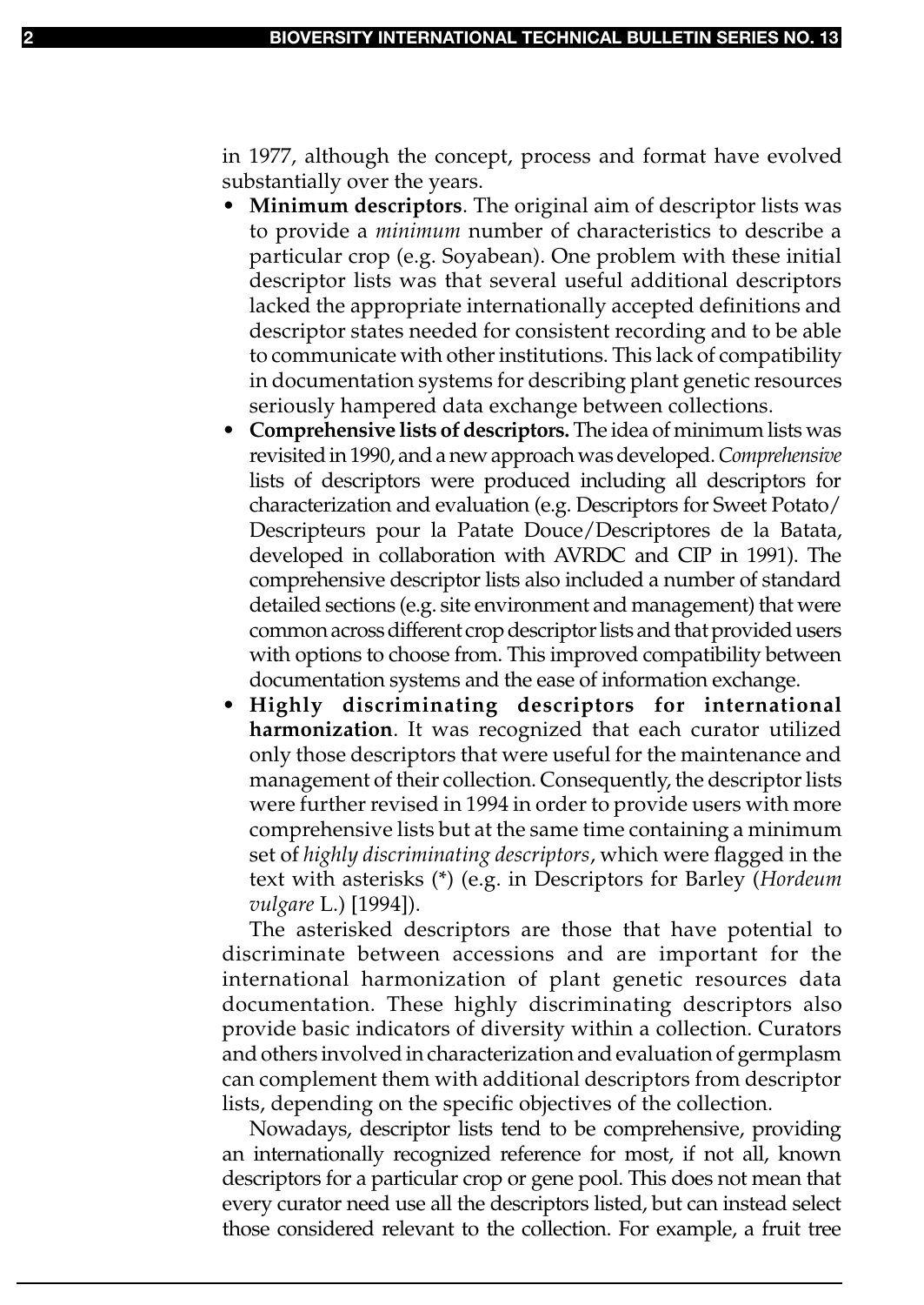in 1977, although the concept, process and format have evolved substantially over the years.

- **Minimum descriptors**. The original aim of descriptor lists was to provide a *minimum* number of characteristics to describe a particular crop (e.g. Soyabean). One problem with these initial descriptor lists was that several useful additional descriptors lacked the appropriate internationally accepted definitions and descriptor states needed for consistent recording and to be able to communicate with other institutions. This lack of compatibility in documentation systems for describing plant genetic resources seriously hampered data exchange between collections.
- **Comprehensive lists of descriptors.** The idea of minimum lists was revisited in 1990, and a new approach was developed. *Comprehensive* lists of descriptors were produced including all descriptors for characterization and evaluation (e.g. Descriptors for Sweet Potato/ Descripteurs pour la Patate Douce/Descriptores de la Batata, developed in collaboration with AVRDC and CIP in 1991). The comprehensive descriptor lists also included a number of standard detailed sections (e.g. site environment and management) that were common across different crop descriptor lists and that provided users with options to choose from. This improved compatibility between documentation systems and the ease of information exchange.
- **Highly discriminating descriptors for international harmonization**. It was recognized that each curator utilized only those descriptors that were useful for the maintenance and management of their collection. Consequently, the descriptor lists were further revised in 1994 in order to provide users with more comprehensive lists but at the same time containing a minimum set of *highly discriminating descriptors*, which were flagged in the text with asterisks (*) (e.g. in Descriptors for Barley (*Hordeum vulgare* L.) [1994]).

The asterisked descriptors are those that have potential to discriminate between accessions and are important for the international harmonization of plant genetic resources data documentation. These highly discriminating descriptors also provide basic indicators of diversity within a collection. Curators and others involved in characterization and evaluation of germplasm can complement them with additional descriptors from descriptor lists, depending on the specific objectives of the collection.

Nowadays, descriptor lists tend to be comprehensive, providing an internationally recognized reference for most, if not all, known descriptors for a particular crop or gene pool. This does not mean that every curator need use all the descriptors listed, but can instead select those considered relevant to the collection. For example, a fruit tree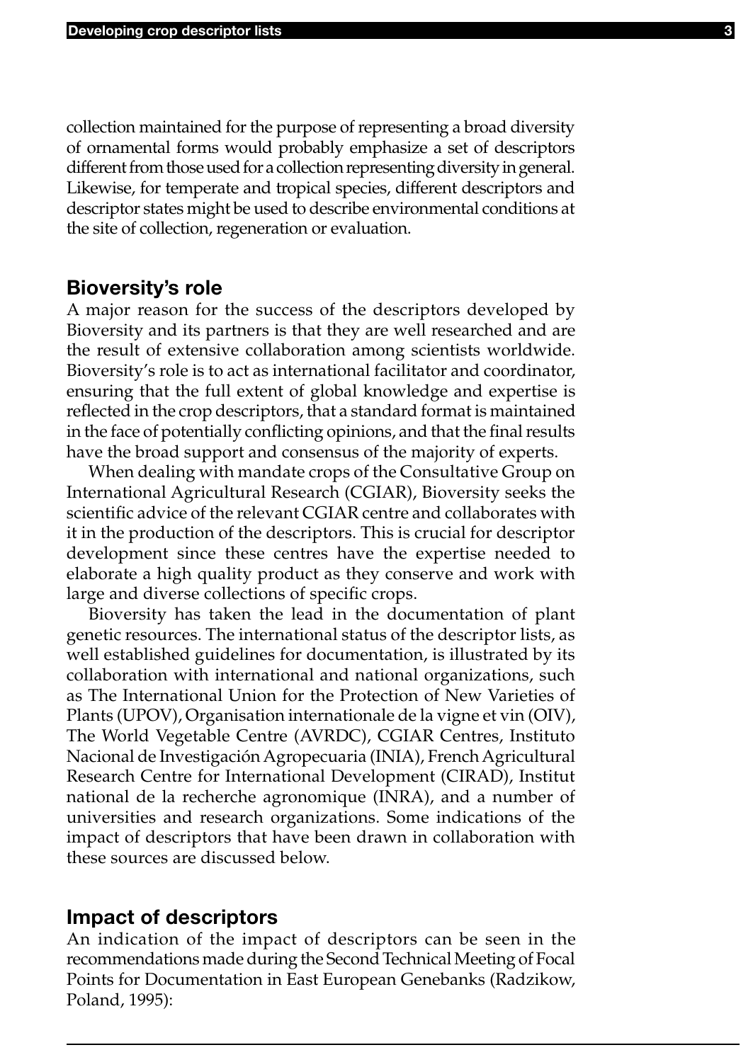collection maintained for the purpose of representing a broad diversity of ornamental forms would probably emphasize a set of descriptors different from those used for a collection representing diversity in general. Likewise, for temperate and tropical species, different descriptors and descriptor states might be used to describe environmental conditions at the site of collection, regeneration or evaluation.

## Bioversity's role

A major reason for the success of the descriptors developed by Bioversity and its partners is that they are well researched and are the result of extensive collaboration among scientists worldwide. Bioversity's role is to act as international facilitator and coordinator, ensuring that the full extent of global knowledge and expertise is reflected in the crop descriptors, that a standard format is maintained in the face of potentially conflicting opinions, and that the final results have the broad support and consensus of the majority of experts.

When dealing with mandate crops of the Consultative Group on International Agricultural Research (CGIAR), Bioversity seeks the scientific advice of the relevant CGIAR centre and collaborates with it in the production of the descriptors. This is crucial for descriptor development since these centres have the expertise needed to elaborate a high quality product as they conserve and work with large and diverse collections of specific crops.

Bioversity has taken the lead in the documentation of plant genetic resources. The international status of the descriptor lists, as well established guidelines for documentation, is illustrated by its collaboration with international and national organizations, such as The International Union for the Protection of New Varieties of Plants (UPOV), Organisation internationale de la vigne et vin (OIV), The World Vegetable Centre (AVRDC), CGIAR Centres, Instituto Nacional de Investigación Agropecuaria (INIA), French Agricultural Research Centre for International Development (CIRAD), Institut national de la recherche agronomique (INRA), and a number of universities and research organizations. Some indications of the impact of descriptors that have been drawn in collaboration with these sources are discussed below.

## Impact of descriptors

An indication of the impact of descriptors can be seen in the recommendations made during the Second Technical Meeting of Focal Points for Documentation in East European Genebanks (Radzikow, Poland, 1995):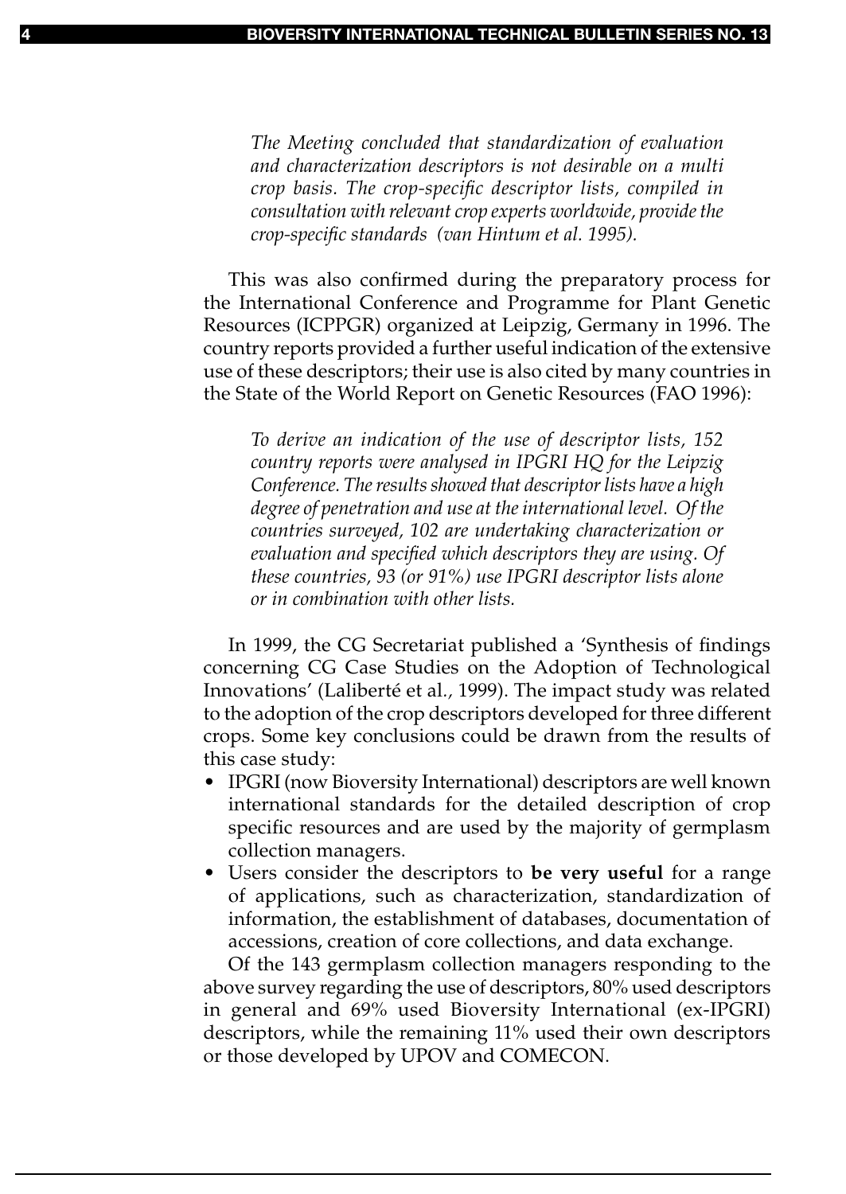*The Meeting concluded that standardization of evaluation and characterization descriptors is not desirable on a multi crop basis. The crop-specific descriptor lists, compiled in consultation with relevant crop experts worldwide, provide the crop-specific standards (van Hintum et al. 1995).*

This was also confirmed during the preparatory process for the International Conference and Programme for Plant Genetic Resources (ICPPGR) organized at Leipzig, Germany in 1996. The country reports provided a further useful indication of the extensive use of these descriptors; their use is also cited by many countries in the State of the World Report on Genetic Resources (FAO 1996):

*To derive an indication of the use of descriptor lists, 152 country reports were analysed in IPGRI HQ for the Leipzig Conference. The results showed that descriptor lists have a high degree of penetration and use at the international level. Of the countries surveyed, 102 are undertaking characterization or evaluation and specified which descriptors they are using. Of these countries, 93 (or 91%) use IPGRI descriptor lists alone or in combination with other lists.*

In 1999, the CG Secretariat published a 'Synthesis of findings concerning CG Case Studies on the Adoption of Technological Innovations' (Laliberté et al., 1999). The impact study was related to the adoption of the crop descriptors developed for three different crops. Some key conclusions could be drawn from the results of this case study:

- IPGRI (now Bioversity International) descriptors are well known international standards for the detailed description of crop specific resources and are used by the majority of germplasm collection managers.
- Users consider the descriptors to **be very useful** for a range of applications, such as characterization, standardization of information, the establishment of databases, documentation of accessions, creation of core collections, and data exchange.

Of the 143 germplasm collection managers responding to the above survey regarding the use of descriptors, 80% used descriptors in general and 69% used Bioversity International (ex-IPGRI) descriptors, while the remaining 11% used their own descriptors or those developed by UPOV and COMECON.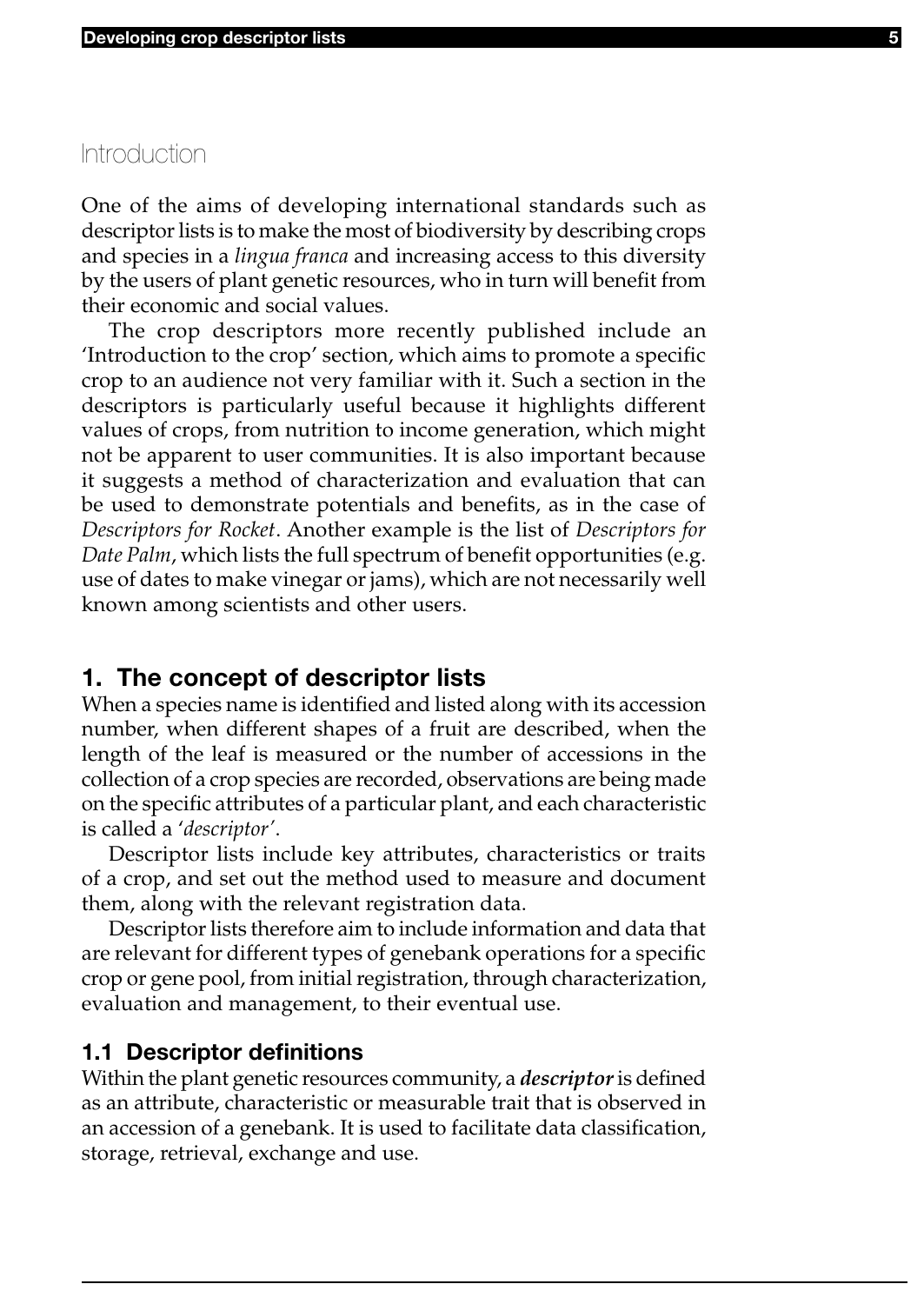## Introduction

One of the aims of developing international standards such as descriptor lists is to make the most of biodiversity by describing crops and species in a *lingua franca* and increasing access to this diversity by the users of plant genetic resources, who in turn will benefit from their economic and social values.

The crop descriptors more recently published include an 'Introduction to the crop' section, which aims to promote a specific crop to an audience not very familiar with it. Such a section in the descriptors is particularly useful because it highlights different values of crops, from nutrition to income generation, which might not be apparent to user communities. It is also important because it suggests a method of characterization and evaluation that can be used to demonstrate potentials and benefits, as in the case of *Descriptors for Rocket*. Another example is the list of *Descriptors for Date Palm*, which lists the full spectrum of benefit opportunities (e.g. use of dates to make vinegar or jams), which are not necessarily well known among scientists and other users.

## 1. The concept of descriptor lists

When a species name is identified and listed along with its accession number, when different shapes of a fruit are described, when the length of the leaf is measured or the number of accessions in the collection of a crop species are recorded, observations are being made on the specific attributes of a particular plant, and each characteristic is called a '*descriptor*'.

Descriptor lists include key attributes, characteristics or traits of a crop, and set out the method used to measure and document them, along with the relevant registration data.

Descriptor lists therefore aim to include information and data that are relevant for different types of genebank operations for a specific crop or gene pool, from initial registration, through characterization, evaluation and management, to their eventual use.

### 1.1 Descriptor definitions

Within the plant genetic resources community, a ***descriptor*** is defined as an attribute, characteristic or measurable trait that is observed in an accession of a genebank. It is used to facilitate data classification, storage, retrieval, exchange and use.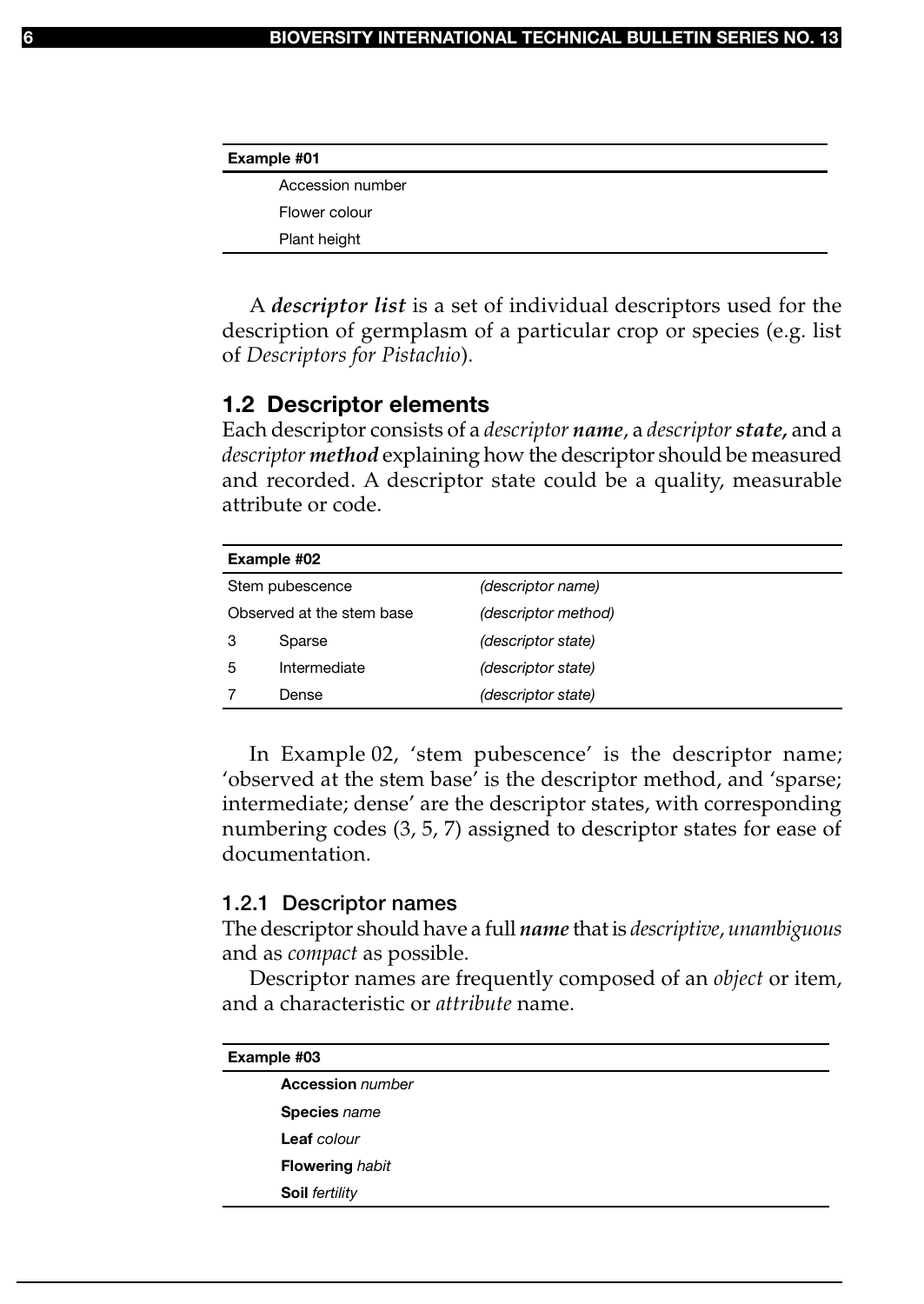| Example #01 |
| --- |
| Accession number |
| Flower colour |
| Plant height |

A ***descriptor list*** is a set of individual descriptors used for the description of germplasm of a particular crop or species (e.g. list of *Descriptors for Pistachio*).

## 1.2 Descriptor elements

Each descriptor consists of a *descriptor* ***name***, a *descriptor* ***state,*** and a *descriptor* ***method*** explaining how the descriptor should be measured and recorded. A descriptor state could be a quality, measurable attribute or code.

| Example #02 | | |
| --- | --- | --- |
| Stem pubescence | | *(descriptor name)* |
| Observed at the stem base | | *(descriptor method)* |
| 3 | Sparse | *(descriptor state)* |
| 5 | Intermediate | *(descriptor state)* |
| 7 | Dense | *(descriptor state)* |

In Example 02, 'stem pubescence' is the descriptor name; 'observed at the stem base' is the descriptor method, and 'sparse; intermediate; dense' are the descriptor states, with corresponding numbering codes (3, 5, 7) assigned to descriptor states for ease of documentation.

### 1.2.1 Descriptor names

The descriptor should have a full ***name*** that is *descriptive*, *unambiguous* and as *compact* as possible.

Descriptor names are frequently composed of an *object* or item, and a characteristic or *attribute* name.

| Example #03 |
| --- |
| **Accession** *number* |
| **Species** *name* |
| **Leaf** *colour* |
| **Flowering** *habit* |
| **Soil** *fertility* |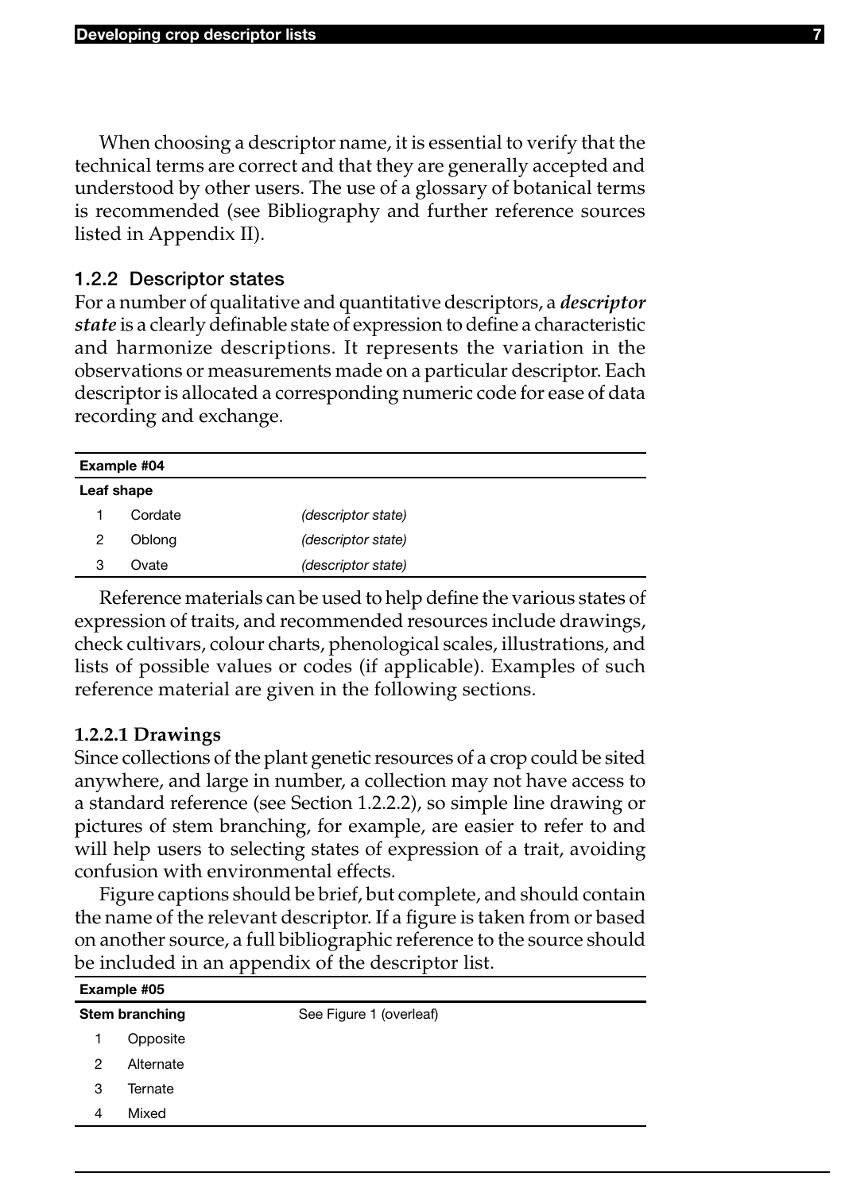When choosing a descriptor name, it is essential to verify that the technical terms are correct and that they are generally accepted and understood by other users. The use of a glossary of botanical terms is recommended (see Bibliography and further reference sources listed in Appendix II).

### 1.2.2 Descriptor states

For a number of qualitative and quantitative descriptors, a ***descriptor state*** is a clearly definable state of expression to define a characteristic and harmonize descriptions. It represents the variation in the observations or measurements made on a particular descriptor. Each descriptor is allocated a corresponding numeric code for ease of data recording and exchange.

| **Example #04** | | |
|---|---|---|
| **Leaf shape** | | |
| 1 | Cordate | *(descriptor state)* |
| 2 | Oblong | *(descriptor state)* |
| 3 | Ovate | *(descriptor state)* |

Reference materials can be used to help define the various states of expression of traits, and recommended resources include drawings, check cultivars, colour charts, phenological scales, illustrations, and lists of possible values or codes (if applicable). Examples of such reference material are given in the following sections.

#### 1.2.2.1 Drawings

Since collections of the plant genetic resources of a crop could be sited anywhere, and large in number, a collection may not have access to a standard reference (see Section 1.2.2.2), so simple line drawing or pictures of stem branching, for example, are easier to refer to and will help users to selecting states of expression of a trait, avoiding confusion with environmental effects.

Figure captions should be brief, but complete, and should contain the name of the relevant descriptor. If a figure is taken from or based on another source, a full bibliographic reference to the source should be included in an appendix of the descriptor list.

| **Example #05** | | |
|---|---|---|
| **Stem branching** | | See Figure 1 (overleaf) |
| 1 | Opposite | |
| 2 | Alternate | |
| 3 | Ternate | |
| 4 | Mixed | |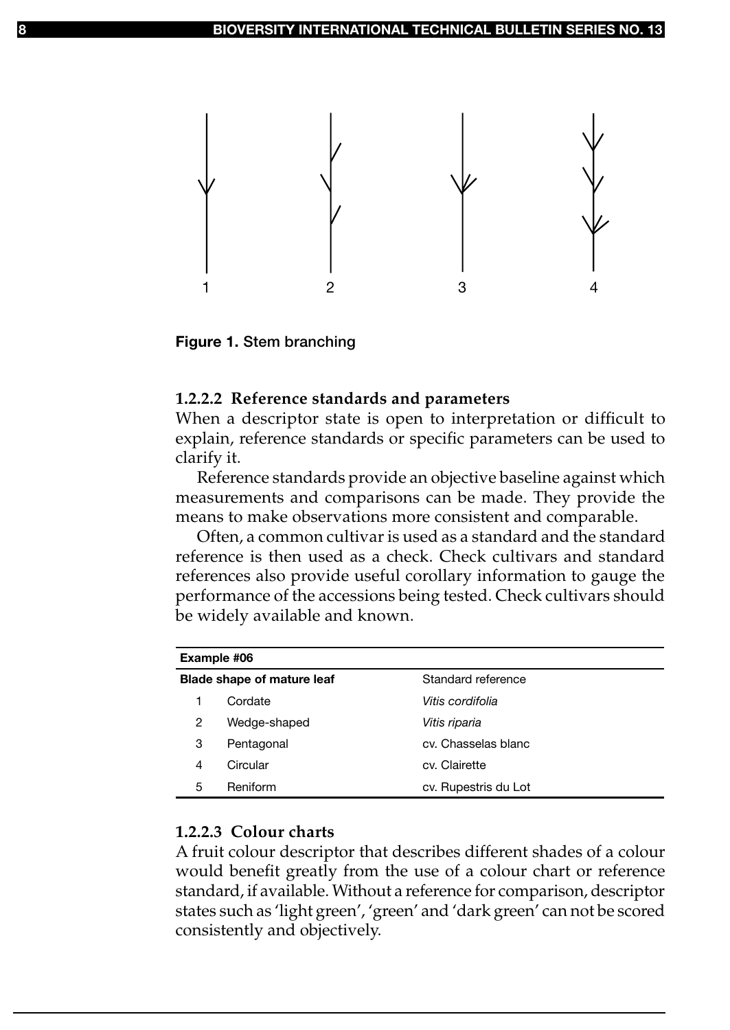1 2 3 4

**Figure 1.** Stem branching

### 1.2.2.2 Reference standards and parameters

When a descriptor state is open to interpretation or difficult to explain, reference standards or specific parameters can be used to clarify it.

Reference standards provide an objective baseline against which measurements and comparisons can be made. They provide the means to make observations more consistent and comparable.

Often, a common cultivar is used as a standard and the standard reference is then used as a check. Check cultivars and standard references also provide useful corollary information to gauge the performance of the accessions being tested. Check cultivars should be widely available and known.

| **Example #06** | | |
|---|---|---|
| **Blade shape of mature leaf** | | Standard reference |
| 1 | Cordate | *Vitis cordifolia* |
| 2 | Wedge-shaped | *Vitis riparia* |
| 3 | Pentagonal | cv. Chasselas blanc |
| 4 | Circular | cv. Clairette |
| 5 | Reniform | cv. Rupestris du Lot |

### 1.2.2.3 Colour charts

A fruit colour descriptor that describes different shades of a colour would benefit greatly from the use of a colour chart or reference standard, if available. Without a reference for comparison, descriptor states such as 'light green', 'green' and 'dark green' can not be scored consistently and objectively.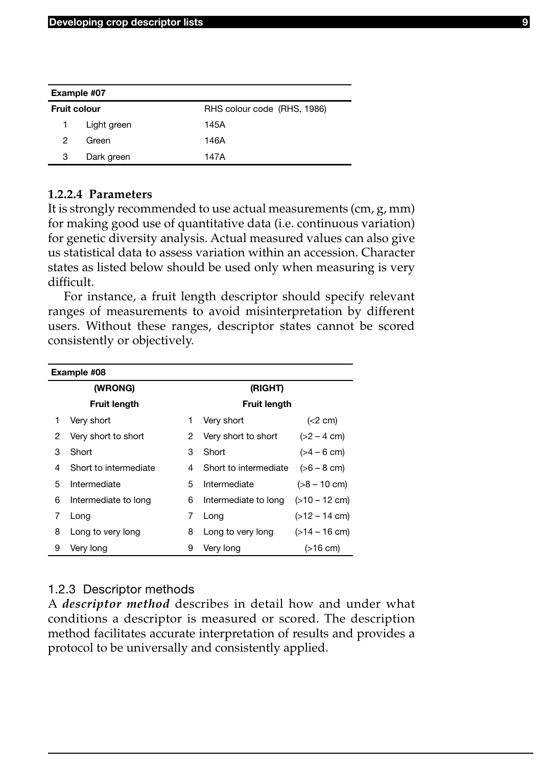| Example #07 | | |
|---|---|---|
| **Fruit colour** | | RHS colour code (RHS, 1986) |
| 1 | Light green | 145A |
| 2 | Green | 146A |
| 3 | Dark green | 147A |

#### 1.2.2.4 Parameters

It is strongly recommended to use actual measurements (cm, g, mm) for making good use of quantitative data (i.e. continuous variation) for genetic diversity analysis. Actual measured values can also give us statistical data to assess variation within an accession. Character states as listed below should be used only when measuring is very difficult.

For instance, a fruit length descriptor should specify relevant ranges of measurements to avoid misinterpretation by different users. Without these ranges, descriptor states cannot be scored consistently or objectively.

| Example #08 | | | | |
|---|---|---|---|---|
| **(WRONG)** | | **(RIGHT)** | | |
| **Fruit length** | | **Fruit length** | | |
| 1 | Very short | 1 | Very short | (<2 cm) |
| 2 | Very short to short | 2 | Very short to short | (>2 – 4 cm) |
| 3 | Short | 3 | Short | (>4 – 6 cm) |
| 4 | Short to intermediate | 4 | Short to intermediate | (>6 – 8 cm) |
| 5 | Intermediate | 5 | Intermediate | (>8 – 10 cm) |
| 6 | Intermediate to long | 6 | Intermediate to long | (>10 – 12 cm) |
| 7 | Long | 7 | Long | (>12 – 14 cm) |
| 8 | Long to very long | 8 | Long to very long | (>14 – 16 cm) |
| 9 | Very long | 9 | Very long | (>16 cm) |

### 1.2.3 Descriptor methods

A ***descriptor method*** describes in detail how and under what conditions a descriptor is measured or scored. The description method facilitates accurate interpretation of results and provides a protocol to be universally and consistently applied.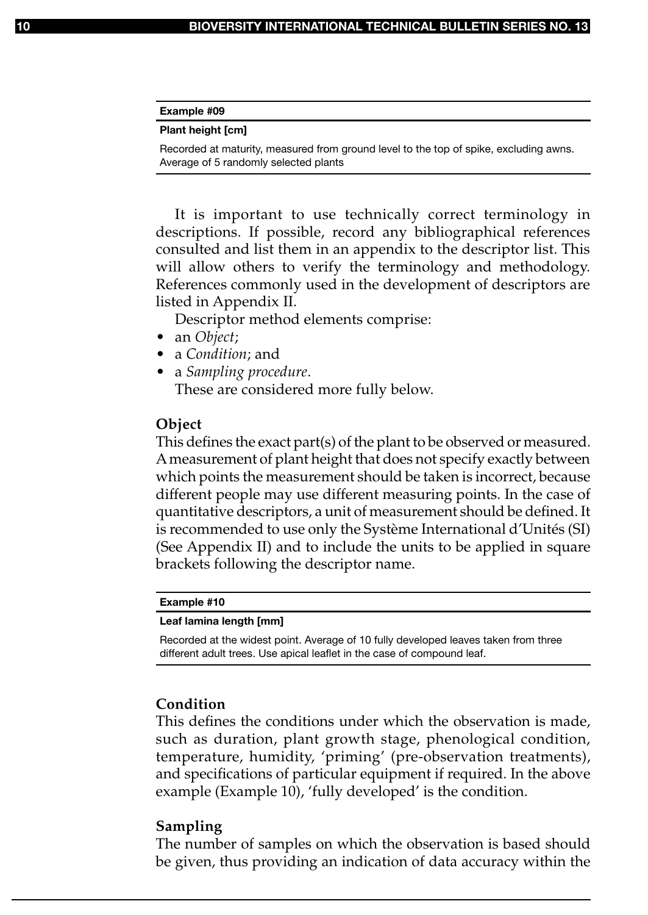**Example #09**

**Plant height [cm]**

Recorded at maturity, measured from ground level to the top of spike, excluding awns. Average of 5 randomly selected plants

It is important to use technically correct terminology in descriptions. If possible, record any bibliographical references consulted and list them in an appendix to the descriptor list. This will allow others to verify the terminology and methodology. References commonly used in the development of descriptors are listed in Appendix II.

Descriptor method elements comprise:

- an *Object*;
- a *Condition*; and
- a *Sampling procedure*.

These are considered more fully below.

### Object

This defines the exact part(s) of the plant to be observed or measured. A measurement of plant height that does not specify exactly between which points the measurement should be taken is incorrect, because different people may use different measuring points. In the case of quantitative descriptors, a unit of measurement should be defined. It is recommended to use only the Système International d'Unités (SI) (See Appendix II) and to include the units to be applied in square brackets following the descriptor name.

**Example #10**

**Leaf lamina length [mm]**

Recorded at the widest point. Average of 10 fully developed leaves taken from three different adult trees. Use apical leaflet in the case of compound leaf.

### Condition

This defines the conditions under which the observation is made, such as duration, plant growth stage, phenological condition, temperature, humidity, 'priming' (pre-observation treatments), and specifications of particular equipment if required. In the above example (Example 10), 'fully developed' is the condition.

### Sampling

The number of samples on which the observation is based should be given, thus providing an indication of data accuracy within the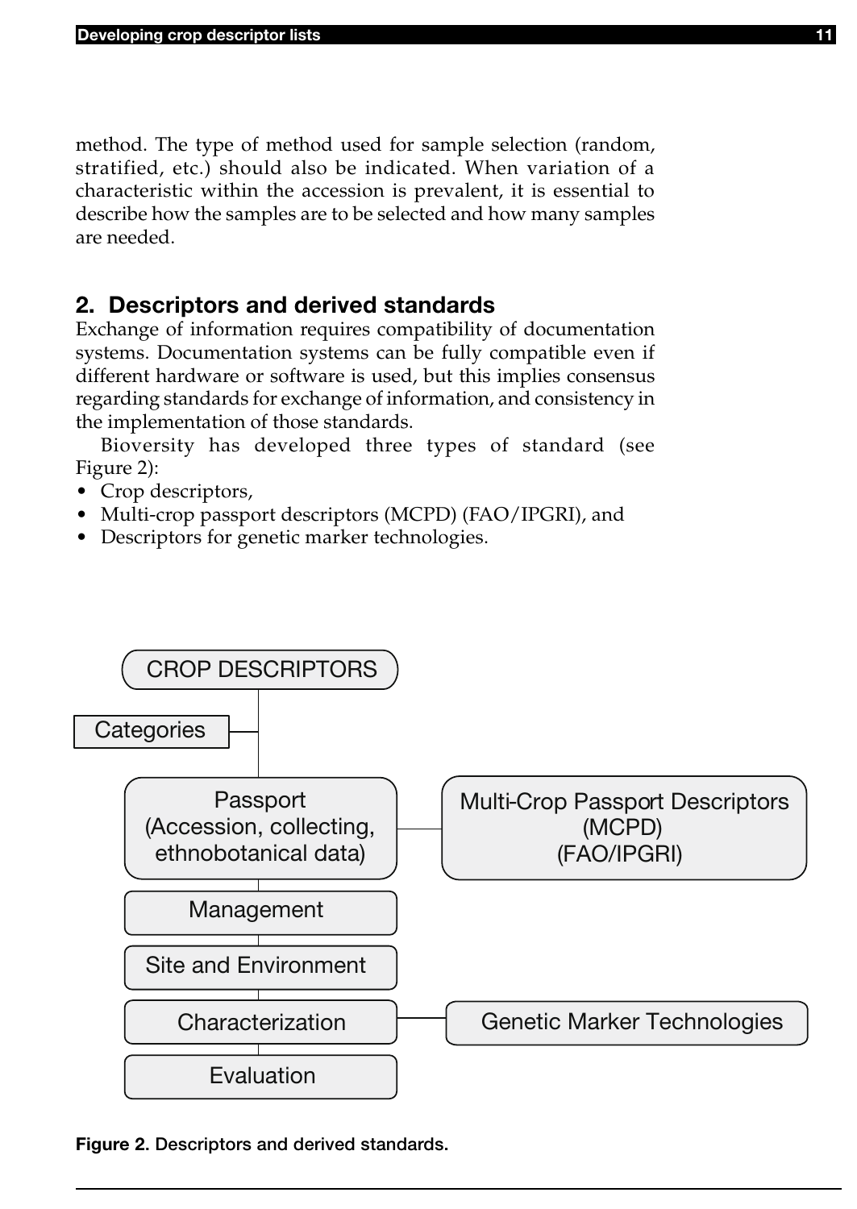method. The type of method used for sample selection (random, stratified, etc.) should also be indicated. When variation of a characteristic within the accession is prevalent, it is essential to describe how the samples are to be selected and how many samples are needed.

## 2. Descriptors and derived standards

Exchange of information requires compatibility of documentation systems. Documentation systems can be fully compatible even if different hardware or software is used, but this implies consensus regarding standards for exchange of information, and consistency in the implementation of those standards.

Bioversity has developed three types of standard (see Figure 2):

- Crop descriptors,
- Multi-crop passport descriptors (MCPD) (FAO/IPGRI), and
- Descriptors for genetic marker technologies.

CROP DESCRIPTORS

Categories

Passport (Accession, collecting, ethnobotanical data) — Multi-Crop Passport Descriptors (MCPD) (FAO/IPGRI)

Management

Site and Environment

Characterization — Genetic Marker Technologies

Evaluation

**Figure 2.** Descriptors and derived standards.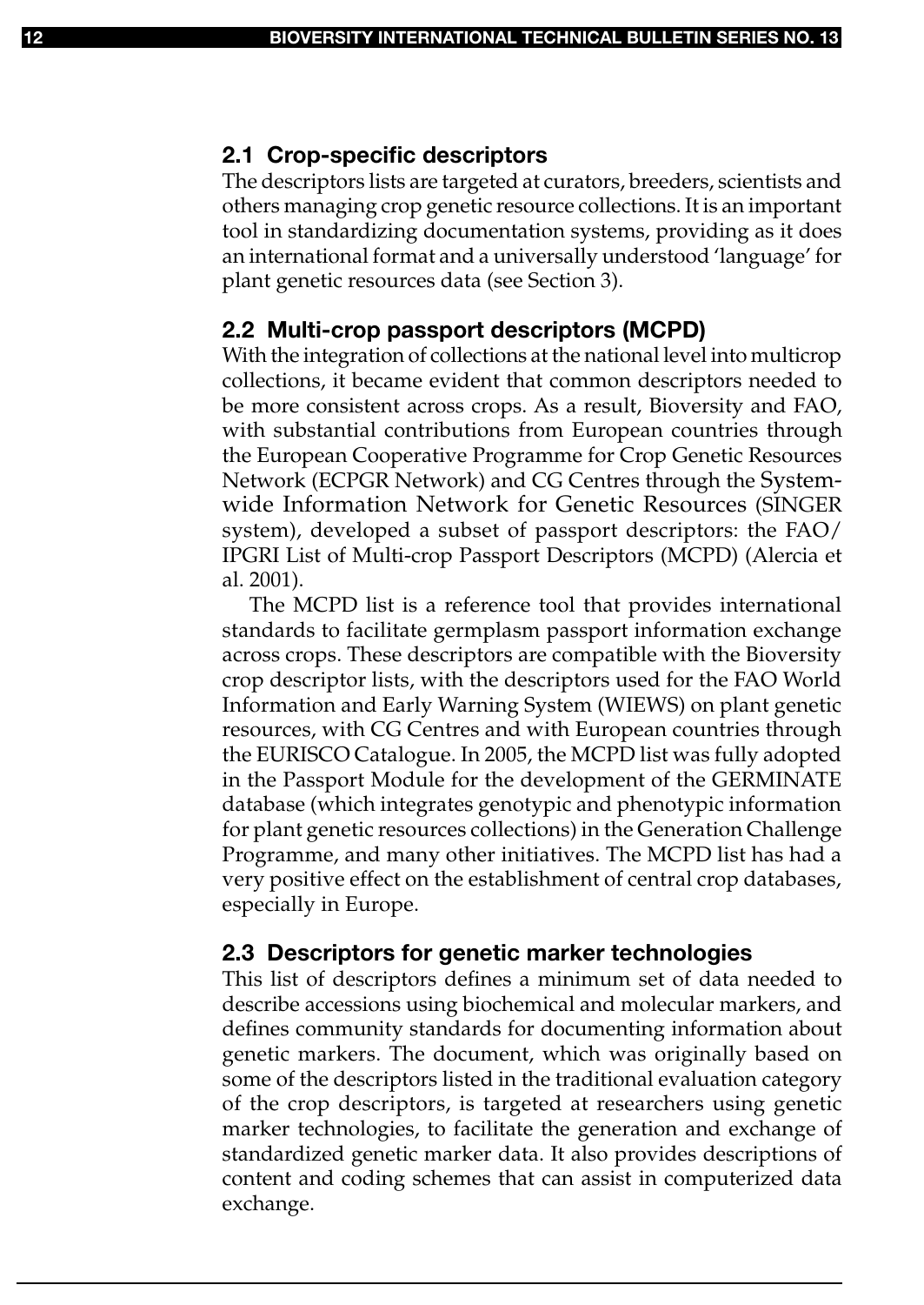## 2.1 Crop-specific descriptors

The descriptors lists are targeted at curators, breeders, scientists and others managing crop genetic resource collections. It is an important tool in standardizing documentation systems, providing as it does an international format and a universally understood 'language' for plant genetic resources data (see Section 3).

## 2.2 Multi-crop passport descriptors (MCPD)

With the integration of collections at the national level into multicrop collections, it became evident that common descriptors needed to be more consistent across crops. As a result, Bioversity and FAO, with substantial contributions from European countries through the European Cooperative Programme for Crop Genetic Resources Network (ECPGR Network) and CG Centres through the System-wide Information Network for Genetic Resources (SINGER system), developed a subset of passport descriptors: the FAO/IPGRI List of Multi-crop Passport Descriptors (MCPD) (Alercia et al. 2001).

The MCPD list is a reference tool that provides international standards to facilitate germplasm passport information exchange across crops. These descriptors are compatible with the Bioversity crop descriptor lists, with the descriptors used for the FAO World Information and Early Warning System (WIEWS) on plant genetic resources, with CG Centres and with European countries through the EURISCO Catalogue. In 2005, the MCPD list was fully adopted in the Passport Module for the development of the GERMINATE database (which integrates genotypic and phenotypic information for plant genetic resources collections) in the Generation Challenge Programme, and many other initiatives. The MCPD list has had a very positive effect on the establishment of central crop databases, especially in Europe.

## 2.3 Descriptors for genetic marker technologies

This list of descriptors defines a minimum set of data needed to describe accessions using biochemical and molecular markers, and defines community standards for documenting information about genetic markers. The document, which was originally based on some of the descriptors listed in the traditional evaluation category of the crop descriptors, is targeted at researchers using genetic marker technologies, to facilitate the generation and exchange of standardized genetic marker data. It also provides descriptions of content and coding schemes that can assist in computerized data exchange.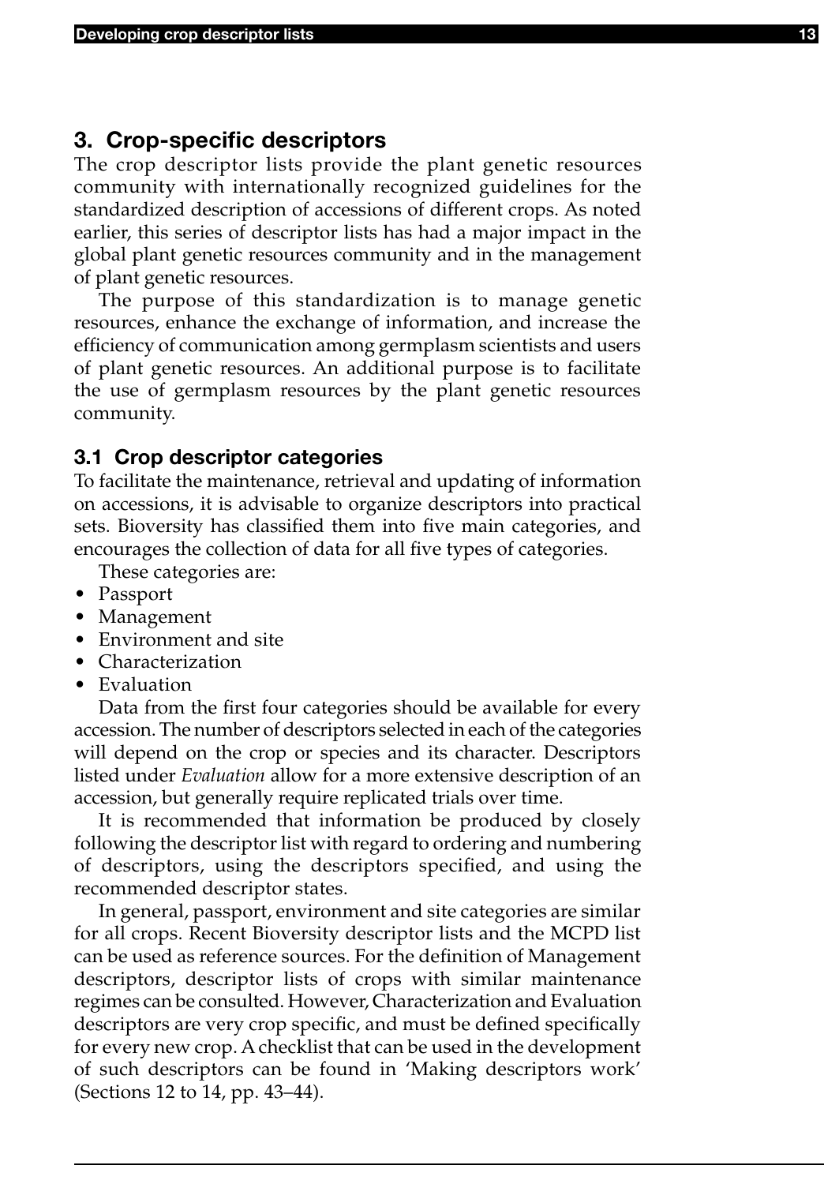## 3. Crop-specific descriptors

The crop descriptor lists provide the plant genetic resources community with internationally recognized guidelines for the standardized description of accessions of different crops. As noted earlier, this series of descriptor lists has had a major impact in the global plant genetic resources community and in the management of plant genetic resources.

The purpose of this standardization is to manage genetic resources, enhance the exchange of information, and increase the efficiency of communication among germplasm scientists and users of plant genetic resources. An additional purpose is to facilitate the use of germplasm resources by the plant genetic resources community.

### 3.1 Crop descriptor categories

To facilitate the maintenance, retrieval and updating of information on accessions, it is advisable to organize descriptors into practical sets. Bioversity has classified them into five main categories, and encourages the collection of data for all five types of categories.

These categories are:

- Passport
- Management
- Environment and site
- Characterization
- Evaluation

Data from the first four categories should be available for every accession. The number of descriptors selected in each of the categories will depend on the crop or species and its character. Descriptors listed under *Evaluation* allow for a more extensive description of an accession, but generally require replicated trials over time.

It is recommended that information be produced by closely following the descriptor list with regard to ordering and numbering of descriptors, using the descriptors specified, and using the recommended descriptor states.

In general, passport, environment and site categories are similar for all crops. Recent Bioversity descriptor lists and the MCPD list can be used as reference sources. For the definition of Management descriptors, descriptor lists of crops with similar maintenance regimes can be consulted. However, Characterization and Evaluation descriptors are very crop specific, and must be defined specifically for every new crop. A checklist that can be used in the development of such descriptors can be found in 'Making descriptors work' (Sections 12 to 14, pp. 43–44).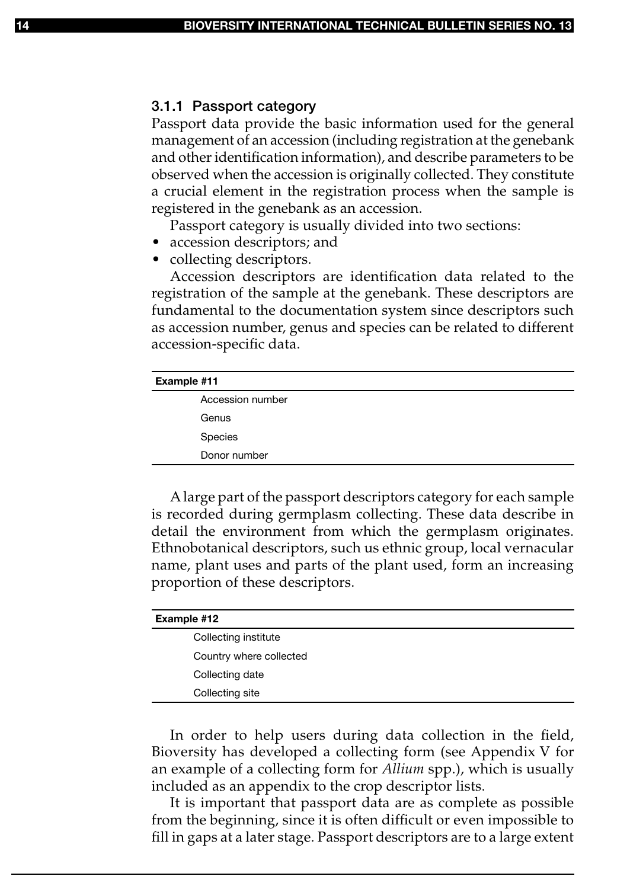### 3.1.1 Passport category

Passport data provide the basic information used for the general management of an accession (including registration at the genebank and other identification information), and describe parameters to be observed when the accession is originally collected. They constitute a crucial element in the registration process when the sample is registered in the genebank as an accession.

Passport category is usually divided into two sections:

- accession descriptors; and
- collecting descriptors.

Accession descriptors are identification data related to the registration of the sample at the genebank. These descriptors are fundamental to the documentation system since descriptors such as accession number, genus and species can be related to different accession-specific data.

| Example #11 |
|---|
| Accession number |
| Genus |
| Species |
| Donor number |

A large part of the passport descriptors category for each sample is recorded during germplasm collecting. These data describe in detail the environment from which the germplasm originates. Ethnobotanical descriptors, such us ethnic group, local vernacular name, plant uses and parts of the plant used, form an increasing proportion of these descriptors.

| Example #12 |
|---|
| Collecting institute |
| Country where collected |
| Collecting date |
| Collecting site |

In order to help users during data collection in the field, Bioversity has developed a collecting form (see Appendix V for an example of a collecting form for *Allium* spp.), which is usually included as an appendix to the crop descriptor lists.

It is important that passport data are as complete as possible from the beginning, since it is often difficult or even impossible to fill in gaps at a later stage. Passport descriptors are to a large extent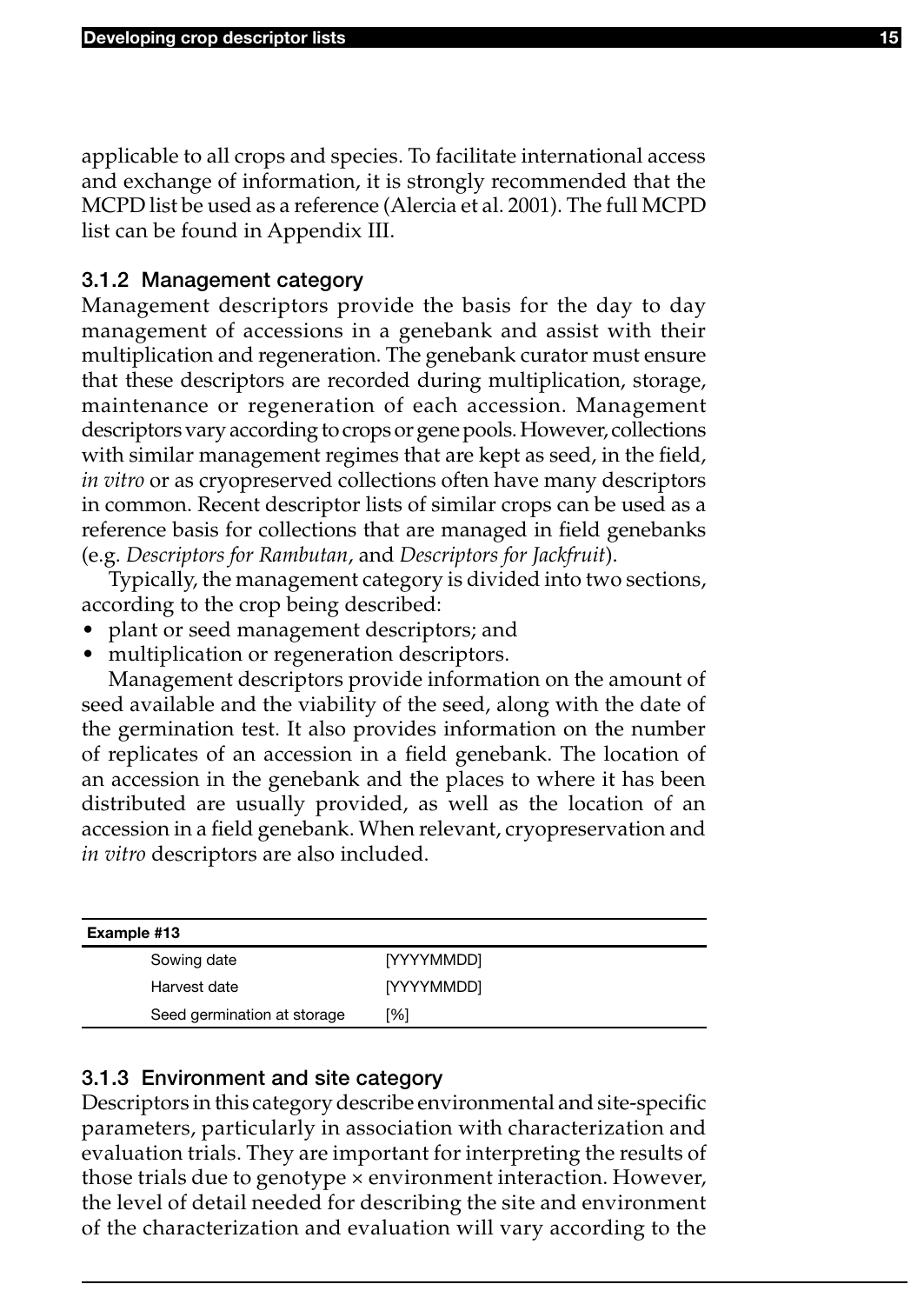applicable to all crops and species. To facilitate international access and exchange of information, it is strongly recommended that the MCPD list be used as a reference (Alercia et al. 2001). The full MCPD list can be found in Appendix III.

### 3.1.2 Management category

Management descriptors provide the basis for the day to day management of accessions in a genebank and assist with their multiplication and regeneration. The genebank curator must ensure that these descriptors are recorded during multiplication, storage, maintenance or regeneration of each accession. Management descriptors vary according to crops or gene pools. However, collections with similar management regimes that are kept as seed, in the field, *in vitro* or as cryopreserved collections often have many descriptors in common. Recent descriptor lists of similar crops can be used as a reference basis for collections that are managed in field genebanks (e.g. *Descriptors for Rambutan*, and *Descriptors for Jackfruit*).

Typically, the management category is divided into two sections, according to the crop being described:

- plant or seed management descriptors; and
- multiplication or regeneration descriptors.

Management descriptors provide information on the amount of seed available and the viability of the seed, along with the date of the germination test. It also provides information on the number of replicates of an accession in a field genebank. The location of an accession in the genebank and the places to where it has been distributed are usually provided, as well as the location of an accession in a field genebank. When relevant, cryopreservation and *in vitro* descriptors are also included.

| Example #13 | |
|---|---|
| Sowing date | [YYYYMMDD] |
| Harvest date | [YYYYMMDD] |
| Seed germination at storage | [%] |

### 3.1.3 Environment and site category

Descriptors in this category describe environmental and site-specific parameters, particularly in association with characterization and evaluation trials. They are important for interpreting the results of those trials due to genotype × environment interaction. However, the level of detail needed for describing the site and environment of the characterization and evaluation will vary according to the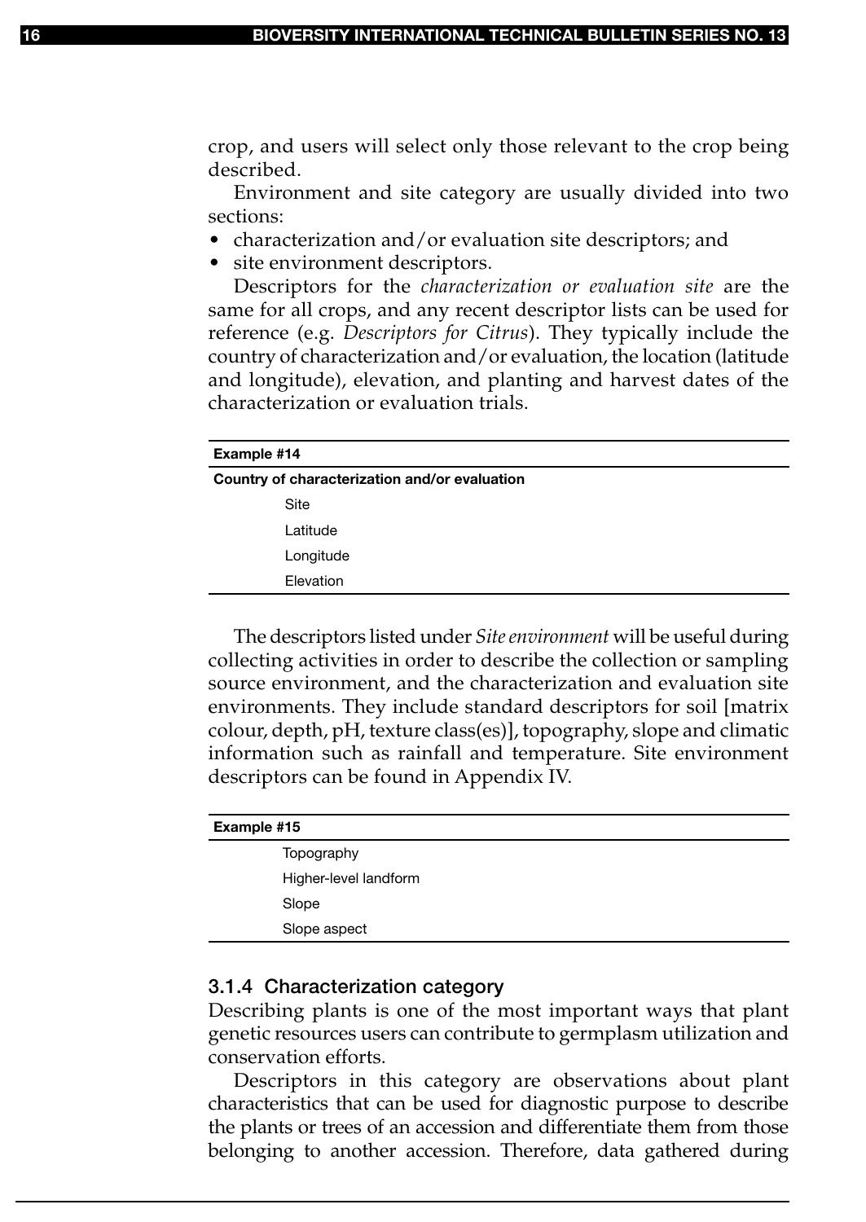crop, and users will select only those relevant to the crop being described.

Environment and site category are usually divided into two sections:

- characterization and/or evaluation site descriptors; and
- site environment descriptors.

Descriptors for the *characterization or evaluation site* are the same for all crops, and any recent descriptor lists can be used for reference (e.g. *Descriptors for Citrus*). They typically include the country of characterization and/or evaluation, the location (latitude and longitude), elevation, and planting and harvest dates of the characterization or evaluation trials.

| **Example #14** |
|---|
| **Country of characterization and/or evaluation** |
| Site |
| Latitude |
| Longitude |
| Elevation |

The descriptors listed under *Site environment* will be useful during collecting activities in order to describe the collection or sampling source environment, and the characterization and evaluation site environments. They include standard descriptors for soil [matrix colour, depth, pH, texture class(es)], topography, slope and climatic information such as rainfall and temperature. Site environment descriptors can be found in Appendix IV.

| **Example #15** |
|---|
| Topography |
| Higher-level landform |
| Slope |
| Slope aspect |

### 3.1.4 Characterization category

Describing plants is one of the most important ways that plant genetic resources users can contribute to germplasm utilization and conservation efforts.

Descriptors in this category are observations about plant characteristics that can be used for diagnostic purpose to describe the plants or trees of an accession and differentiate them from those belonging to another accession. Therefore, data gathered during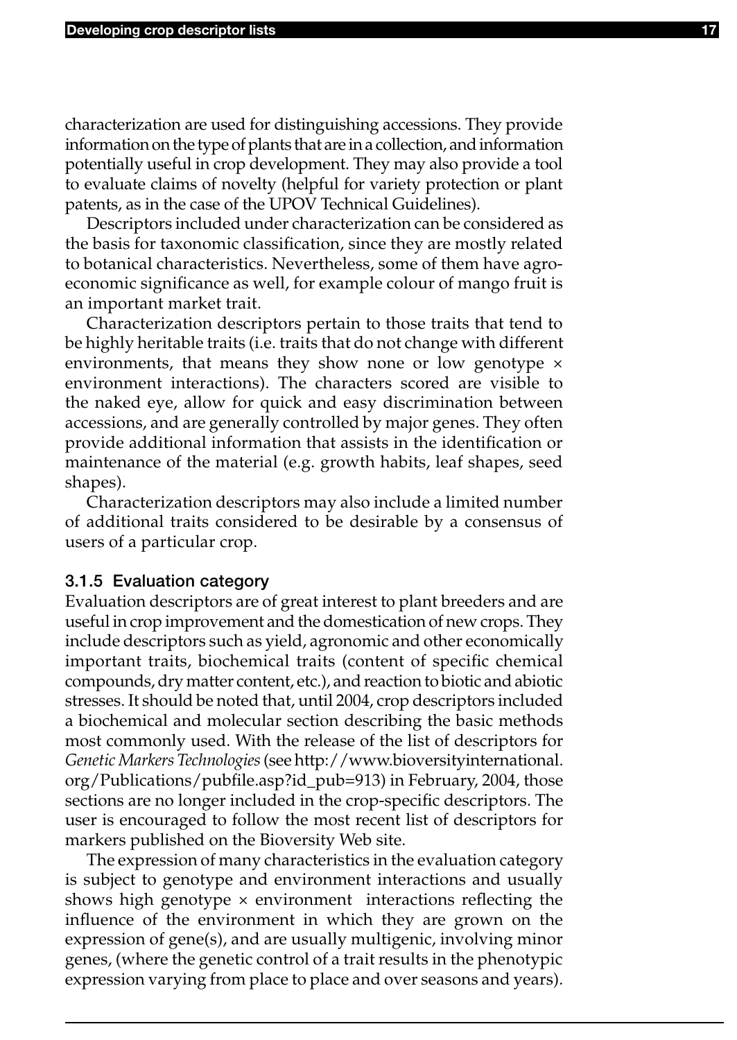characterization are used for distinguishing accessions. They provide information on the type of plants that are in a collection, and information potentially useful in crop development. They may also provide a tool to evaluate claims of novelty (helpful for variety protection or plant patents, as in the case of the UPOV Technical Guidelines).

Descriptors included under characterization can be considered as the basis for taxonomic classification, since they are mostly related to botanical characteristics. Nevertheless, some of them have agro-economic significance as well, for example colour of mango fruit is an important market trait.

Characterization descriptors pertain to those traits that tend to be highly heritable traits (i.e. traits that do not change with different environments, that means they show none or low genotype × environment interactions). The characters scored are visible to the naked eye, allow for quick and easy discrimination between accessions, and are generally controlled by major genes. They often provide additional information that assists in the identification or maintenance of the material (e.g. growth habits, leaf shapes, seed shapes).

Characterization descriptors may also include a limited number of additional traits considered to be desirable by a consensus of users of a particular crop.

### 3.1.5 Evaluation category

Evaluation descriptors are of great interest to plant breeders and are useful in crop improvement and the domestication of new crops. They include descriptors such as yield, agronomic and other economically important traits, biochemical traits (content of specific chemical compounds, dry matter content, etc.), and reaction to biotic and abiotic stresses. It should be noted that, until 2004, crop descriptors included a biochemical and molecular section describing the basic methods most commonly used. With the release of the list of descriptors for *Genetic Markers Technologies* (see http://www.bioversityinternational.org/Publications/pubfile.asp?id_pub=913) in February, 2004, those sections are no longer included in the crop-specific descriptors. The user is encouraged to follow the most recent list of descriptors for markers published on the Bioversity Web site.

The expression of many characteristics in the evaluation category is subject to genotype and environment interactions and usually shows high genotype × environment interactions reflecting the influence of the environment in which they are grown on the expression of gene(s), and are usually multigenic, involving minor genes, (where the genetic control of a trait results in the phenotypic expression varying from place to place and over seasons and years).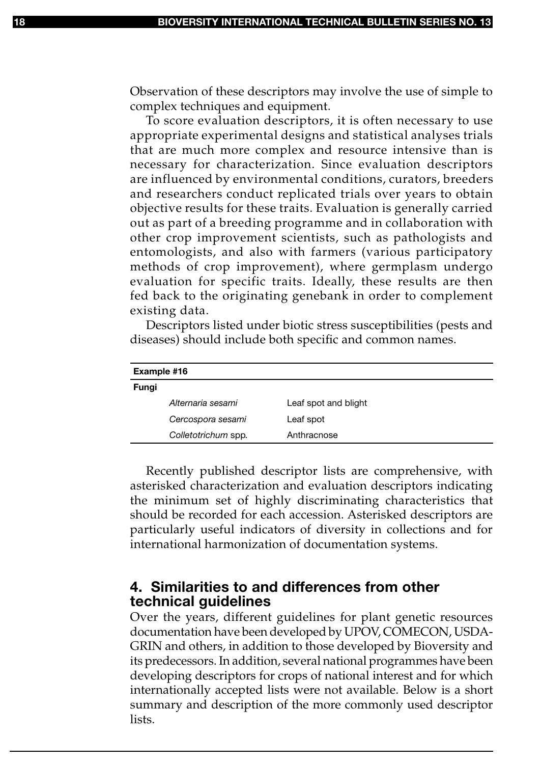Observation of these descriptors may involve the use of simple to complex techniques and equipment.

To score evaluation descriptors, it is often necessary to use appropriate experimental designs and statistical analyses trials that are much more complex and resource intensive than is necessary for characterization. Since evaluation descriptors are influenced by environmental conditions, curators, breeders and researchers conduct replicated trials over years to obtain objective results for these traits. Evaluation is generally carried out as part of a breeding programme and in collaboration with other crop improvement scientists, such as pathologists and entomologists, and also with farmers (various participatory methods of crop improvement), where germplasm undergo evaluation for specific traits. Ideally, these results are then fed back to the originating genebank in order to complement existing data.

Descriptors listed under biotic stress susceptibilities (pests and diseases) should include both specific and common names.

| **Example #16** | |
|---|---|
| **Fungi** | |
| *Alternaria sesami* | Leaf spot and blight |
| *Cercospora sesami* | Leaf spot |
| *Colletotrichum* spp. | Anthracnose |

Recently published descriptor lists are comprehensive, with asterisked characterization and evaluation descriptors indicating the minimum set of highly discriminating characteristics that should be recorded for each accession. Asterisked descriptors are particularly useful indicators of diversity in collections and for international harmonization of documentation systems.

## 4. Similarities to and differences from other technical guidelines

Over the years, different guidelines for plant genetic resources documentation have been developed by UPOV, COMECON, USDA-GRIN and others, in addition to those developed by Bioversity and its predecessors. In addition, several national programmes have been developing descriptors for crops of national interest and for which internationally accepted lists were not available. Below is a short summary and description of the more commonly used descriptor lists.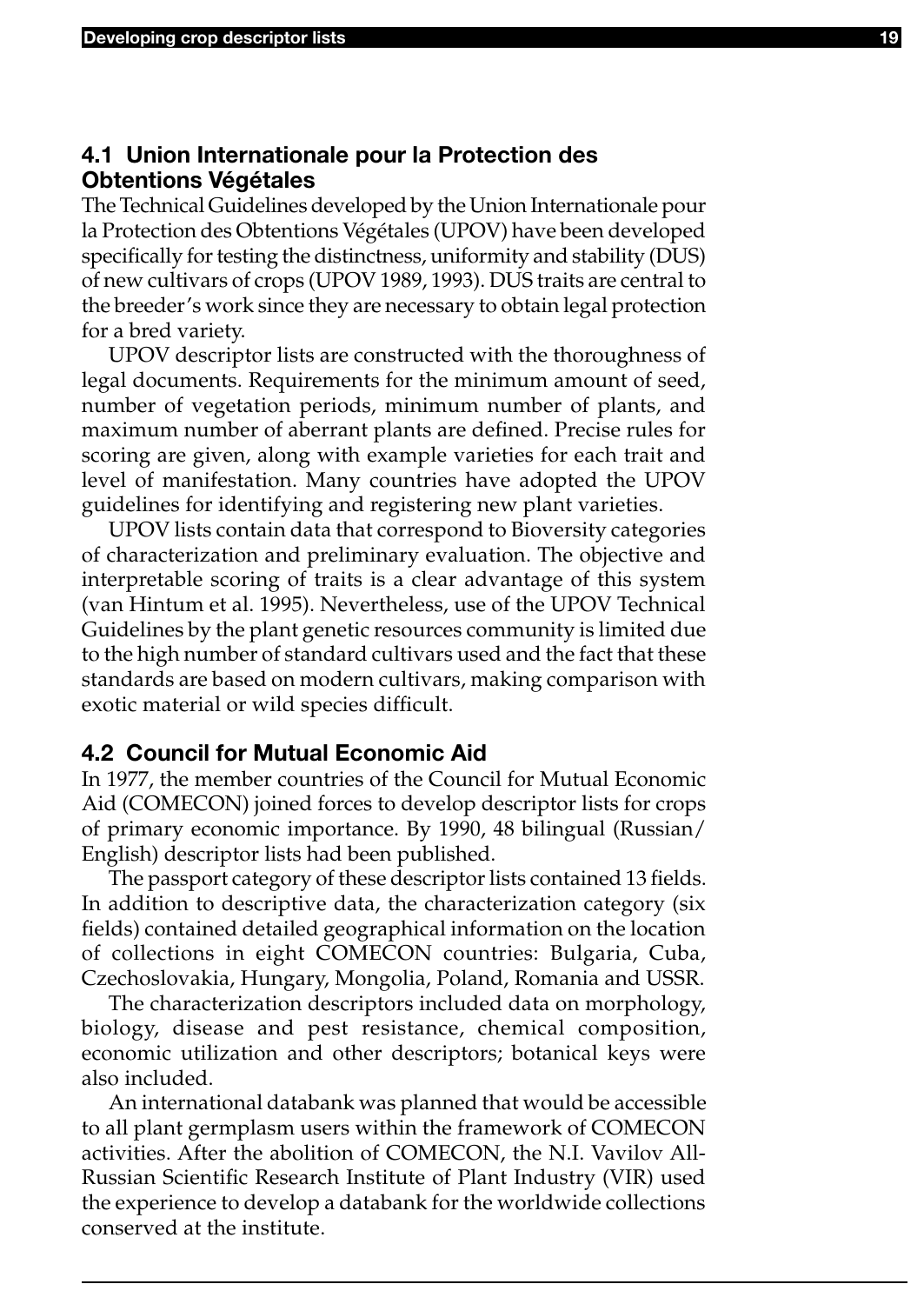## 4.1 Union Internationale pour la Protection des Obtentions Végétales

The Technical Guidelines developed by the Union Internationale pour la Protection des Obtentions Végétales (UPOV) have been developed specifically for testing the distinctness, uniformity and stability (DUS) of new cultivars of crops (UPOV 1989, 1993). DUS traits are central to the breeder's work since they are necessary to obtain legal protection for a bred variety.

UPOV descriptor lists are constructed with the thoroughness of legal documents. Requirements for the minimum amount of seed, number of vegetation periods, minimum number of plants, and maximum number of aberrant plants are defined. Precise rules for scoring are given, along with example varieties for each trait and level of manifestation. Many countries have adopted the UPOV guidelines for identifying and registering new plant varieties.

UPOV lists contain data that correspond to Bioversity categories of characterization and preliminary evaluation. The objective and interpretable scoring of traits is a clear advantage of this system (van Hintum et al. 1995). Nevertheless, use of the UPOV Technical Guidelines by the plant genetic resources community is limited due to the high number of standard cultivars used and the fact that these standards are based on modern cultivars, making comparison with exotic material or wild species difficult.

## 4.2 Council for Mutual Economic Aid

In 1977, the member countries of the Council for Mutual Economic Aid (COMECON) joined forces to develop descriptor lists for crops of primary economic importance. By 1990, 48 bilingual (Russian/English) descriptor lists had been published.

The passport category of these descriptor lists contained 13 fields. In addition to descriptive data, the characterization category (six fields) contained detailed geographical information on the location of collections in eight COMECON countries: Bulgaria, Cuba, Czechoslovakia, Hungary, Mongolia, Poland, Romania and USSR.

The characterization descriptors included data on morphology, biology, disease and pest resistance, chemical composition, economic utilization and other descriptors; botanical keys were also included.

An international databank was planned that would be accessible to all plant germplasm users within the framework of COMECON activities. After the abolition of COMECON, the N.I. Vavilov All-Russian Scientific Research Institute of Plant Industry (VIR) used the experience to develop a databank for the worldwide collections conserved at the institute.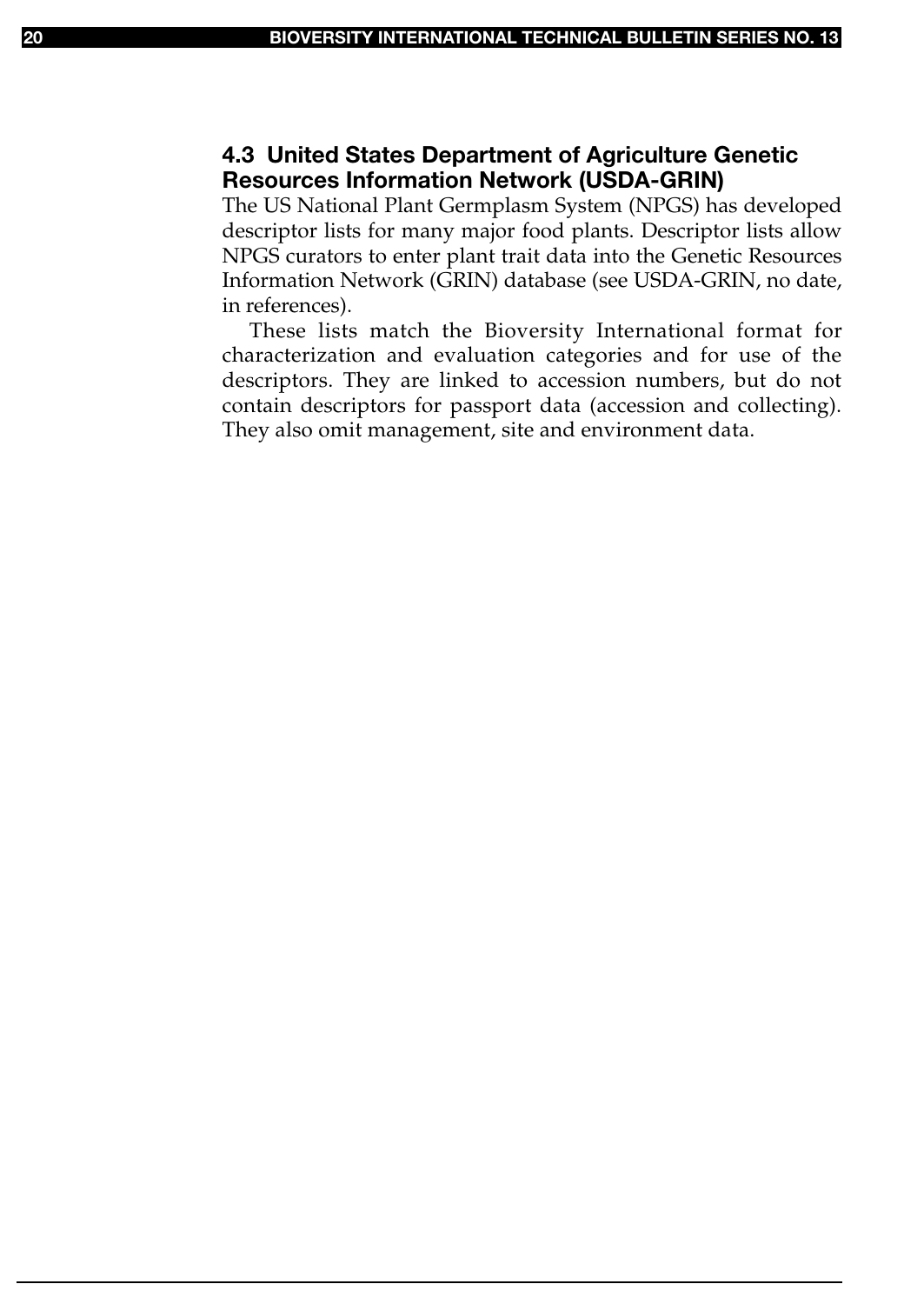## 4.3 United States Department of Agriculture Genetic Resources Information Network (USDA-GRIN)

The US National Plant Germplasm System (NPGS) has developed descriptor lists for many major food plants. Descriptor lists allow NPGS curators to enter plant trait data into the Genetic Resources Information Network (GRIN) database (see USDA-GRIN, no date, in references).

These lists match the Bioversity International format for characterization and evaluation categories and for use of the descriptors. They are linked to accession numbers, but do not contain descriptors for passport data (accession and collecting). They also omit management, site and environment data.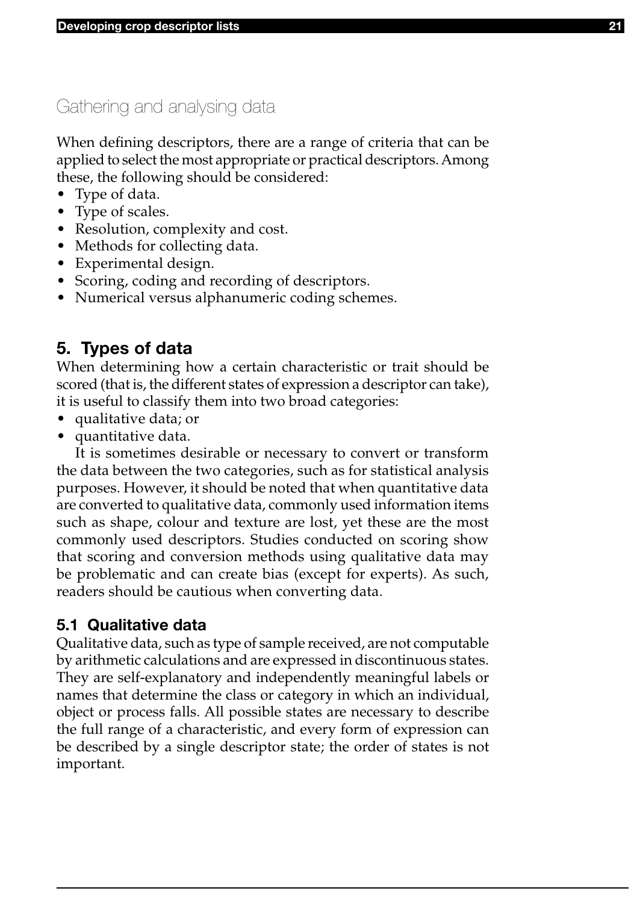## Gathering and analysing data

When defining descriptors, there are a range of criteria that can be applied to select the most appropriate or practical descriptors. Among these, the following should be considered:

- Type of data.
- Type of scales.
- Resolution, complexity and cost.
- Methods for collecting data.
- Experimental design.
- Scoring, coding and recording of descriptors.
- Numerical versus alphanumeric coding schemes.

## 5. Types of data

When determining how a certain characteristic or trait should be scored (that is, the different states of expression a descriptor can take), it is useful to classify them into two broad categories:

- qualitative data; or
- quantitative data.

It is sometimes desirable or necessary to convert or transform the data between the two categories, such as for statistical analysis purposes. However, it should be noted that when quantitative data are converted to qualitative data, commonly used information items such as shape, colour and texture are lost, yet these are the most commonly used descriptors. Studies conducted on scoring show that scoring and conversion methods using qualitative data may be problematic and can create bias (except for experts). As such, readers should be cautious when converting data.

### 5.1 Qualitative data

Qualitative data, such as type of sample received, are not computable by arithmetic calculations and are expressed in discontinuous states. They are self-explanatory and independently meaningful labels or names that determine the class or category in which an individual, object or process falls. All possible states are necessary to describe the full range of a characteristic, and every form of expression can be described by a single descriptor state; the order of states is not important.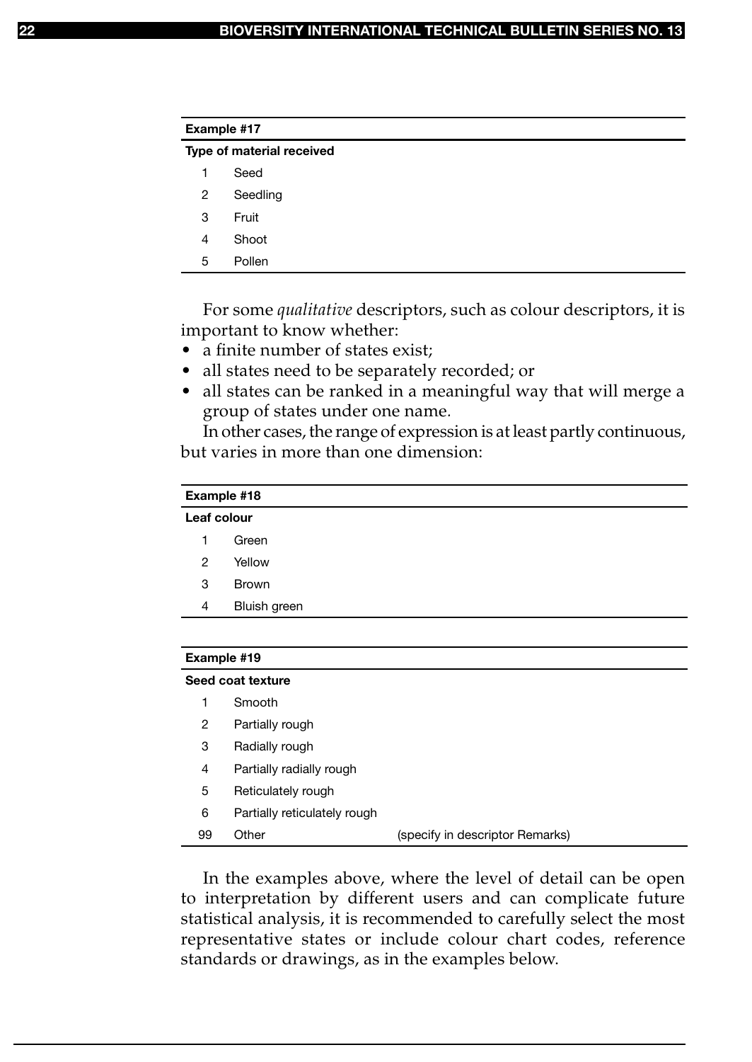| Example #17 | |
|---|---|
| **Type of material received** | |
| 1 | Seed |
| 2 | Seedling |
| 3 | Fruit |
| 4 | Shoot |
| 5 | Pollen |

For some *qualitative* descriptors, such as colour descriptors, it is important to know whether:

- a finite number of states exist;
- all states need to be separately recorded; or
- all states can be ranked in a meaningful way that will merge a group of states under one name.

In other cases, the range of expression is at least partly continuous, but varies in more than one dimension:

| Example #18 | |
|---|---|
| **Leaf colour** | |
| 1 | Green |
| 2 | Yellow |
| 3 | Brown |
| 4 | Bluish green |

| Example #19 | | |
|---|---|---|
| **Seed coat texture** | | |
| 1 | Smooth | |
| 2 | Partially rough | |
| 3 | Radially rough | |
| 4 | Partially radially rough | |
| 5 | Reticulately rough | |
| 6 | Partially reticulately rough | |
| 99 | Other | (specify in descriptor Remarks) |

In the examples above, where the level of detail can be open to interpretation by different users and can complicate future statistical analysis, it is recommended to carefully select the most representative states or include colour chart codes, reference standards or drawings, as in the examples below.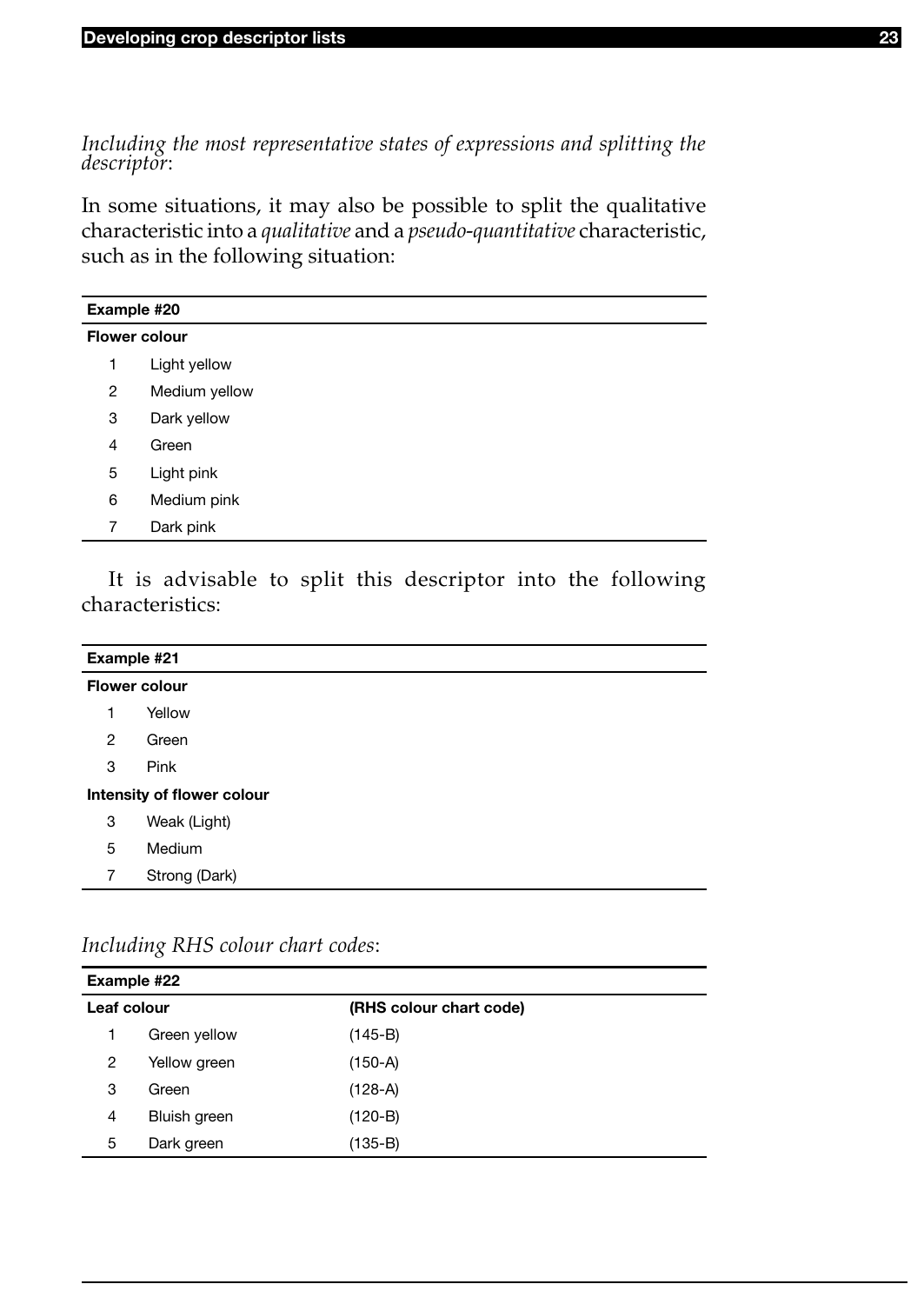*Including the most representative states of expressions and splitting the descriptor*:

In some situations, it may also be possible to split the qualitative characteristic into a *qualitative* and a *pseudo-quantitative* characteristic, such as in the following situation:

| **Example #20** | |
|---|---|
| **Flower colour** | |
| 1 | Light yellow |
| 2 | Medium yellow |
| 3 | Dark yellow |
| 4 | Green |
| 5 | Light pink |
| 6 | Medium pink |
| 7 | Dark pink |

It is advisable to split this descriptor into the following characteristics:

| **Example #21** | |
|---|---|
| **Flower colour** | |
| 1 | Yellow |
| 2 | Green |
| 3 | Pink |
| **Intensity of flower colour** | |
| 3 | Weak (Light) |
| 5 | Medium |
| 7 | Strong (Dark) |

*Including RHS colour chart codes*:

| **Example #22** | | |
|---|---|---|
| **Leaf colour** | | **(RHS colour chart code)** |
| 1 | Green yellow | (145-B) |
| 2 | Yellow green | (150-A) |
| 3 | Green | (128-A) |
| 4 | Bluish green | (120-B) |
| 5 | Dark green | (135-B) |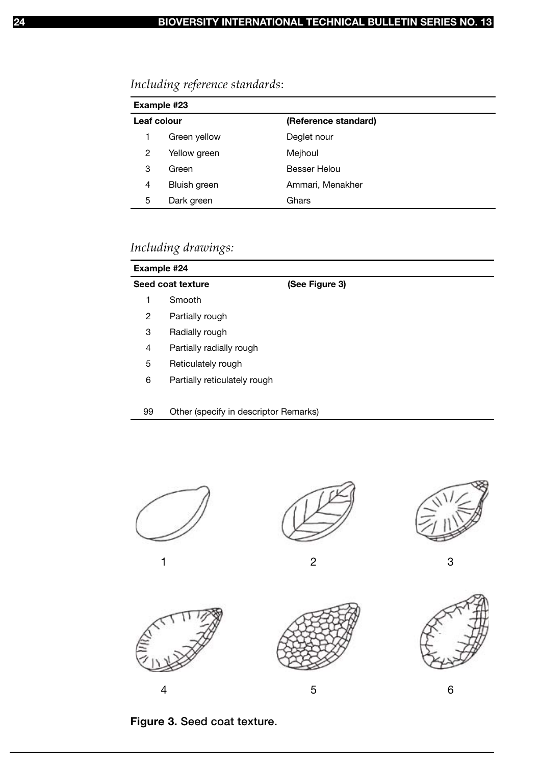*Including reference standards*:

| Example #23 | | |
|---|---|---|
| **Leaf colour** | | **(Reference standard)** |
| 1 | Green yellow | Deglet nour |
| 2 | Yellow green | Mejhoul |
| 3 | Green | Besser Helou |
| 4 | Bluish green | Ammari, Menakher |
| 5 | Dark green | Ghars |

*Including drawings:*

| Example #24 | | |
|---|---|---|
| **Seed coat texture** | | **(See Figure 3)** |
| 1 | Smooth | |
| 2 | Partially rough | |
| 3 | Radially rough | |
| 4 | Partially radially rough | |
| 5 | Reticulately rough | |
| 6 | Partially reticulately rough | |
| 99 | Other (specify in descriptor Remarks) | |

1 2 3

4 5 6

**Figure 3.** Seed coat texture.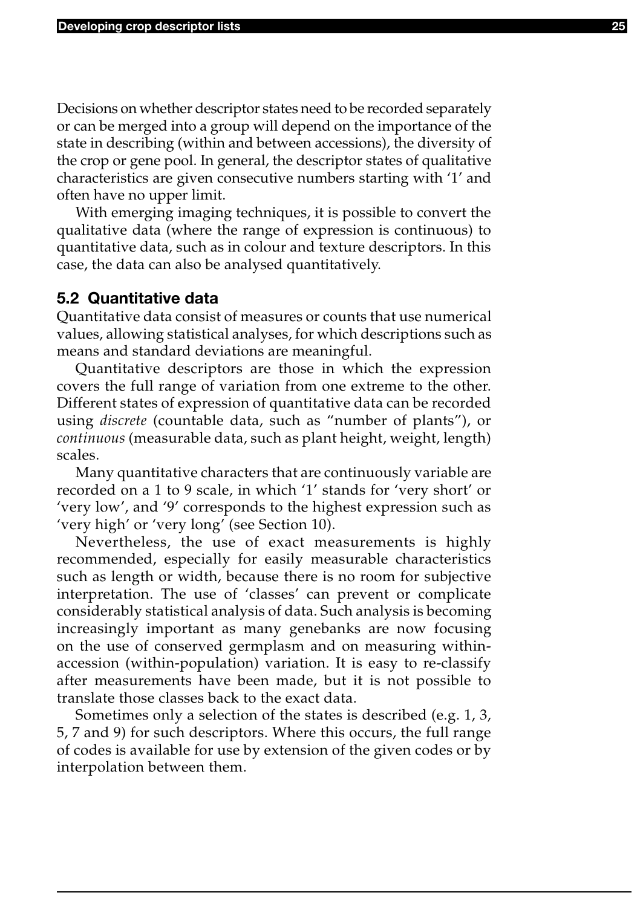Decisions on whether descriptor states need to be recorded separately or can be merged into a group will depend on the importance of the state in describing (within and between accessions), the diversity of the crop or gene pool. In general, the descriptor states of qualitative characteristics are given consecutive numbers starting with '1' and often have no upper limit.

With emerging imaging techniques, it is possible to convert the qualitative data (where the range of expression is continuous) to quantitative data, such as in colour and texture descriptors. In this case, the data can also be analysed quantitatively.

## 5.2 Quantitative data

Quantitative data consist of measures or counts that use numerical values, allowing statistical analyses, for which descriptions such as means and standard deviations are meaningful.

Quantitative descriptors are those in which the expression covers the full range of variation from one extreme to the other. Different states of expression of quantitative data can be recorded using *discrete* (countable data, such as "number of plants"), or *continuous* (measurable data, such as plant height, weight, length) scales.

Many quantitative characters that are continuously variable are recorded on a 1 to 9 scale, in which '1' stands for 'very short' or 'very low', and '9' corresponds to the highest expression such as 'very high' or 'very long' (see Section 10).

Nevertheless, the use of exact measurements is highly recommended, especially for easily measurable characteristics such as length or width, because there is no room for subjective interpretation. The use of 'classes' can prevent or complicate considerably statistical analysis of data. Such analysis is becoming increasingly important as many genebanks are now focusing on the use of conserved germplasm and on measuring within-accession (within-population) variation. It is easy to re-classify after measurements have been made, but it is not possible to translate those classes back to the exact data.

Sometimes only a selection of the states is described (e.g. 1, 3, 5, 7 and 9) for such descriptors. Where this occurs, the full range of codes is available for use by extension of the given codes or by interpolation between them.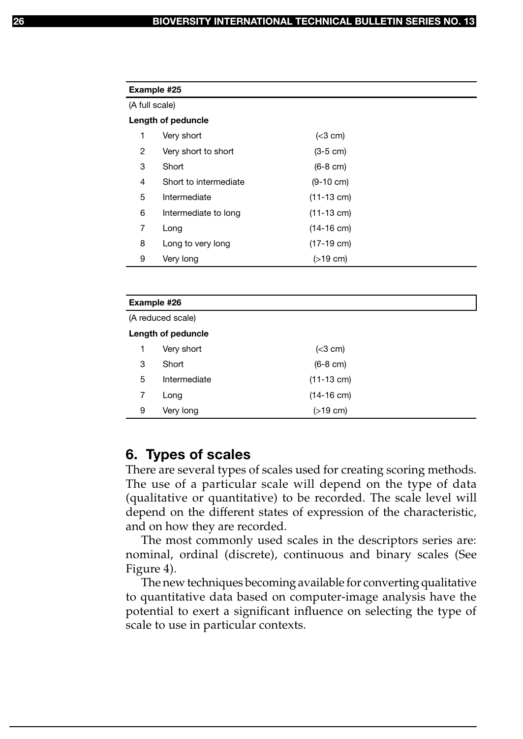| Example #25 | | |
|---|---|---|
| (A full scale) | | |
| **Length of peduncle** | | |
| 1 | Very short | (<3 cm) |
| 2 | Very short to short | (3-5 cm) |
| 3 | Short | (6-8 cm) |
| 4 | Short to intermediate | (9-10 cm) |
| 5 | Intermediate | (11-13 cm) |
| 6 | Intermediate to long | (11-13 cm) |
| 7 | Long | (14-16 cm) |
| 8 | Long to very long | (17-19 cm) |
| 9 | Very long | (>19 cm) |

| Example #26 | | |
|---|---|---|
| (A reduced scale) | | |
| **Length of peduncle** | | |
| 1 | Very short | (<3 cm) |
| 3 | Short | (6-8 cm) |
| 5 | Intermediate | (11-13 cm) |
| 7 | Long | (14-16 cm) |
| 9 | Very long | (>19 cm) |

## 6. Types of scales

There are several types of scales used for creating scoring methods. The use of a particular scale will depend on the type of data (qualitative or quantitative) to be recorded. The scale level will depend on the different states of expression of the characteristic, and on how they are recorded.

The most commonly used scales in the descriptors series are: nominal, ordinal (discrete), continuous and binary scales (See Figure 4).

The new techniques becoming available for converting qualitative to quantitative data based on computer-image analysis have the potential to exert a significant influence on selecting the type of scale to use in particular contexts.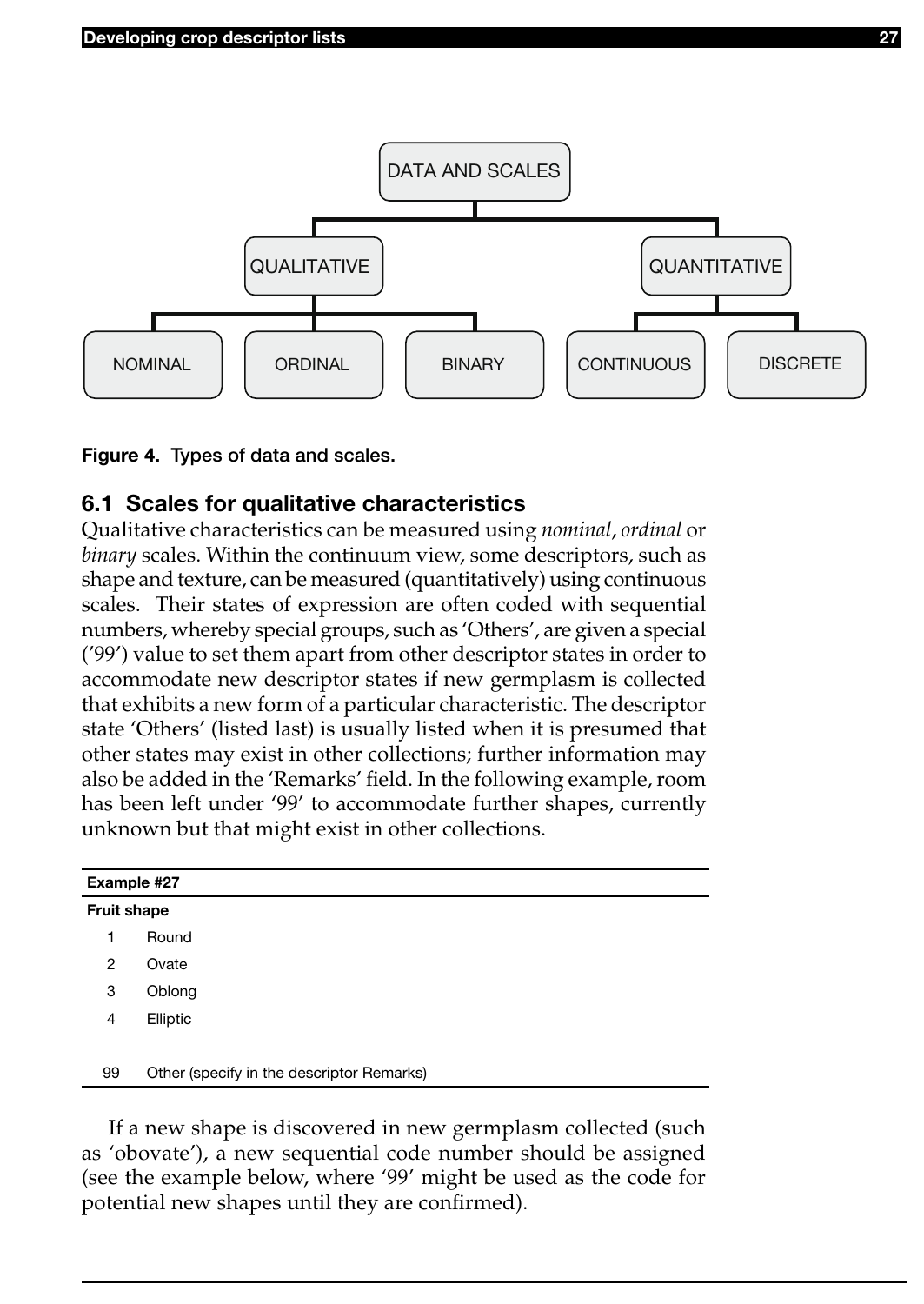DATA AND SCALES

- QUALITATIVE
  - NOMINAL
  - ORDINAL
  - BINARY
- QUANTITATIVE
  - CONTINUOUS
  - DISCRETE

**Figure 4. Types of data and scales.**

## 6.1 Scales for qualitative characteristics

Qualitative characteristics can be measured using *nominal*, *ordinal* or *binary* scales. Within the continuum view, some descriptors, such as shape and texture, can be measured (quantitatively) using continuous scales. Their states of expression are often coded with sequential numbers, whereby special groups, such as 'Others', are given a special ('99') value to set them apart from other descriptor states in order to accommodate new descriptor states if new germplasm is collected that exhibits a new form of a particular characteristic. The descriptor state 'Others' (listed last) is usually listed when it is presumed that other states may exist in other collections; further information may also be added in the 'Remarks' field. In the following example, room has been left under '99' to accommodate further shapes, currently unknown but that might exist in other collections.

| **Example #27** | |
|---|---|
| **Fruit shape** | |
| 1 | Round |
| 2 | Ovate |
| 3 | Oblong |
| 4 | Elliptic |
| | |
| 99 | Other (specify in the descriptor Remarks) |

If a new shape is discovered in new germplasm collected (such as 'obovate'), a new sequential code number should be assigned (see the example below, where '99' might be used as the code for potential new shapes until they are confirmed).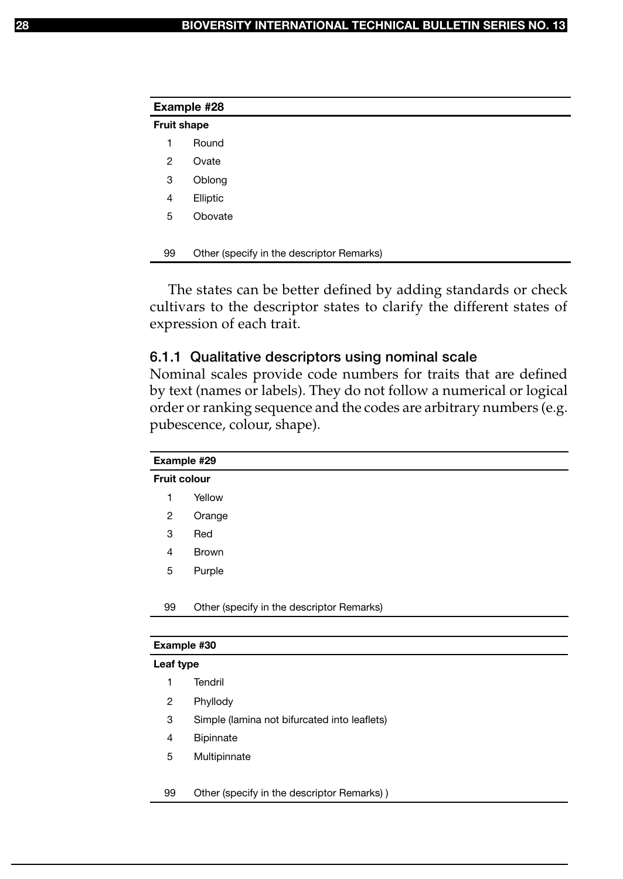**Example #28**

**Fruit shape**

| | |
|---|---|
| 1 | Round |
| 2 | Ovate |
| 3 | Oblong |
| 4 | Elliptic |
| 5 | Obovate |
| | |
| 99 | Other (specify in the descriptor Remarks) |

The states can be better defined by adding standards or check cultivars to the descriptor states to clarify the different states of expression of each trait.

### 6.1.1 Qualitative descriptors using nominal scale

Nominal scales provide code numbers for traits that are defined by text (names or labels). They do not follow a numerical or logical order or ranking sequence and the codes are arbitrary numbers (e.g. pubescence, colour, shape).

**Example #29**

**Fruit colour**

| | |
|---|---|
| 1 | Yellow |
| 2 | Orange |
| 3 | Red |
| 4 | Brown |
| 5 | Purple |
| | |
| 99 | Other (specify in the descriptor Remarks) |

**Example #30**

**Leaf type**

| | |
|---|---|
| 1 | Tendril |
| 2 | Phyllody |
| 3 | Simple (lamina not bifurcated into leaflets) |
| 4 | Bipinnate |
| 5 | Multipinnate |
| | |
| 99 | Other (specify in the descriptor Remarks) ) |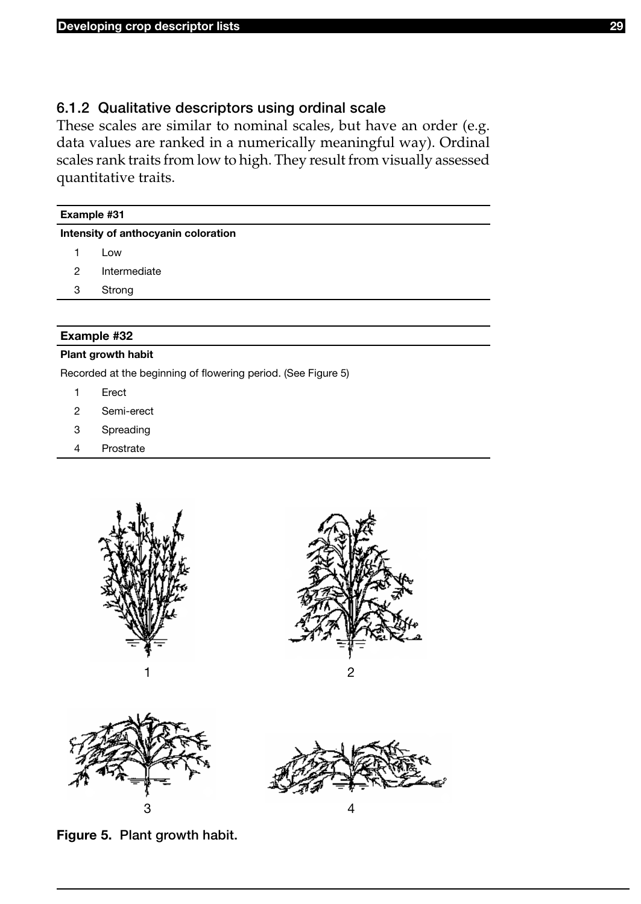### 6.1.2 Qualitative descriptors using ordinal scale

These scales are similar to nominal scales, but have an order (e.g. data values are ranked in a numerically meaningful way). Ordinal scales rank traits from low to high. They result from visually assessed quantitative traits.

| **Example #31** | |
|---|---|
| **Intensity of anthocyanin coloration** | |
| 1 | Low |
| 2 | Intermediate |
| 3 | Strong |

| **Example #32** | |
|---|---|
| **Plant growth habit** | |
| Recorded at the beginning of flowering period. (See Figure 5) | |
| 1 | Erect |
| 2 | Semi-erect |
| 3 | Spreading |
| 4 | Prostrate |

1 2 3 4

**Figure 5. Plant growth habit.**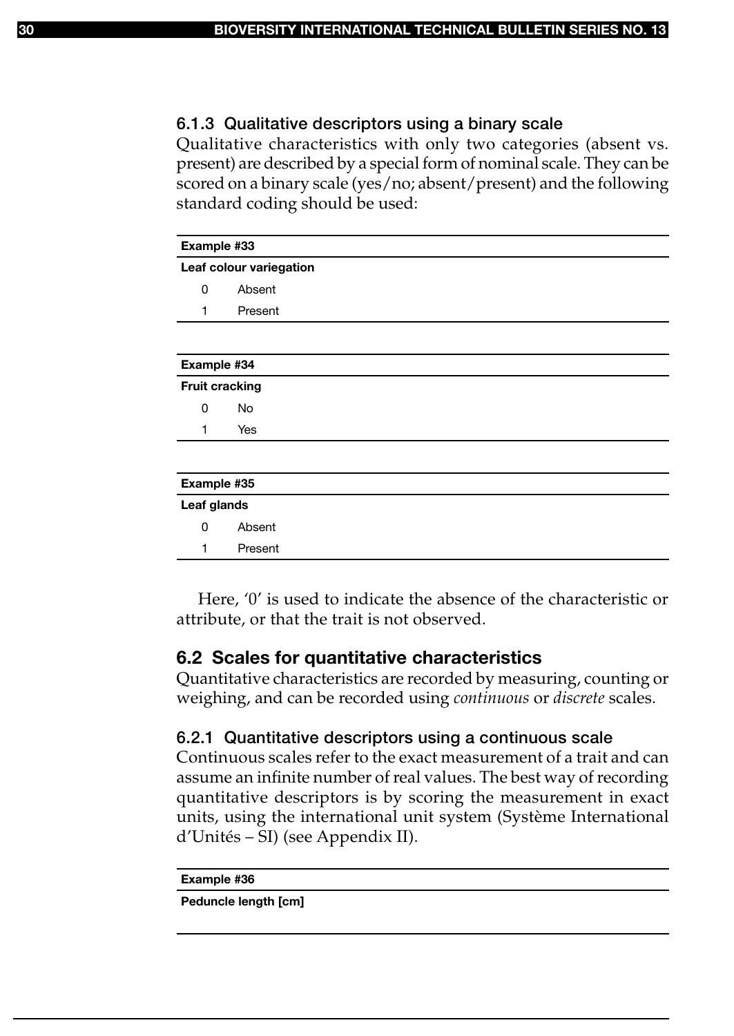### 6.1.3 Qualitative descriptors using a binary scale

Qualitative characteristics with only two categories (absent vs. present) are described by a special form of nominal scale. They can be scored on a binary scale (yes/no; absent/present) and the following standard coding should be used:

| Example #33 | |
|---|---|
| **Leaf colour variegation** | |
| 0 | Absent |
| 1 | Present |

| Example #34 | |
|---|---|
| **Fruit cracking** | |
| 0 | No |
| 1 | Yes |

| Example #35 | |
|---|---|
| **Leaf glands** | |
| 0 | Absent |
| 1 | Present |

Here, '0' is used to indicate the absence of the characteristic or attribute, or that the trait is not observed.

## 6.2 Scales for quantitative characteristics

Quantitative characteristics are recorded by measuring, counting or weighing, and can be recorded using *continuous* or *discrete* scales.

### 6.2.1 Quantitative descriptors using a continuous scale

Continuous scales refer to the exact measurement of a trait and can assume an infinite number of real values. The best way of recording quantitative descriptors is by scoring the measurement in exact units, using the international unit system (Système International d'Unités – SI) (see Appendix II).

| Example #36 |
|---|
| **Peduncle length [cm]** |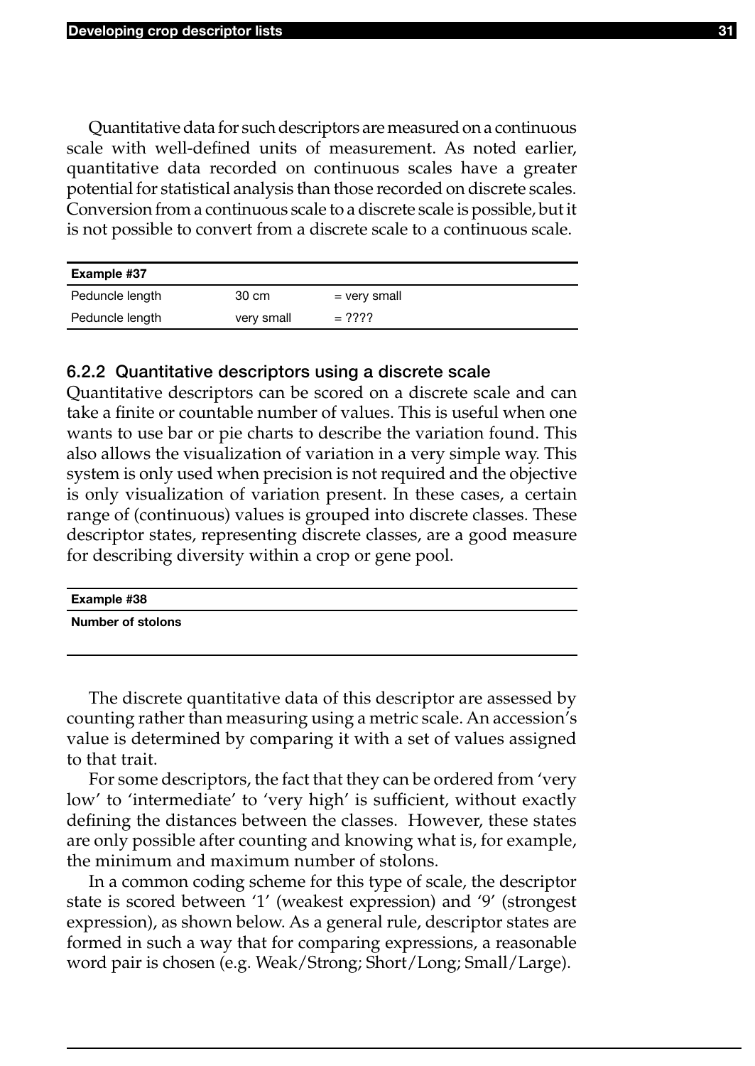Quantitative data for such descriptors are measured on a continuous scale with well-defined units of measurement. As noted earlier, quantitative data recorded on continuous scales have a greater potential for statistical analysis than those recorded on discrete scales. Conversion from a continuous scale to a discrete scale is possible, but it is not possible to convert from a discrete scale to a continuous scale.

| **Example #37** | | |
|---|---|---|
| Peduncle length | 30 cm | = very small |
| Peduncle length | very small | = ???? |

### 6.2.2 Quantitative descriptors using a discrete scale

Quantitative descriptors can be scored on a discrete scale and can take a finite or countable number of values. This is useful when one wants to use bar or pie charts to describe the variation found. This also allows the visualization of variation in a very simple way. This system is only used when precision is not required and the objective is only visualization of variation present. In these cases, a certain range of (continuous) values is grouped into discrete classes. These descriptor states, representing discrete classes, are a good measure for describing diversity within a crop or gene pool.

| **Example #38** |
|---|
| **Number of stolons** |

The discrete quantitative data of this descriptor are assessed by counting rather than measuring using a metric scale. An accession's value is determined by comparing it with a set of values assigned to that trait.

For some descriptors, the fact that they can be ordered from 'very low' to 'intermediate' to 'very high' is sufficient, without exactly defining the distances between the classes. However, these states are only possible after counting and knowing what is, for example, the minimum and maximum number of stolons.

In a common coding scheme for this type of scale, the descriptor state is scored between '1' (weakest expression) and '9' (strongest expression), as shown below. As a general rule, descriptor states are formed in such a way that for comparing expressions, a reasonable word pair is chosen (e.g. Weak/Strong; Short/Long; Small/Large).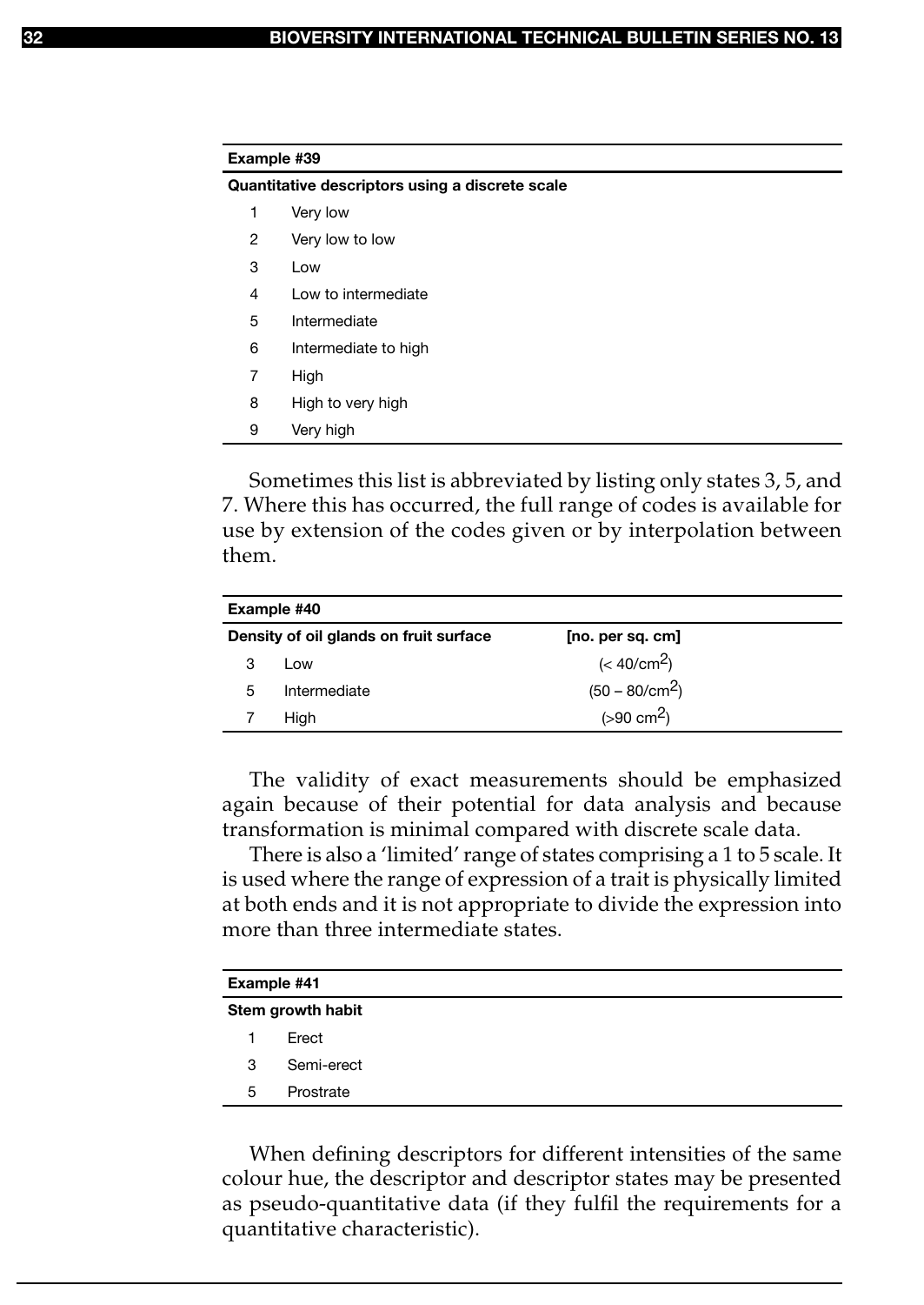| Example #39 | |
|---|---|
| **Quantitative descriptors using a discrete scale** | |
| 1 | Very low |
| 2 | Very low to low |
| 3 | Low |
| 4 | Low to intermediate |
| 5 | Intermediate |
| 6 | Intermediate to high |
| 7 | High |
| 8 | High to very high |
| 9 | Very high |

Sometimes this list is abbreviated by listing only states 3, 5, and 7. Where this has occurred, the full range of codes is available for use by extension of the codes given or by interpolation between them.

| Example #40 | | |
|---|---|---|
| **Density of oil glands on fruit surface** | | **[no. per sq. cm]** |
| 3 | Low | (< 40/cm$^2$) |
| 5 | Intermediate | (50 – 80/cm$^2$) |
| 7 | High | (>90 cm$^2$) |

The validity of exact measurements should be emphasized again because of their potential for data analysis and because transformation is minimal compared with discrete scale data.

There is also a 'limited' range of states comprising a 1 to 5 scale. It is used where the range of expression of a trait is physically limited at both ends and it is not appropriate to divide the expression into more than three intermediate states.

| Example #41 | |
|---|---|
| **Stem growth habit** | |
| 1 | Erect |
| 3 | Semi-erect |
| 5 | Prostrate |

When defining descriptors for different intensities of the same colour hue, the descriptor and descriptor states may be presented as pseudo-quantitative data (if they fulfil the requirements for a quantitative characteristic).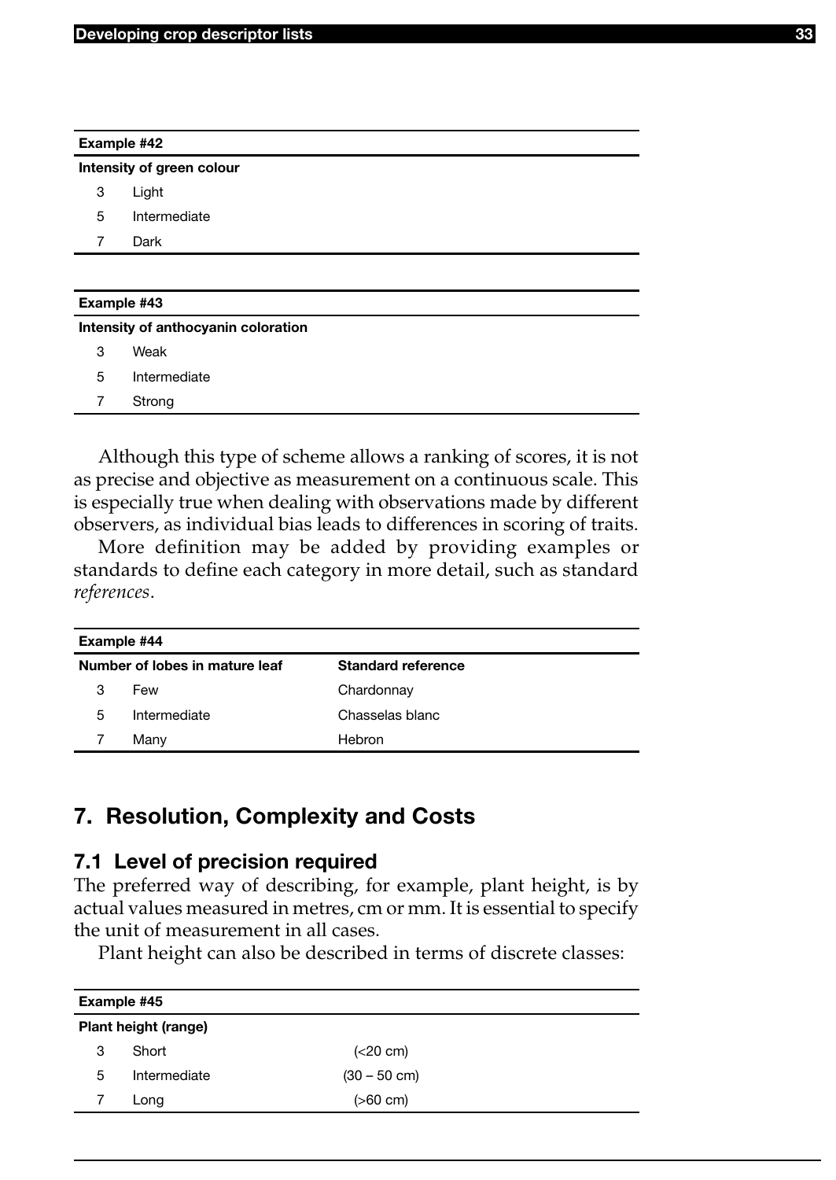| Example #42 | |
|---|---|
| **Intensity of green colour** | |
| 3 | Light |
| 5 | Intermediate |
| 7 | Dark |

| Example #43 | |
|---|---|
| **Intensity of anthocyanin coloration** | |
| 3 | Weak |
| 5 | Intermediate |
| 7 | Strong |

Although this type of scheme allows a ranking of scores, it is not as precise and objective as measurement on a continuous scale. This is especially true when dealing with observations made by different observers, as individual bias leads to differences in scoring of traits.

More definition may be added by providing examples or standards to define each category in more detail, such as standard *references*.

| Example #44 | | |
|---|---|---|
| **Number of lobes in mature leaf** | | **Standard reference** |
| 3 | Few | Chardonnay |
| 5 | Intermediate | Chasselas blanc |
| 7 | Many | Hebron |

## 7. Resolution, Complexity and Costs

### 7.1 Level of precision required

The preferred way of describing, for example, plant height, is by actual values measured in metres, cm or mm. It is essential to specify the unit of measurement in all cases.

Plant height can also be described in terms of discrete classes:

| Example #45 | | |
|---|---|---|
| **Plant height (range)** | | |
| 3 | Short | (<20 cm) |
| 5 | Intermediate | (30 – 50 cm) |
| 7 | Long | (>60 cm) |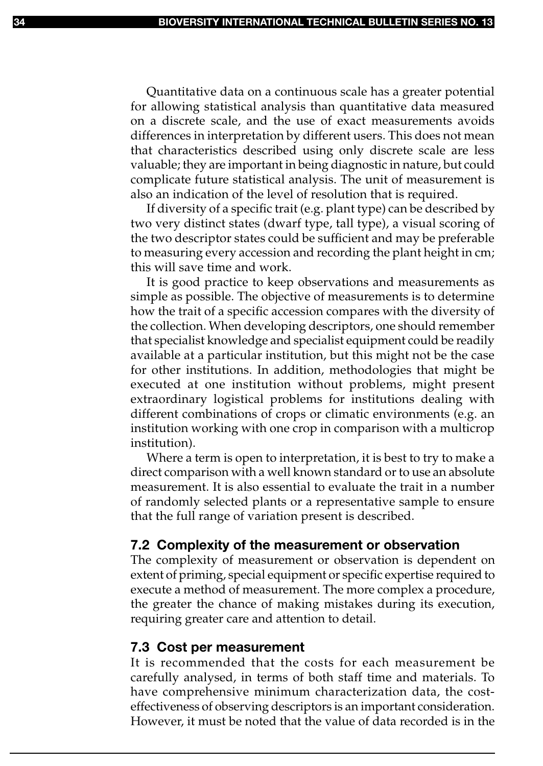Quantitative data on a continuous scale has a greater potential for allowing statistical analysis than quantitative data measured on a discrete scale, and the use of exact measurements avoids differences in interpretation by different users. This does not mean that characteristics described using only discrete scale are less valuable; they are important in being diagnostic in nature, but could complicate future statistical analysis. The unit of measurement is also an indication of the level of resolution that is required.

If diversity of a specific trait (e.g. plant type) can be described by two very distinct states (dwarf type, tall type), a visual scoring of the two descriptor states could be sufficient and may be preferable to measuring every accession and recording the plant height in cm; this will save time and work.

It is good practice to keep observations and measurements as simple as possible. The objective of measurements is to determine how the trait of a specific accession compares with the diversity of the collection. When developing descriptors, one should remember that specialist knowledge and specialist equipment could be readily available at a particular institution, but this might not be the case for other institutions. In addition, methodologies that might be executed at one institution without problems, might present extraordinary logistical problems for institutions dealing with different combinations of crops or climatic environments (e.g. an institution working with one crop in comparison with a multicrop institution).

Where a term is open to interpretation, it is best to try to make a direct comparison with a well known standard or to use an absolute measurement. It is also essential to evaluate the trait in a number of randomly selected plants or a representative sample to ensure that the full range of variation present is described.

### 7.2 Complexity of the measurement or observation

The complexity of measurement or observation is dependent on extent of priming, special equipment or specific expertise required to execute a method of measurement. The more complex a procedure, the greater the chance of making mistakes during its execution, requiring greater care and attention to detail.

### 7.3 Cost per measurement

It is recommended that the costs for each measurement be carefully analysed, in terms of both staff time and materials. To have comprehensive minimum characterization data, the cost-effectiveness of observing descriptors is an important consideration. However, it must be noted that the value of data recorded is in the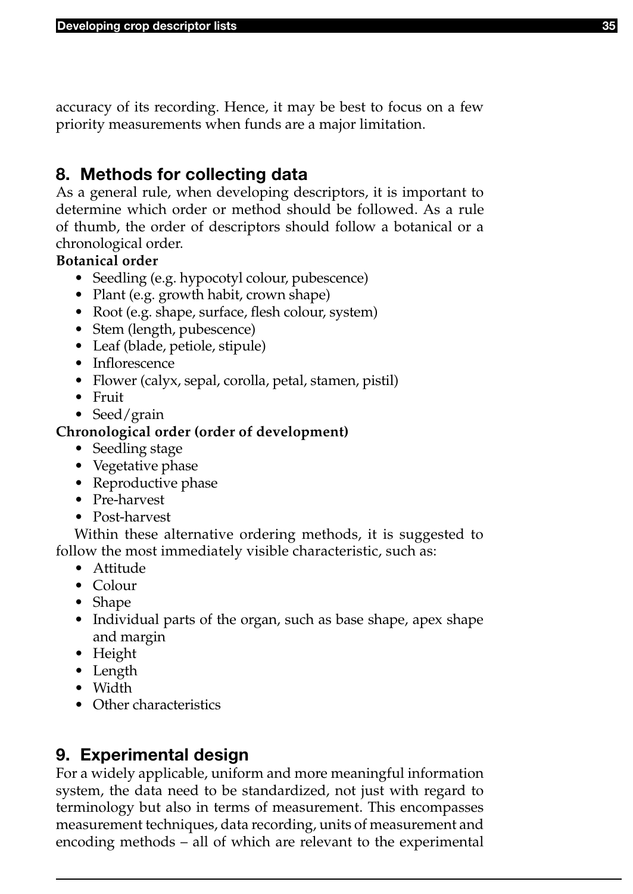accuracy of its recording. Hence, it may be best to focus on a few priority measurements when funds are a major limitation.

## 8. Methods for collecting data

As a general rule, when developing descriptors, it is important to determine which order or method should be followed. As a rule of thumb, the order of descriptors should follow a botanical or a chronological order.

**Botanical order**

- Seedling (e.g. hypocotyl colour, pubescence)
- Plant (e.g. growth habit, crown shape)
- Root (e.g. shape, surface, flesh colour, system)
- Stem (length, pubescence)
- Leaf (blade, petiole, stipule)
- Inflorescence
- Flower (calyx, sepal, corolla, petal, stamen, pistil)
- Fruit
- Seed/grain

**Chronological order (order of development)**

- Seedling stage
- Vegetative phase
- Reproductive phase
- Pre-harvest
- Post-harvest

Within these alternative ordering methods, it is suggested to follow the most immediately visible characteristic, such as:

- Attitude
- Colour
- Shape
- Individual parts of the organ, such as base shape, apex shape and margin
- Height
- Length
- Width
- Other characteristics

## 9. Experimental design

For a widely applicable, uniform and more meaningful information system, the data need to be standardized, not just with regard to terminology but also in terms of measurement. This encompasses measurement techniques, data recording, units of measurement and encoding methods – all of which are relevant to the experimental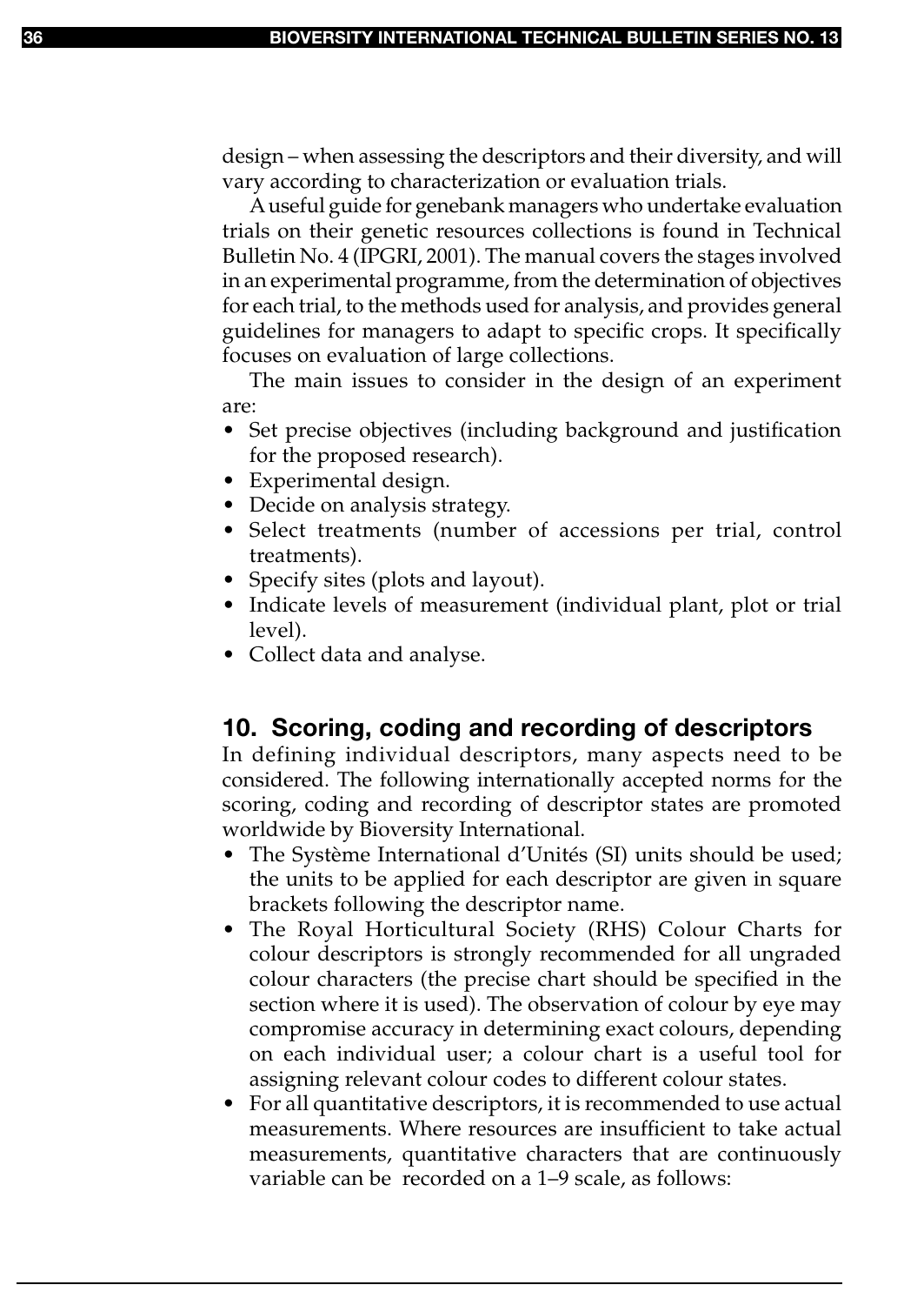design – when assessing the descriptors and their diversity, and will vary according to characterization or evaluation trials.

A useful guide for genebank managers who undertake evaluation trials on their genetic resources collections is found in Technical Bulletin No. 4 (IPGRI, 2001). The manual covers the stages involved in an experimental programme, from the determination of objectives for each trial, to the methods used for analysis, and provides general guidelines for managers to adapt to specific crops. It specifically focuses on evaluation of large collections.

The main issues to consider in the design of an experiment are:

- Set precise objectives (including background and justification for the proposed research).
- Experimental design.
- Decide on analysis strategy.
- Select treatments (number of accessions per trial, control treatments).
- Specify sites (plots and layout).
- Indicate levels of measurement (individual plant, plot or trial level).
- Collect data and analyse.

## 10. Scoring, coding and recording of descriptors

In defining individual descriptors, many aspects need to be considered. The following internationally accepted norms for the scoring, coding and recording of descriptor states are promoted worldwide by Bioversity International.

- The Système International d'Unités (SI) units should be used; the units to be applied for each descriptor are given in square brackets following the descriptor name.
- The Royal Horticultural Society (RHS) Colour Charts for colour descriptors is strongly recommended for all ungraded colour characters (the precise chart should be specified in the section where it is used). The observation of colour by eye may compromise accuracy in determining exact colours, depending on each individual user; a colour chart is a useful tool for assigning relevant colour codes to different colour states.
- For all quantitative descriptors, it is recommended to use actual measurements. Where resources are insufficient to take actual measurements, quantitative characters that are continuously variable can be recorded on a 1–9 scale, as follows: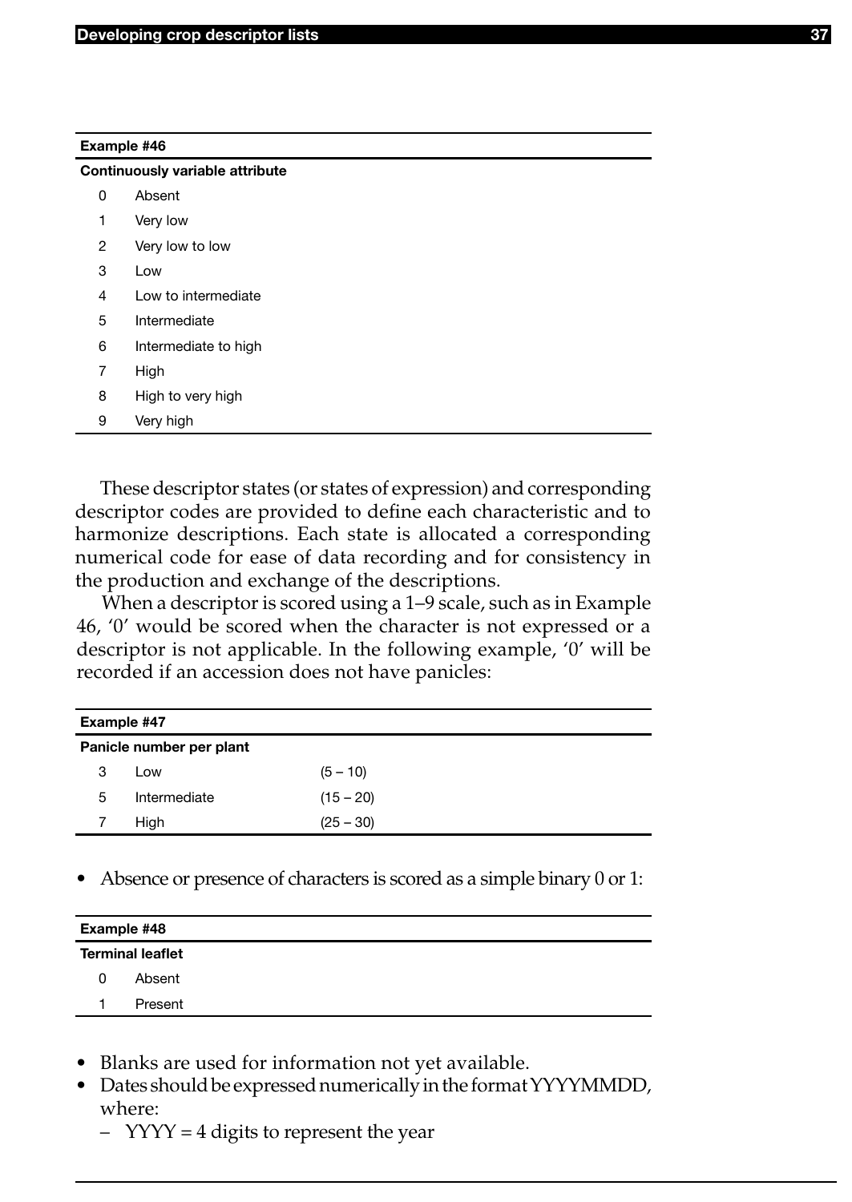| Example #46 | |
|---|---|
| **Continuously variable attribute** | |
| 0 | Absent |
| 1 | Very low |
| 2 | Very low to low |
| 3 | Low |
| 4 | Low to intermediate |
| 5 | Intermediate |
| 6 | Intermediate to high |
| 7 | High |
| 8 | High to very high |
| 9 | Very high |

These descriptor states (or states of expression) and corresponding descriptor codes are provided to define each characteristic and to harmonize descriptions. Each state is allocated a corresponding numerical code for ease of data recording and for consistency in the production and exchange of the descriptions.

When a descriptor is scored using a 1–9 scale, such as in Example 46, '0' would be scored when the character is not expressed or a descriptor is not applicable. In the following example, '0' will be recorded if an accession does not have panicles:

| Example #47 | | |
|---|---|---|
| **Panicle number per plant** | | |
| 3 | Low | (5 – 10) |
| 5 | Intermediate | (15 – 20) |
| 7 | High | (25 – 30) |

- Absence or presence of characters is scored as a simple binary 0 or 1:

| Example #48 | |
|---|---|
| **Terminal leaflet** | |
| 0 | Absent |
| 1 | Present |

- Blanks are used for information not yet available.
- Dates should be expressed numerically in the format YYYYMMDD, where:
  - YYYY = 4 digits to represent the year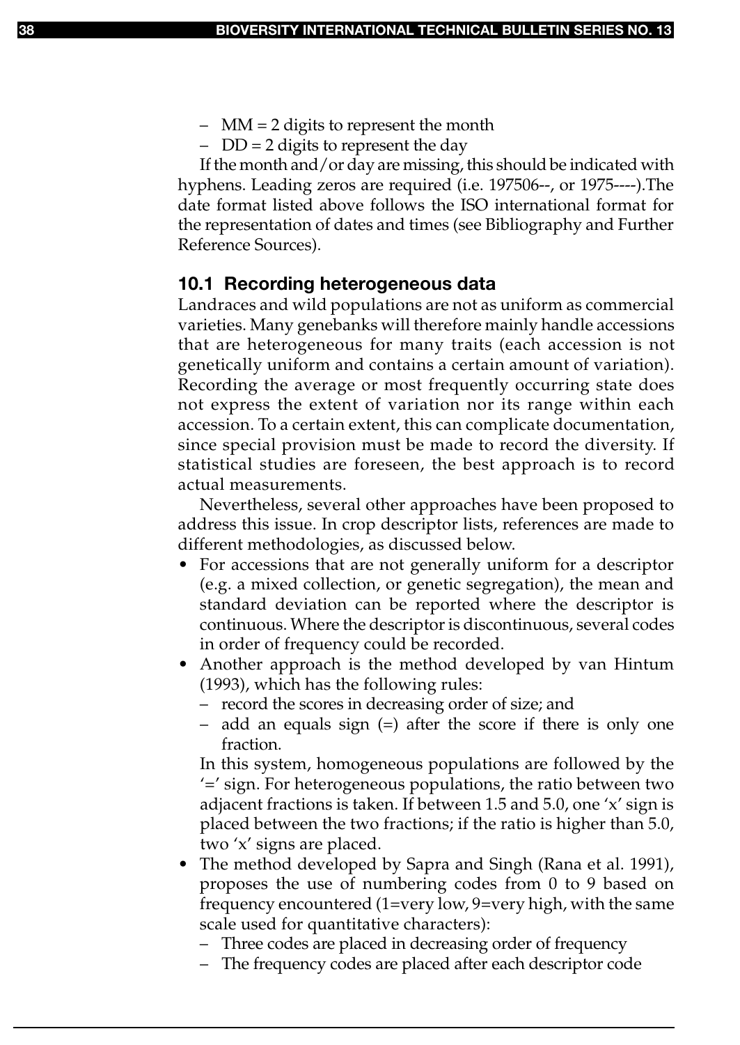– MM = 2 digits to represent the month
– DD = 2 digits to represent the day

If the month and/or day are missing, this should be indicated with hyphens. Leading zeros are required (i.e. 197506--, or 1975----).The date format listed above follows the ISO international format for the representation of dates and times (see Bibliography and Further Reference Sources).

## 10.1 Recording heterogeneous data

Landraces and wild populations are not as uniform as commercial varieties. Many genebanks will therefore mainly handle accessions that are heterogeneous for many traits (each accession is not genetically uniform and contains a certain amount of variation). Recording the average or most frequently occurring state does not express the extent of variation nor its range within each accession. To a certain extent, this can complicate documentation, since special provision must be made to record the diversity. If statistical studies are foreseen, the best approach is to record actual measurements.

Nevertheless, several other approaches have been proposed to address this issue. In crop descriptor lists, references are made to different methodologies, as discussed below.

- For accessions that are not generally uniform for a descriptor (e.g. a mixed collection, or genetic segregation), the mean and standard deviation can be reported where the descriptor is continuous. Where the descriptor is discontinuous, several codes in order of frequency could be recorded.
- Another approach is the method developed by van Hintum (1993), which has the following rules:
  - record the scores in decreasing order of size; and
  - add an equals sign (=) after the score if there is only one fraction.

  In this system, homogeneous populations are followed by the '=' sign. For heterogeneous populations, the ratio between two adjacent fractions is taken. If between 1.5 and 5.0, one 'x' sign is placed between the two fractions; if the ratio is higher than 5.0, two 'x' signs are placed.
- The method developed by Sapra and Singh (Rana et al. 1991), proposes the use of numbering codes from 0 to 9 based on frequency encountered (1=very low, 9=very high, with the same scale used for quantitative characters):
  - Three codes are placed in decreasing order of frequency
  - The frequency codes are placed after each descriptor code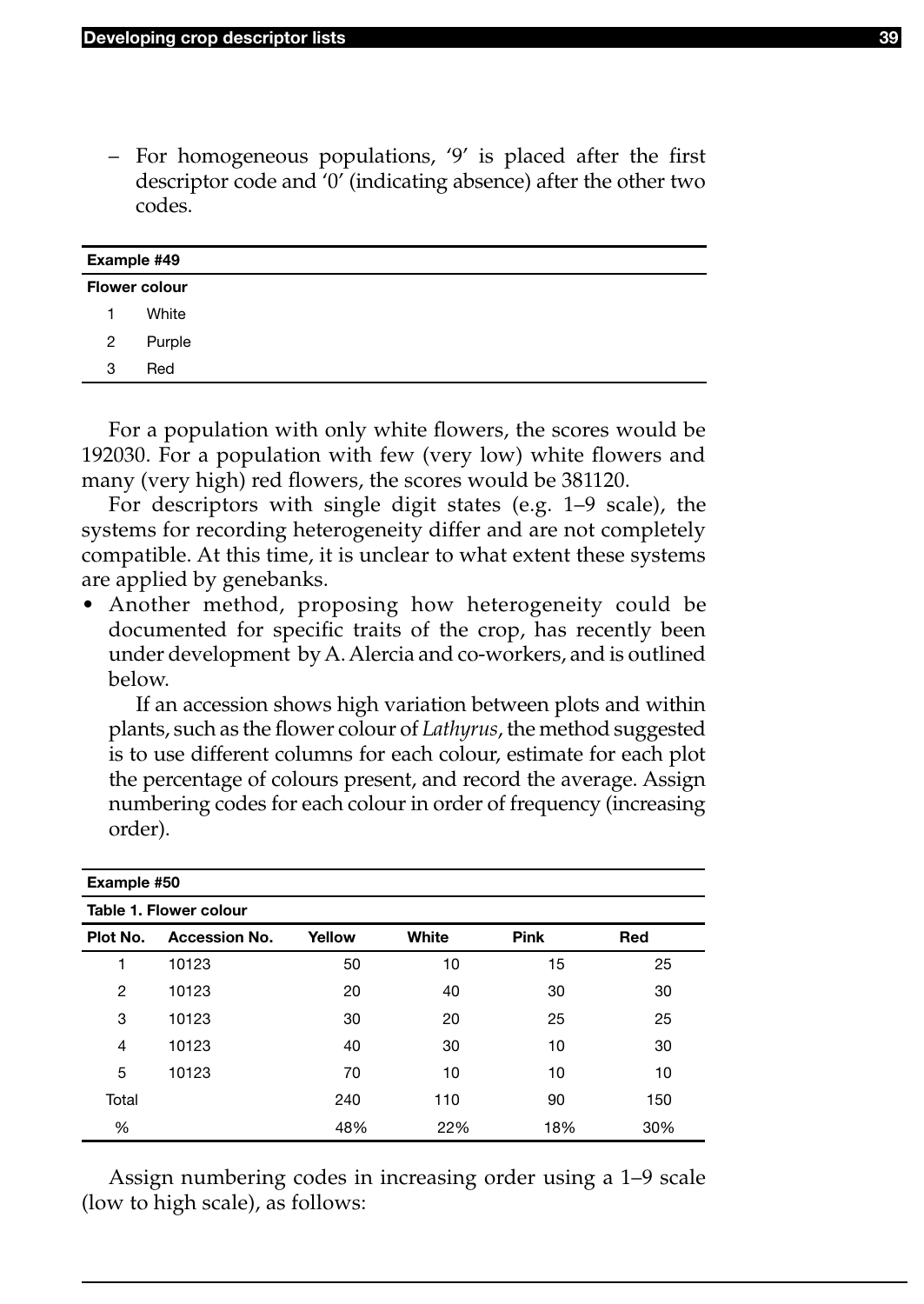– For homogeneous populations, '9' is placed after the first descriptor code and '0' (indicating absence) after the other two codes.

| Example #49 | |
|---|---|
| **Flower colour** | |
| 1 | White |
| 2 | Purple |
| 3 | Red |

For a population with only white flowers, the scores would be 192030. For a population with few (very low) white flowers and many (very high) red flowers, the scores would be 381120.

For descriptors with single digit states (e.g. 1–9 scale), the systems for recording heterogeneity differ and are not completely compatible. At this time, it is unclear to what extent these systems are applied by genebanks.

- Another method, proposing how heterogeneity could be documented for specific traits of the crop, has recently been under development by A. Alercia and co-workers, and is outlined below.

  If an accession shows high variation between plots and within plants, such as the flower colour of *Lathyrus*, the method suggested is to use different columns for each colour, estimate for each plot the percentage of colours present, and record the average. Assign numbering codes for each colour in order of frequency (increasing order).

**Example #50**

**Table 1. Flower colour**

| Plot No. | Accession No. | Yellow | White | Pink | Red |
|---|---|---|---|---|---|
| 1 | 10123 | 50 | 10 | 15 | 25 |
| 2 | 10123 | 20 | 40 | 30 | 30 |
| 3 | 10123 | 30 | 20 | 25 | 25 |
| 4 | 10123 | 40 | 30 | 10 | 30 |
| 5 | 10123 | 70 | 10 | 10 | 10 |
| Total | | 240 | 110 | 90 | 150 |
| % | | 48% | 22% | 18% | 30% |

Assign numbering codes in increasing order using a 1–9 scale (low to high scale), as follows: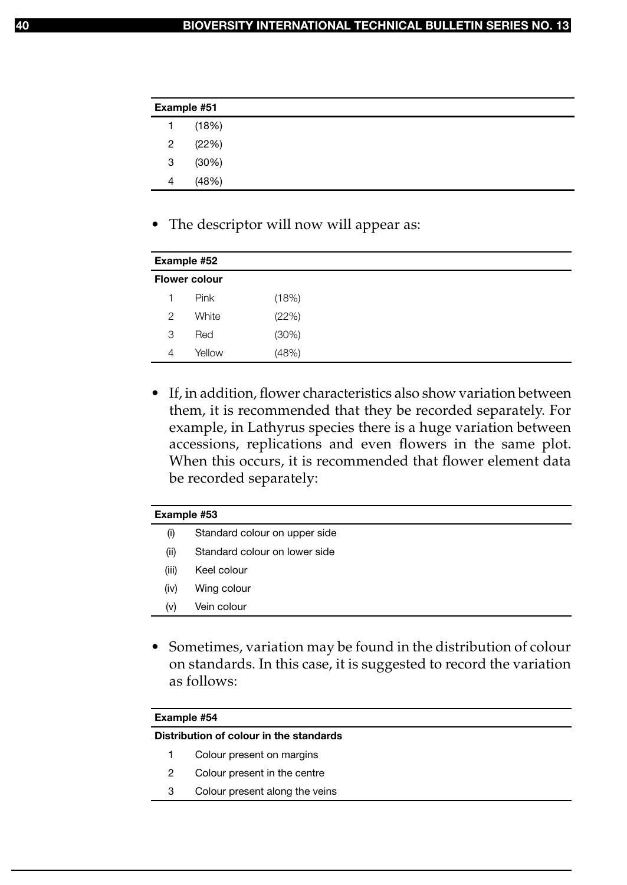| Example #51 | |
|---|---|
| 1 | (18%) |
| 2 | (22%) |
| 3 | (30%) |
| 4 | (48%) |

- The descriptor will now will appear as:

| Example #52 | | |
|---|---|---|
| **Flower colour** | | |
| 1 | Pink | (18%) |
| 2 | White | (22%) |
| 3 | Red | (30%) |
| 4 | Yellow | (48%) |

- If, in addition, flower characteristics also show variation between them, it is recommended that they be recorded separately. For example, in Lathyrus species there is a huge variation between accessions, replications and even flowers in the same plot. When this occurs, it is recommended that flower element data be recorded separately:

| Example #53 | |
|---|---|
| (i) | Standard colour on upper side |
| (ii) | Standard colour on lower side |
| (iii) | Keel colour |
| (iv) | Wing colour |
| (v) | Vein colour |

- Sometimes, variation may be found in the distribution of colour on standards. In this case, it is suggested to record the variation as follows:

| Example #54 | |
|---|---|
| **Distribution of colour in the standards** | |
| 1 | Colour present on margins |
| 2 | Colour present in the centre |
| 3 | Colour present along the veins |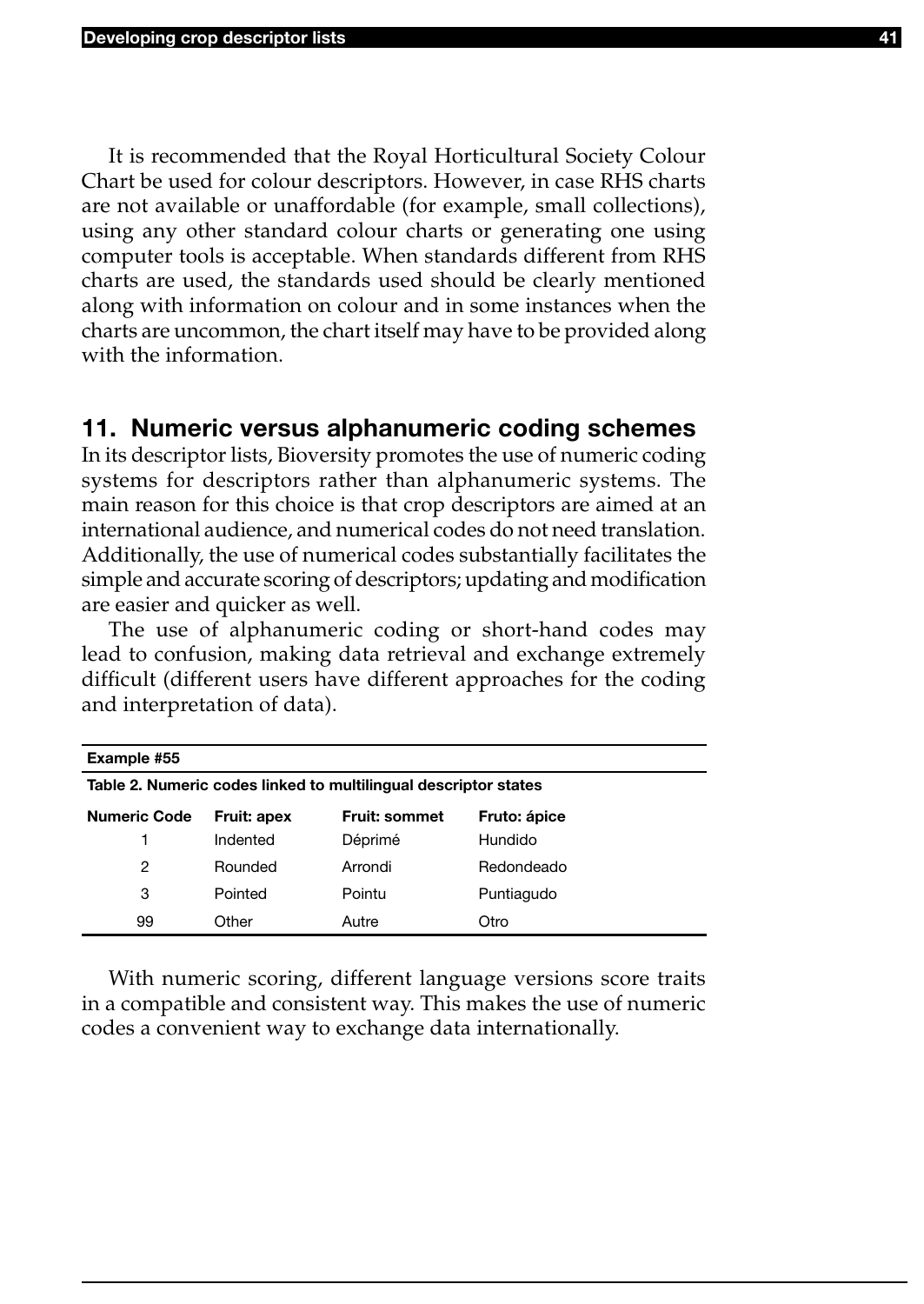It is recommended that the Royal Horticultural Society Colour Chart be used for colour descriptors. However, in case RHS charts are not available or unaffordable (for example, small collections), using any other standard colour charts or generating one using computer tools is acceptable. When standards different from RHS charts are used, the standards used should be clearly mentioned along with information on colour and in some instances when the charts are uncommon, the chart itself may have to be provided along with the information.

## 11. Numeric versus alphanumeric coding schemes

In its descriptor lists, Bioversity promotes the use of numeric coding systems for descriptors rather than alphanumeric systems. The main reason for this choice is that crop descriptors are aimed at an international audience, and numerical codes do not need translation. Additionally, the use of numerical codes substantially facilitates the simple and accurate scoring of descriptors; updating and modification are easier and quicker as well.

The use of alphanumeric coding or short-hand codes may lead to confusion, making data retrieval and exchange extremely difficult (different users have different approaches for the coding and interpretation of data).

**Example #55**

**Table 2. Numeric codes linked to multilingual descriptor states**

| Numeric Code | Fruit: apex | Fruit: sommet | Fruto: ápice |
|---|---|---|---|
| 1 | Indented | Déprimé | Hundido |
| 2 | Rounded | Arrondi | Redondeado |
| 3 | Pointed | Pointu | Puntiagudo |
| 99 | Other | Autre | Otro |

With numeric scoring, different language versions score traits in a compatible and consistent way. This makes the use of numeric codes a convenient way to exchange data internationally.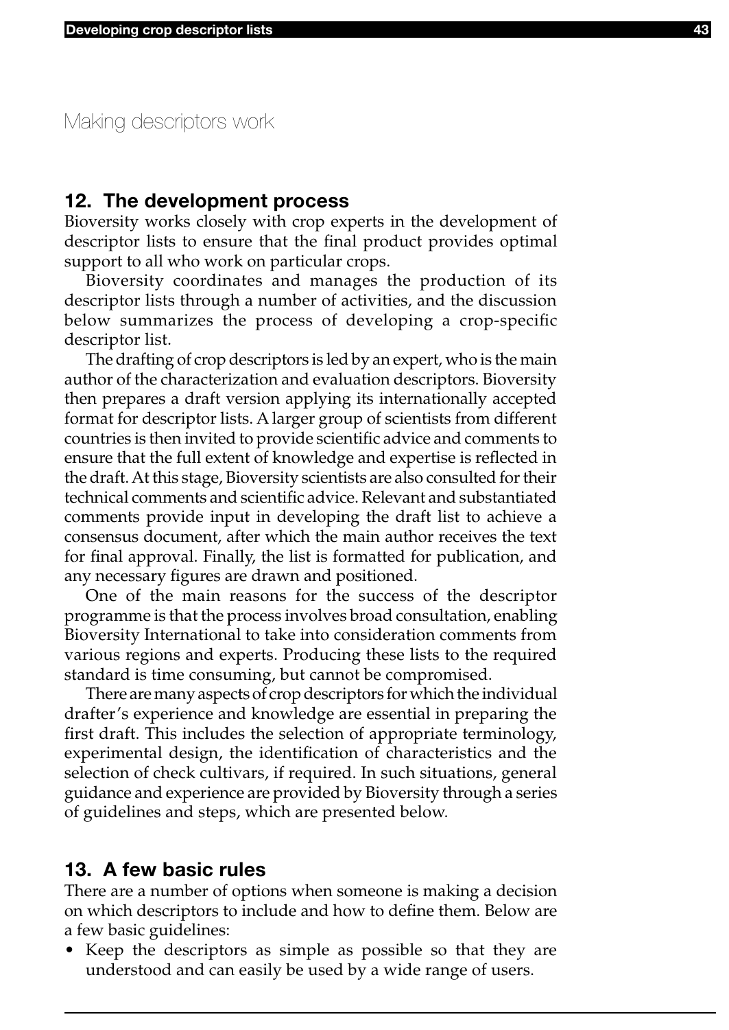# Making descriptors work

## 12. The development process

Bioversity works closely with crop experts in the development of descriptor lists to ensure that the final product provides optimal support to all who work on particular crops.

Bioversity coordinates and manages the production of its descriptor lists through a number of activities, and the discussion below summarizes the process of developing a crop-specific descriptor list.

The drafting of crop descriptors is led by an expert, who is the main author of the characterization and evaluation descriptors. Bioversity then prepares a draft version applying its internationally accepted format for descriptor lists. A larger group of scientists from different countries is then invited to provide scientific advice and comments to ensure that the full extent of knowledge and expertise is reflected in the draft. At this stage, Bioversity scientists are also consulted for their technical comments and scientific advice. Relevant and substantiated comments provide input in developing the draft list to achieve a consensus document, after which the main author receives the text for final approval. Finally, the list is formatted for publication, and any necessary figures are drawn and positioned.

One of the main reasons for the success of the descriptor programme is that the process involves broad consultation, enabling Bioversity International to take into consideration comments from various regions and experts. Producing these lists to the required standard is time consuming, but cannot be compromised.

There are many aspects of crop descriptors for which the individual drafter's experience and knowledge are essential in preparing the first draft. This includes the selection of appropriate terminology, experimental design, the identification of characteristics and the selection of check cultivars, if required. In such situations, general guidance and experience are provided by Bioversity through a series of guidelines and steps, which are presented below.

## 13. A few basic rules

There are a number of options when someone is making a decision on which descriptors to include and how to define them. Below are a few basic guidelines:

- Keep the descriptors as simple as possible so that they are understood and can easily be used by a wide range of users.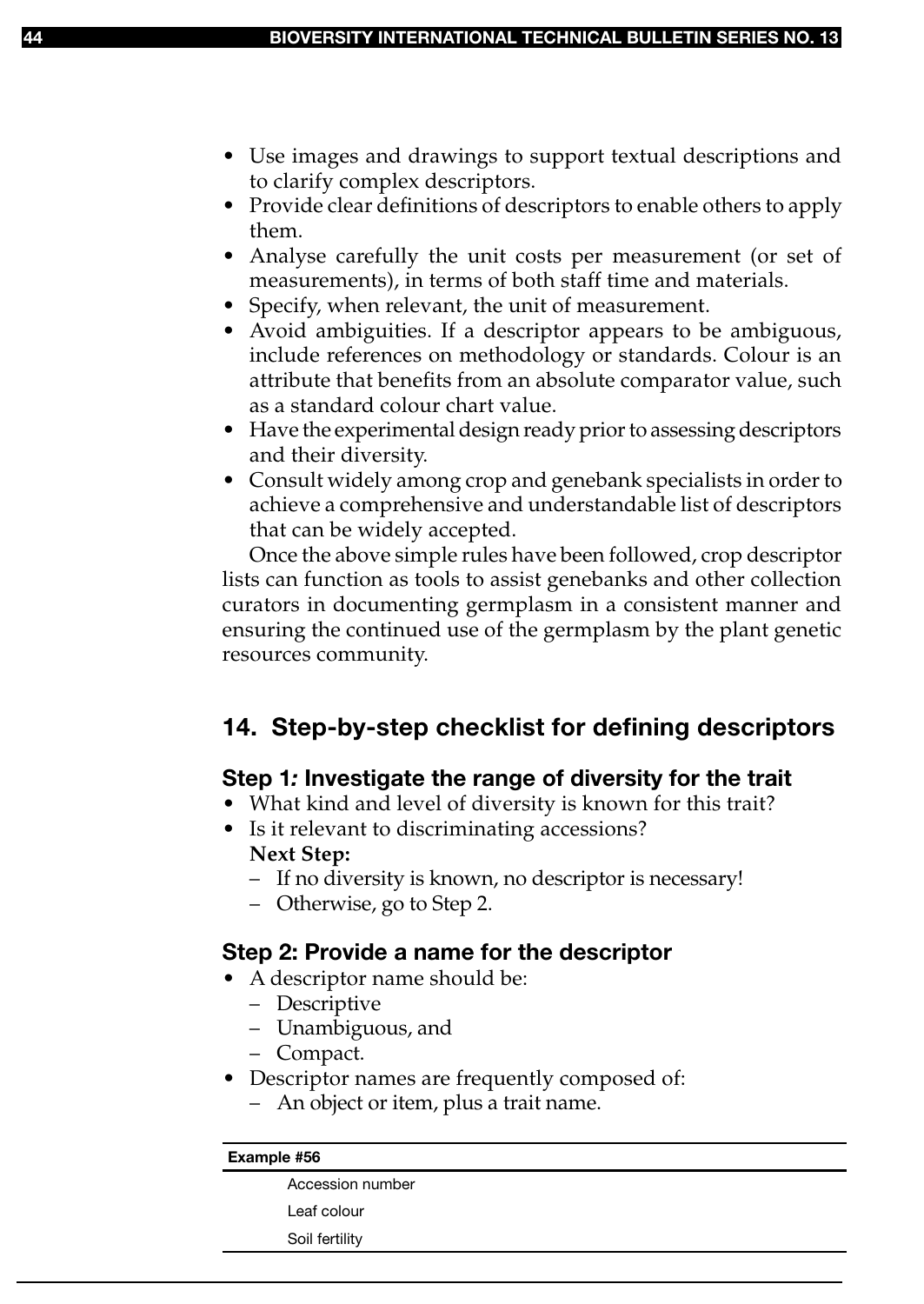- Use images and drawings to support textual descriptions and to clarify complex descriptors.
- Provide clear definitions of descriptors to enable others to apply them.
- Analyse carefully the unit costs per measurement (or set of measurements), in terms of both staff time and materials.
- Specify, when relevant, the unit of measurement.
- Avoid ambiguities. If a descriptor appears to be ambiguous, include references on methodology or standards. Colour is an attribute that benefits from an absolute comparator value, such as a standard colour chart value.
- Have the experimental design ready prior to assessing descriptors and their diversity.
- Consult widely among crop and genebank specialists in order to achieve a comprehensive and understandable list of descriptors that can be widely accepted.

Once the above simple rules have been followed, crop descriptor lists can function as tools to assist genebanks and other collection curators in documenting germplasm in a consistent manner and ensuring the continued use of the germplasm by the plant genetic resources community.

## 14. Step-by-step checklist for defining descriptors

### Step 1*:* Investigate the range of diversity for the trait

- What kind and level of diversity is known for this trait?
- Is it relevant to discriminating accessions?

  **Next Step:**
  - If no diversity is known, no descriptor is necessary!
  - Otherwise, go to Step 2.

### Step 2: Provide a name for the descriptor

- A descriptor name should be:
  - Descriptive
  - Unambiguous, and
  - Compact.
- Descriptor names are frequently composed of:
  - An object or item, plus a trait name.

| Example #56 |
|---|
| Accession number |
| Leaf colour |
| Soil fertility |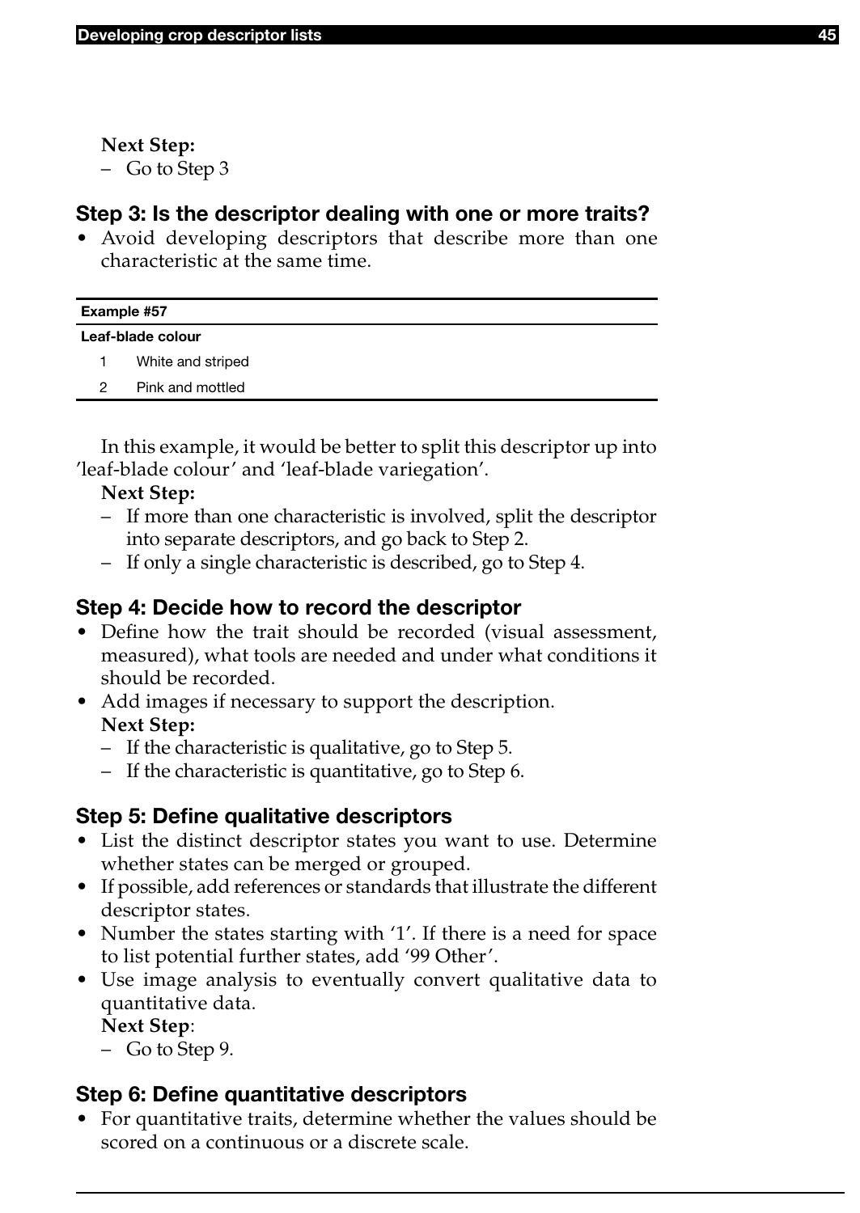**Next Step:**

– Go to Step 3

## Step 3: Is the descriptor dealing with one or more traits?

- Avoid developing descriptors that describe more than one characteristic at the same time.

| Example #57 | |
|---|---|
| **Leaf-blade colour** | |
| 1 | White and striped |
| 2 | Pink and mottled |

In this example, it would be better to split this descriptor up into 'leaf-blade colour' and 'leaf-blade variegation'.

**Next Step:**

– If more than one characteristic is involved, split the descriptor into separate descriptors, and go back to Step 2.
– If only a single characteristic is described, go to Step 4.

## Step 4: Decide how to record the descriptor

- Define how the trait should be recorded (visual assessment, measured), what tools are needed and under what conditions it should be recorded.
- Add images if necessary to support the description.

**Next Step:**

– If the characteristic is qualitative, go to Step 5.
– If the characteristic is quantitative, go to Step 6.

## Step 5: Define qualitative descriptors

- List the distinct descriptor states you want to use. Determine whether states can be merged or grouped.
- If possible, add references or standards that illustrate the different descriptor states.
- Number the states starting with '1'. If there is a need for space to list potential further states, add '99 Other'.
- Use image analysis to eventually convert qualitative data to quantitative data.

**Next Step**:

– Go to Step 9.

## Step 6: Define quantitative descriptors

- For quantitative traits, determine whether the values should be scored on a continuous or a discrete scale.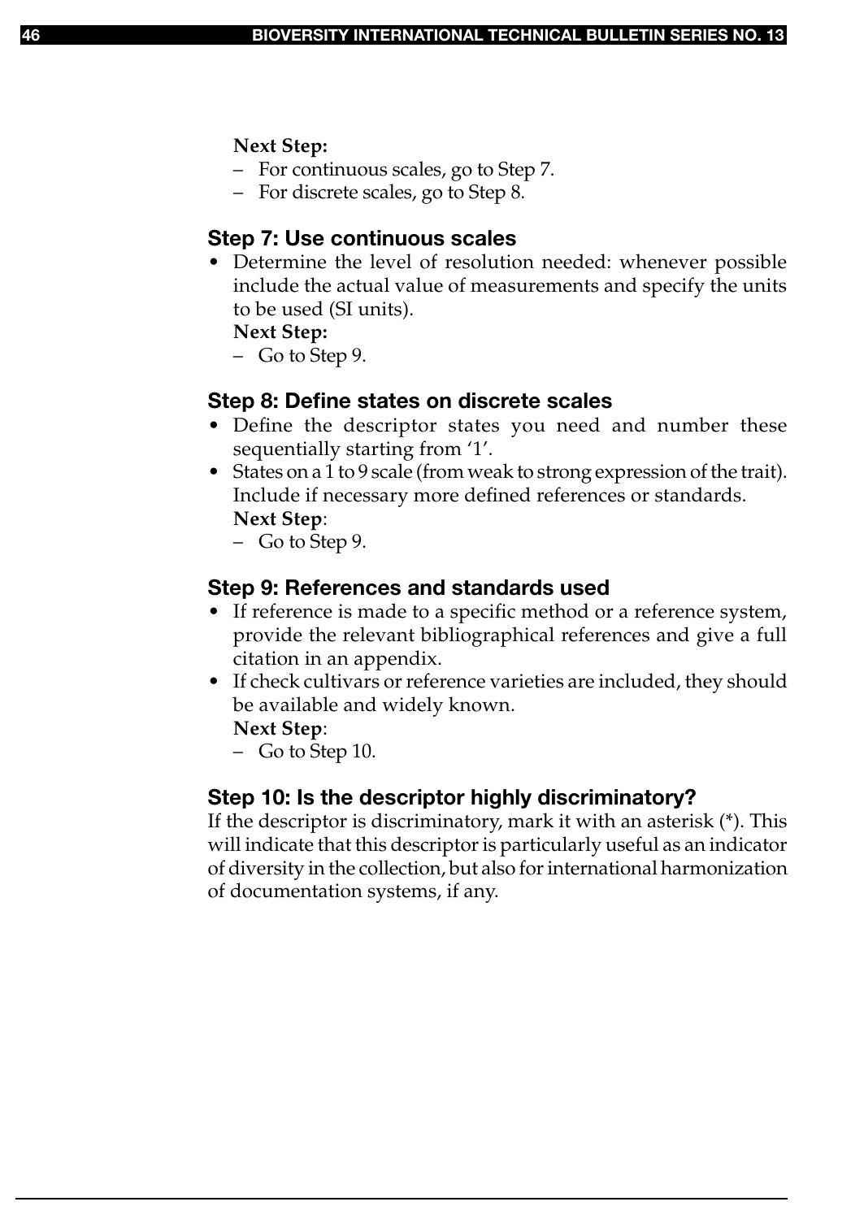**Next Step:**

– For continuous scales, go to Step 7.
– For discrete scales, go to Step 8.

### Step 7: Use continuous scales

- Determine the level of resolution needed: whenever possible include the actual value of measurements and specify the units to be used (SI units).

  **Next Step:**

  – Go to Step 9.

### Step 8: Define states on discrete scales

- Define the descriptor states you need and number these sequentially starting from '1'.
- States on a 1 to 9 scale (from weak to strong expression of the trait). Include if necessary more defined references or standards.

  **Next Step**:

  – Go to Step 9.

### Step 9: References and standards used

- If reference is made to a specific method or a reference system, provide the relevant bibliographical references and give a full citation in an appendix.
- If check cultivars or reference varieties are included, they should be available and widely known.

  **Next Step**:

  – Go to Step 10.

### Step 10: Is the descriptor highly discriminatory?

If the descriptor is discriminatory, mark it with an asterisk (*). This will indicate that this descriptor is particularly useful as an indicator of diversity in the collection, but also for international harmonization of documentation systems, if any.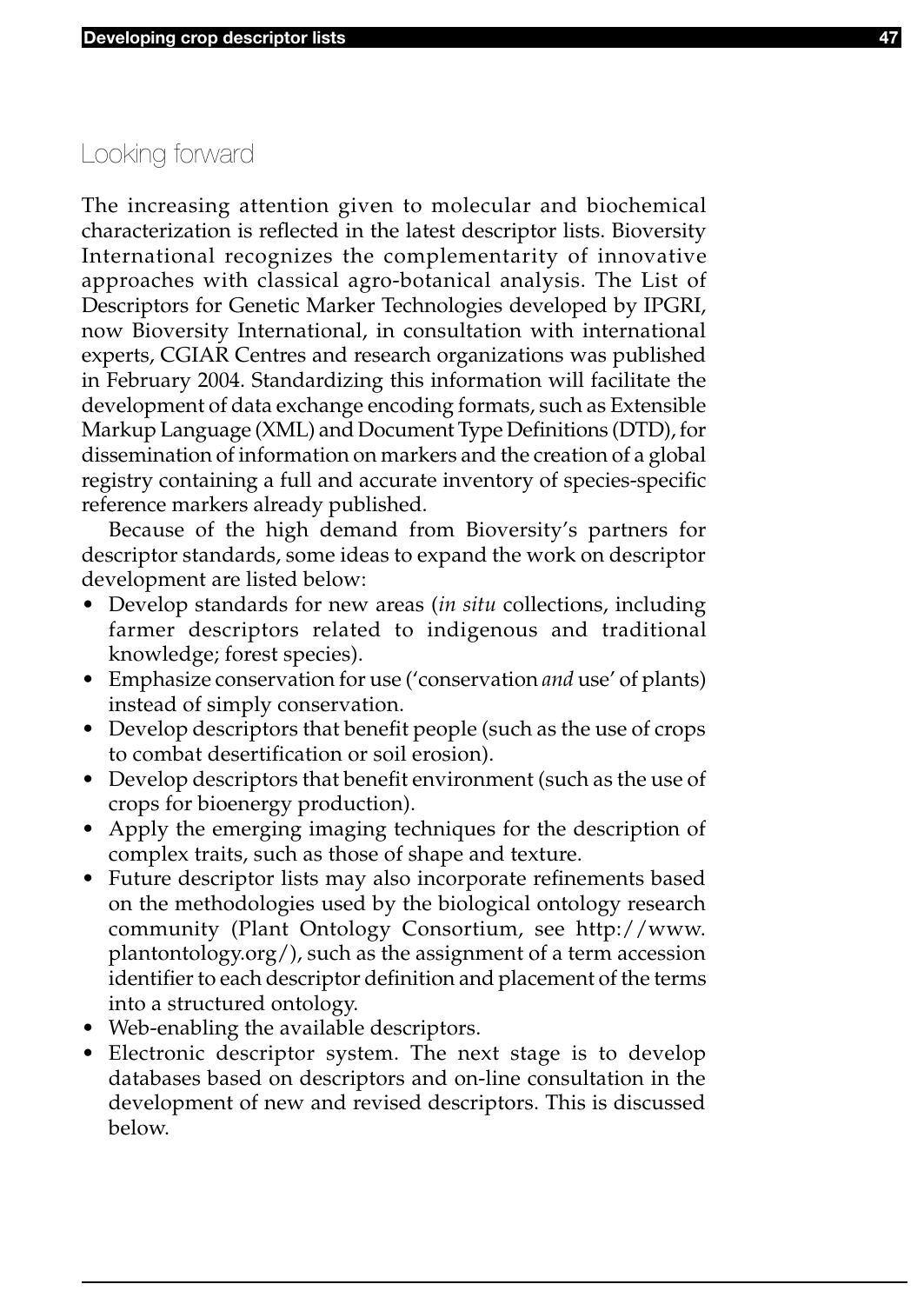## Looking forward

The increasing attention given to molecular and biochemical characterization is reflected in the latest descriptor lists. Bioversity International recognizes the complementarity of innovative approaches with classical agro-botanical analysis. The List of Descriptors for Genetic Marker Technologies developed by IPGRI, now Bioversity International, in consultation with international experts, CGIAR Centres and research organizations was published in February 2004. Standardizing this information will facilitate the development of data exchange encoding formats, such as Extensible Markup Language (XML) and Document Type Definitions (DTD), for dissemination of information on markers and the creation of a global registry containing a full and accurate inventory of species-specific reference markers already published.

Because of the high demand from Bioversity's partners for descriptor standards, some ideas to expand the work on descriptor development are listed below:

- Develop standards for new areas (*in situ* collections, including farmer descriptors related to indigenous and traditional knowledge; forest species).
- Emphasize conservation for use ('conservation *and* use' of plants) instead of simply conservation.
- Develop descriptors that benefit people (such as the use of crops to combat desertification or soil erosion).
- Develop descriptors that benefit environment (such as the use of crops for bioenergy production).
- Apply the emerging imaging techniques for the description of complex traits, such as those of shape and texture.
- Future descriptor lists may also incorporate refinements based on the methodologies used by the biological ontology research community (Plant Ontology Consortium, see http://www.plantontology.org/), such as the assignment of a term accession identifier to each descriptor definition and placement of the terms into a structured ontology.
- Web-enabling the available descriptors.
- Electronic descriptor system. The next stage is to develop databases based on descriptors and on-line consultation in the development of new and revised descriptors. This is discussed below.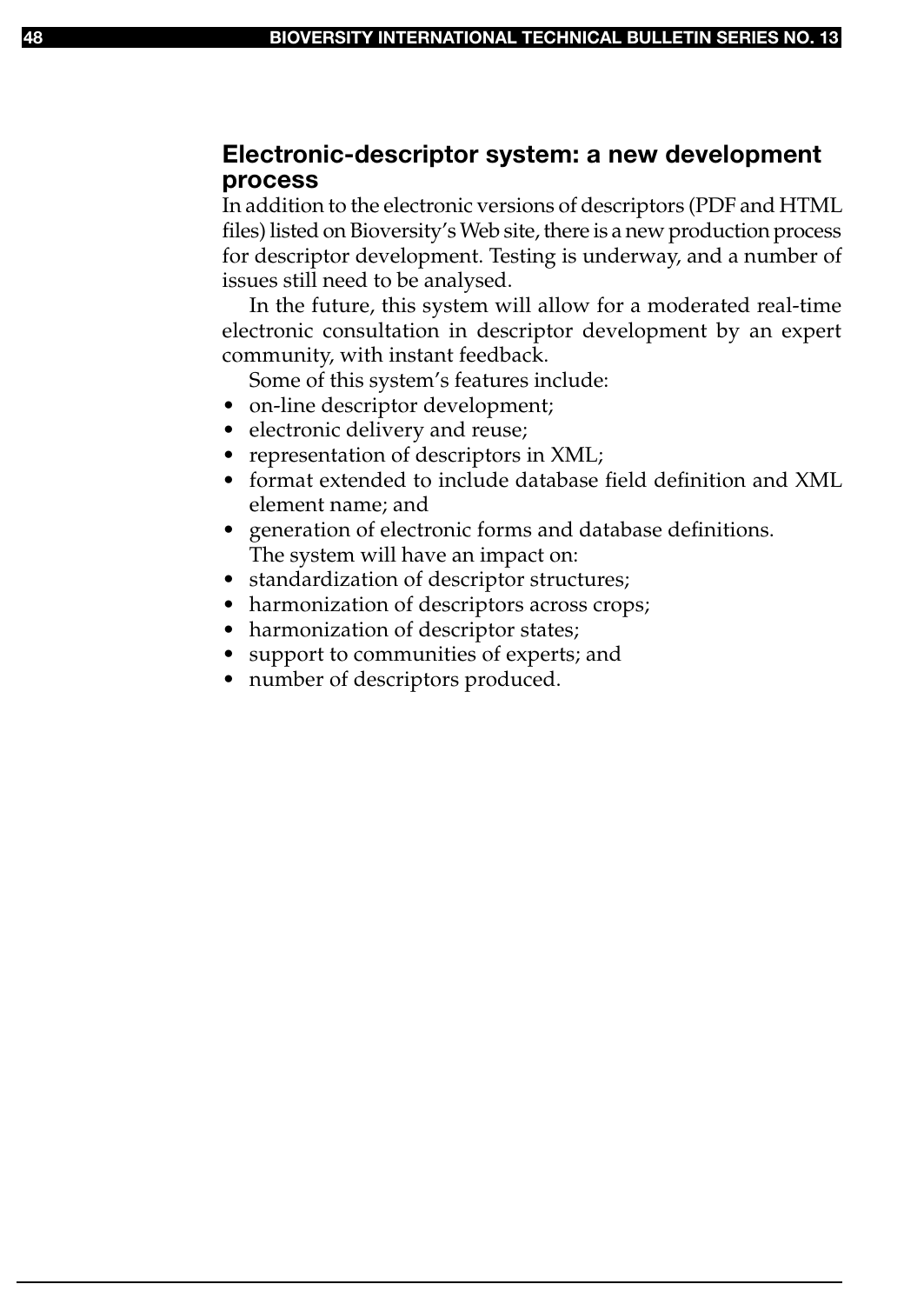## Electronic-descriptor system: a new development process

In addition to the electronic versions of descriptors (PDF and HTML files) listed on Bioversity's Web site, there is a new production process for descriptor development. Testing is underway, and a number of issues still need to be analysed.

In the future, this system will allow for a moderated real-time electronic consultation in descriptor development by an expert community, with instant feedback.

Some of this system's features include:

- on-line descriptor development;
- electronic delivery and reuse;
- representation of descriptors in XML;
- format extended to include database field definition and XML element name; and
- generation of electronic forms and database definitions.

The system will have an impact on:

- standardization of descriptor structures;
- harmonization of descriptors across crops;
- harmonization of descriptor states;
- support to communities of experts; and
- number of descriptors produced.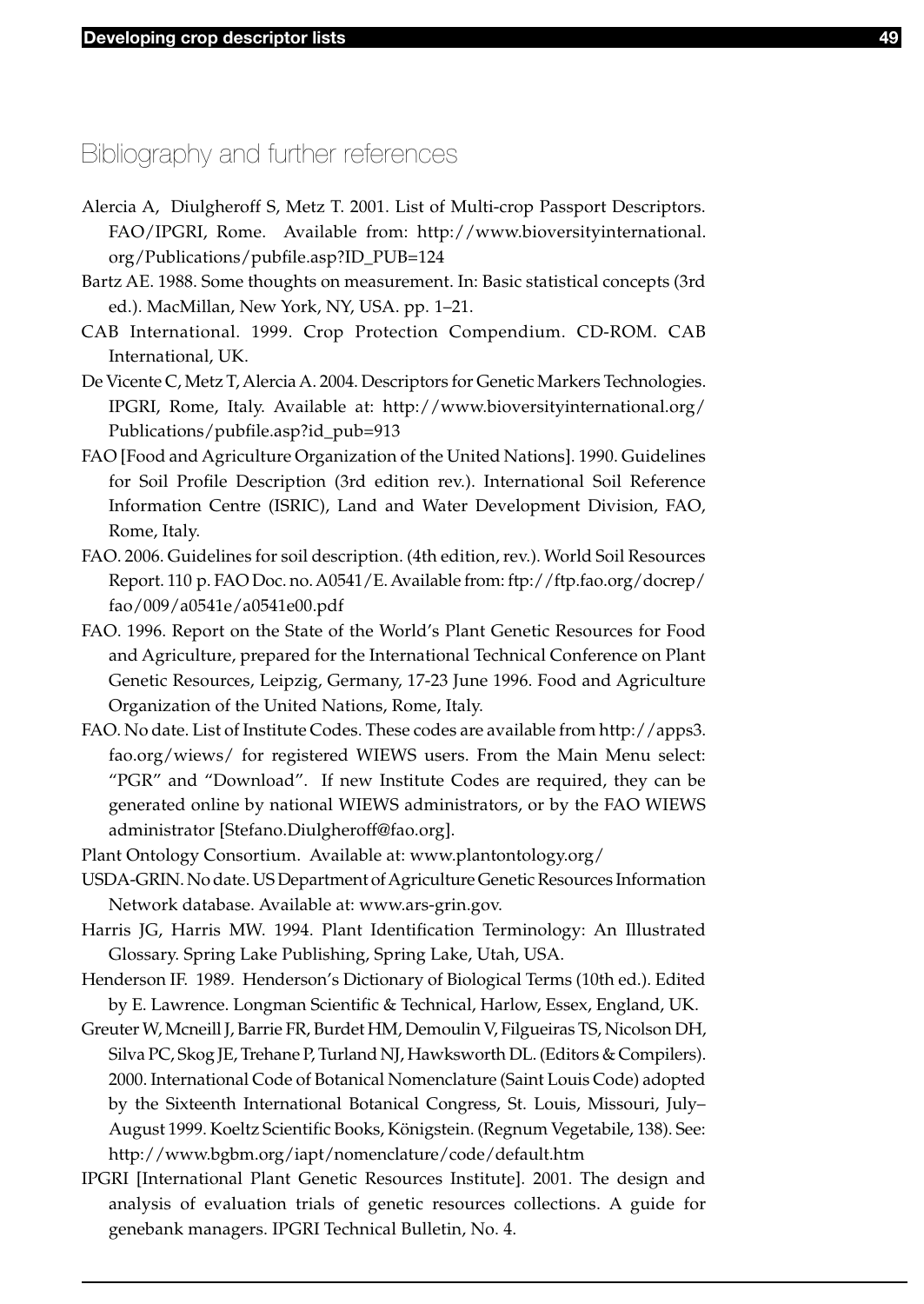## Bibliography and further references

Alercia A, Diulgheroff S, Metz T. 2001. List of Multi-crop Passport Descriptors. FAO/IPGRI, Rome. Available from: http://www.bioversityinternational.org/Publications/pubfile.asp?ID_PUB=124

Bartz AE. 1988. Some thoughts on measurement. In: Basic statistical concepts (3rd ed.). MacMillan, New York, NY, USA. pp. 1–21.

CAB International. 1999. Crop Protection Compendium. CD-ROM. CAB International, UK.

De Vicente C, Metz T, Alercia A. 2004. Descriptors for Genetic Markers Technologies. IPGRI, Rome, Italy. Available at: http://www.bioversityinternational.org/Publications/pubfile.asp?id_pub=913

FAO [Food and Agriculture Organization of the United Nations]. 1990. Guidelines for Soil Profile Description (3rd edition rev.). International Soil Reference Information Centre (ISRIC), Land and Water Development Division, FAO, Rome, Italy.

FAO. 2006. Guidelines for soil description. (4th edition, rev.). World Soil Resources Report. 110 p. FAO Doc. no. A0541/E. Available from: ftp://ftp.fao.org/docrep/fao/009/a0541e/a0541e00.pdf

FAO. 1996. Report on the State of the World's Plant Genetic Resources for Food and Agriculture, prepared for the International Technical Conference on Plant Genetic Resources, Leipzig, Germany, 17-23 June 1996. Food and Agriculture Organization of the United Nations, Rome, Italy.

FAO. No date. List of Institute Codes. These codes are available from http://apps3.fao.org/wiews/ for registered WIEWS users. From the Main Menu select: "PGR" and "Download". If new Institute Codes are required, they can be generated online by national WIEWS administrators, or by the FAO WIEWS administrator [Stefano.Diulgheroff@fao.org].

Plant Ontology Consortium. Available at: www.plantontology.org/

USDA-GRIN. No date. US Department of Agriculture Genetic Resources Information Network database. Available at: www.ars-grin.gov.

Harris JG, Harris MW. 1994. Plant Identification Terminology: An Illustrated Glossary. Spring Lake Publishing, Spring Lake, Utah, USA.

Henderson IF. 1989. Henderson's Dictionary of Biological Terms (10th ed.). Edited by E. Lawrence. Longman Scientific & Technical, Harlow, Essex, England, UK.

Greuter W, Mcneill J, Barrie FR, Burdet HM, Demoulin V, Filgueiras TS, Nicolson DH, Silva PC, Skog JE, Trehane P, Turland NJ, Hawksworth DL. (Editors & Compilers). 2000. International Code of Botanical Nomenclature (Saint Louis Code) adopted by the Sixteenth International Botanical Congress, St. Louis, Missouri, July–August 1999. Koeltz Scientific Books, Königstein. (Regnum Vegetabile, 138). See: http://www.bgbm.org/iapt/nomenclature/code/default.htm

IPGRI [International Plant Genetic Resources Institute]. 2001. The design and analysis of evaluation trials of genetic resources collections. A guide for genebank managers. IPGRI Technical Bulletin, No. 4.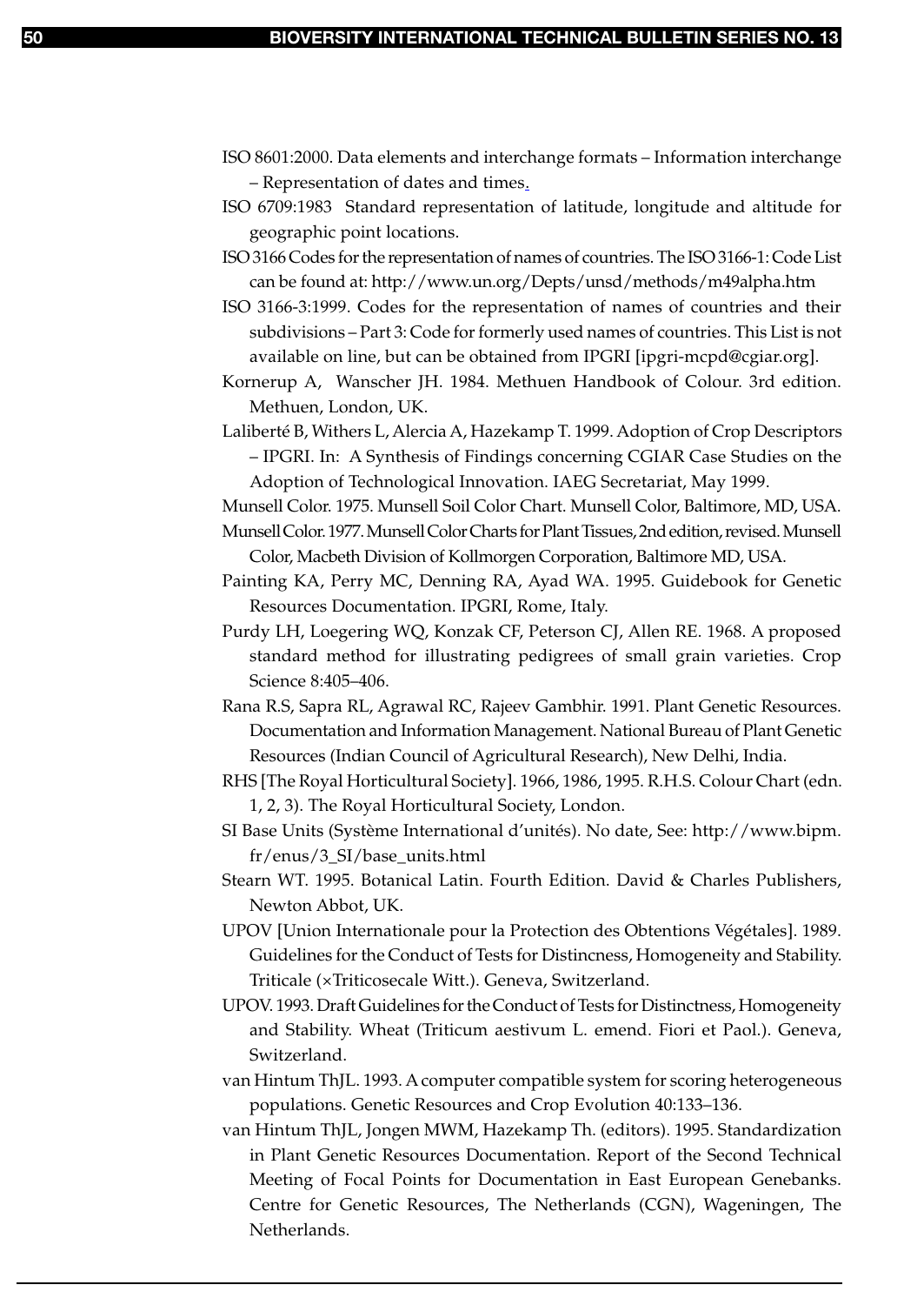ISO 8601:2000. Data elements and interchange formats – Information interchange – Representation of dates and times.

ISO 6709:1983 Standard representation of latitude, longitude and altitude for geographic point locations.

ISO 3166 Codes for the representation of names of countries. The ISO 3166-1: Code List can be found at: http://www.un.org/Depts/unsd/methods/m49alpha.htm

ISO 3166-3:1999. Codes for the representation of names of countries and their subdivisions – Part 3: Code for formerly used names of countries. This List is not available on line, but can be obtained from IPGRI [ipgri-mcpd@cgiar.org].

Kornerup A, Wanscher JH. 1984. Methuen Handbook of Colour. 3rd edition. Methuen, London, UK.

Laliberté B, Withers L, Alercia A, Hazekamp T. 1999. Adoption of Crop Descriptors – IPGRI. In: A Synthesis of Findings concerning CGIAR Case Studies on the Adoption of Technological Innovation. IAEG Secretariat, May 1999.

Munsell Color. 1975. Munsell Soil Color Chart. Munsell Color, Baltimore, MD, USA.

Munsell Color. 1977. Munsell Color Charts for Plant Tissues, 2nd edition, revised. Munsell Color, Macbeth Division of Kollmorgen Corporation, Baltimore MD, USA.

Painting KA, Perry MC, Denning RA, Ayad WA. 1995. Guidebook for Genetic Resources Documentation. IPGRI, Rome, Italy.

Purdy LH, Loegering WQ, Konzak CF, Peterson CJ, Allen RE. 1968. A proposed standard method for illustrating pedigrees of small grain varieties. Crop Science 8:405–406.

Rana R.S, Sapra RL, Agrawal RC, Rajeev Gambhir. 1991. Plant Genetic Resources. Documentation and Information Management. National Bureau of Plant Genetic Resources (Indian Council of Agricultural Research), New Delhi, India.

RHS [The Royal Horticultural Society]. 1966, 1986, 1995. R.H.S. Colour Chart (edn. 1, 2, 3). The Royal Horticultural Society, London.

SI Base Units (Système International d'unités). No date, See: http://www.bipm.fr/enus/3_SI/base_units.html

Stearn WT. 1995. Botanical Latin. Fourth Edition. David & Charles Publishers, Newton Abbot, UK.

UPOV [Union Internationale pour la Protection des Obtentions Végétales]. 1989. Guidelines for the Conduct of Tests for Distincness, Homogeneity and Stability. Triticale (×Triticosecale Witt.). Geneva, Switzerland.

UPOV. 1993. Draft Guidelines for the Conduct of Tests for Distinctness, Homogeneity and Stability. Wheat (Triticum aestivum L. emend. Fiori et Paol.). Geneva, Switzerland.

van Hintum ThJL. 1993. A computer compatible system for scoring heterogeneous populations. Genetic Resources and Crop Evolution 40:133–136.

van Hintum ThJL, Jongen MWM, Hazekamp Th. (editors). 1995. Standardization in Plant Genetic Resources Documentation. Report of the Second Technical Meeting of Focal Points for Documentation in East European Genebanks. Centre for Genetic Resources, The Netherlands (CGN), Wageningen, The Netherlands.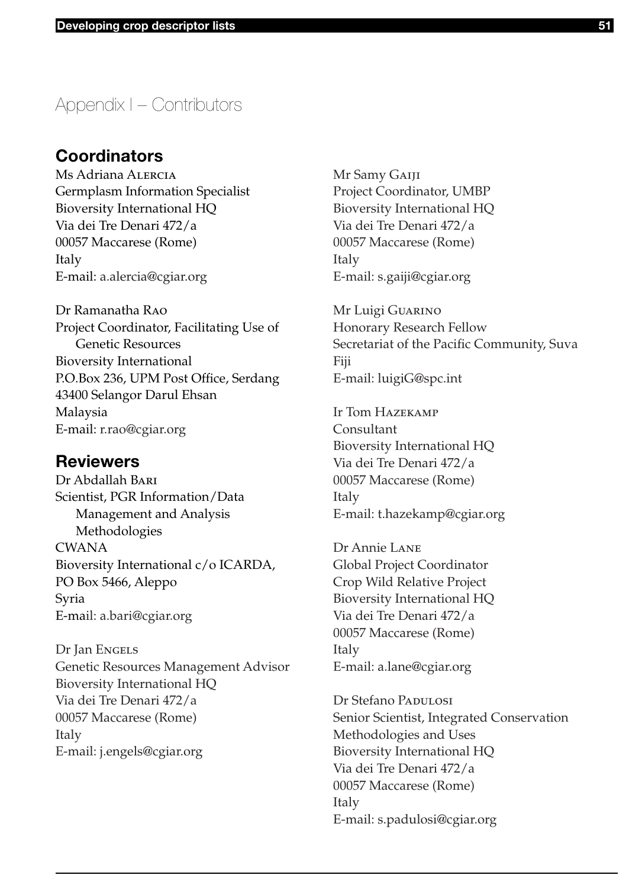# Appendix I – Contributors

## Coordinators

Ms Adriana ALERCIA
Germplasm Information Specialist
Bioversity International HQ
Via dei Tre Denari 472/a
00057 Maccarese (Rome)
Italy
E-mail: a.alercia@cgiar.org

Dr Ramanatha RAO
Project Coordinator, Facilitating Use of Genetic Resources
Bioversity International
P.O.Box 236, UPM Post Office, Serdang
43400 Selangor Darul Ehsan
Malaysia
E-mail: r.rao@cgiar.org

## Reviewers

Dr Abdallah BARI
Scientist, PGR Information/Data Management and Analysis Methodologies
CWANA
Bioversity International c/o ICARDA,
PO Box 5466, Aleppo
Syria
E-mail: a.bari@cgiar.org

Dr Jan ENGELS
Genetic Resources Management Advisor
Bioversity International HQ
Via dei Tre Denari 472/a
00057 Maccarese (Rome)
Italy
E-mail: j.engels@cgiar.org

Mr Samy GAIJI
Project Coordinator, UMBP
Bioversity International HQ
Via dei Tre Denari 472/a
00057 Maccarese (Rome)
Italy
E-mail: s.gaiji@cgiar.org

Mr Luigi GUARINO
Honorary Research Fellow
Secretariat of the Pacific Community, Suva
Fiji
E-mail: luigiG@spc.int

Ir Tom HAZEKAMP
Consultant
Bioversity International HQ
Via dei Tre Denari 472/a
00057 Maccarese (Rome)
Italy
E-mail: t.hazekamp@cgiar.org

Dr Annie LANE
Global Project Coordinator
Crop Wild Relative Project
Bioversity International HQ
Via dei Tre Denari 472/a
00057 Maccarese (Rome)
Italy
E-mail: a.lane@cgiar.org

Dr Stefano PADULOSI
Senior Scientist, Integrated Conservation Methodologies and Uses
Bioversity International HQ
Via dei Tre Denari 472/a
00057 Maccarese (Rome)
Italy
E-mail: s.padulosi@cgiar.org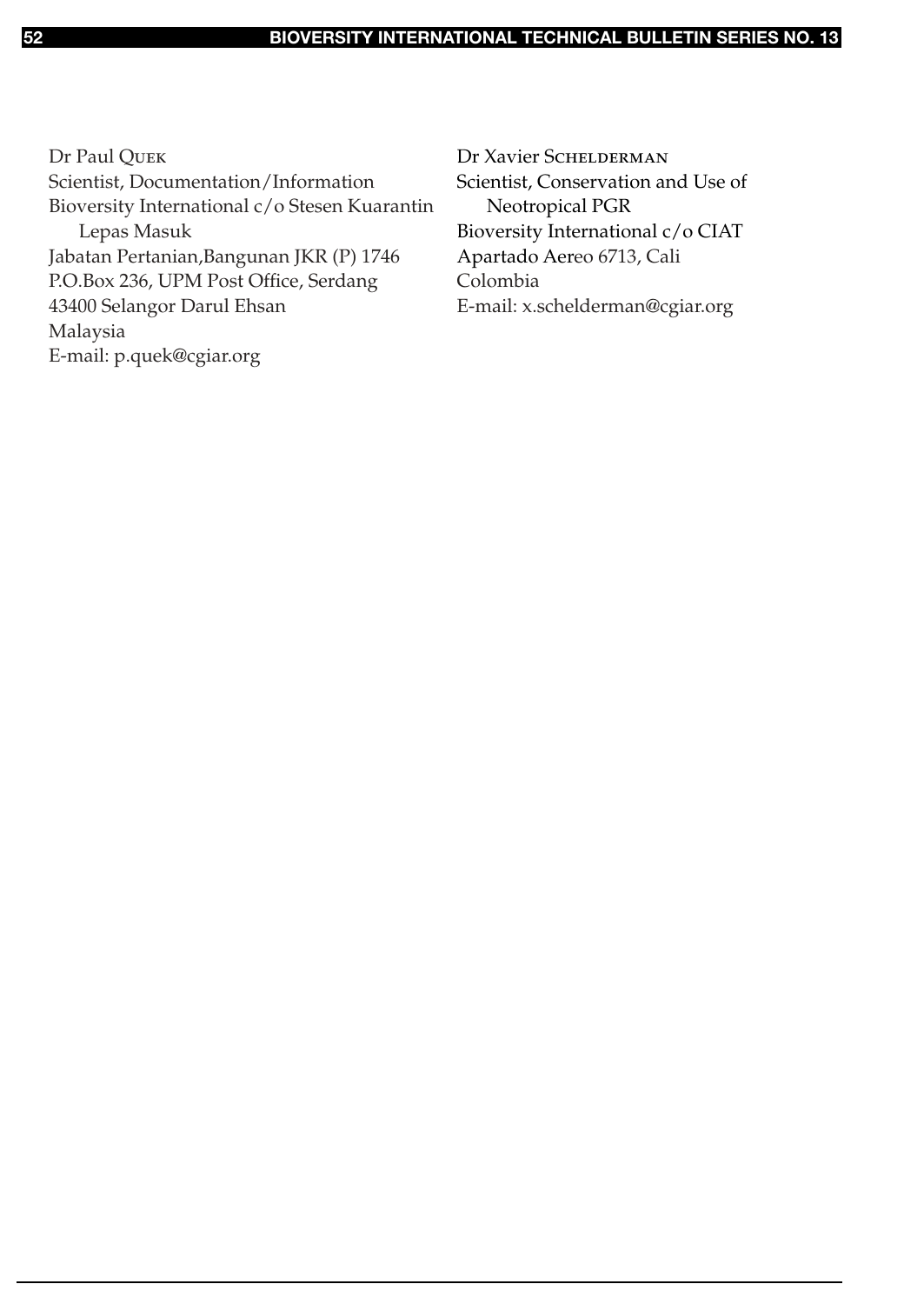Dr Paul Quek
Scientist, Documentation/Information
Bioversity International c/o Stesen Kuarantin Lepas Masuk
Jabatan Pertanian,Bangunan JKR (P) 1746
P.O.Box 236, UPM Post Office, Serdang
43400 Selangor Darul Ehsan
Malaysia
E-mail: p.quek@cgiar.org

Dr Xavier Scheldeman
Scientist, Conservation and Use of Neotropical PGR
Bioversity International c/o CIAT
Apartado Aereo 6713, Cali
Colombia
E-mail: x.schelderman@cgiar.org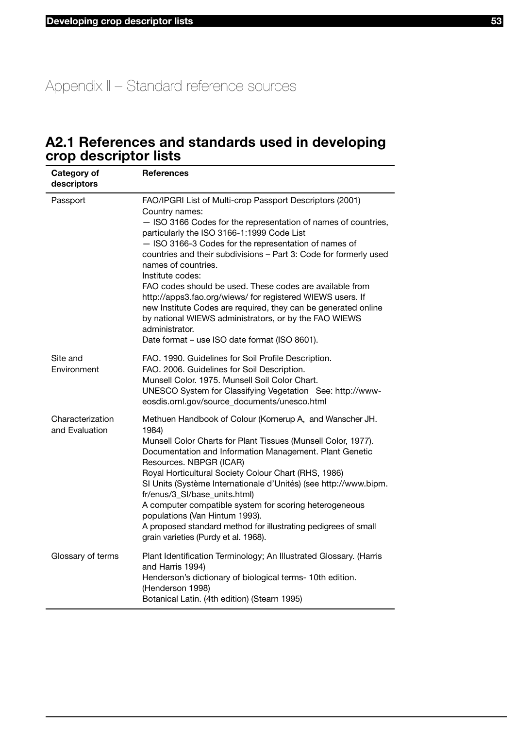# Appendix II – Standard reference sources

## A2.1 References and standards used in developing crop descriptor lists

| Category of descriptors | References |
|---|---|
| Passport | FAO/IPGRI List of Multi-crop Passport Descriptors (2001)<br>Country names:<br>— ISO 3166 Codes for the representation of names of countries, particularly the ISO 3166-1:1999 Code List<br>— ISO 3166-3 Codes for the representation of names of countries and their subdivisions – Part 3: Code for formerly used names of countries.<br>Institute codes:<br>FAO codes should be used. These codes are available from http://apps3.fao.org/wiews/ for registered WIEWS users. If new Institute Codes are required, they can be generated online by national WIEWS administrators, or by the FAO WIEWS administrator.<br>Date format – use ISO date format (ISO 8601). |
| Site and Environment | FAO. 1990. Guidelines for Soil Profile Description.<br>FAO. 2006. Guidelines for Soil Description.<br>Munsell Color. 1975. Munsell Soil Color Chart.<br>UNESCO System for Classifying Vegetation See: http://www-eosdis.ornl.gov/source_documents/unesco.html |
| Characterization and Evaluation | Methuen Handbook of Colour (Kornerup A, and Wanscher JH. 1984)<br>Munsell Color Charts for Plant Tissues (Munsell Color, 1977).<br>Documentation and Information Management. Plant Genetic Resources. NBPGR (ICAR)<br>Royal Horticultural Society Colour Chart (RHS, 1986)<br>SI Units (Système Internationale d'Unités) (see http://www.bipm.fr/enus/3_SI/base_units.html)<br>A computer compatible system for scoring heterogeneous populations (Van Hintum 1993).<br>A proposed standard method for illustrating pedigrees of small grain varieties (Purdy et al. 1968). |
| Glossary of terms | Plant Identification Terminology; An Illustrated Glossary. (Harris and Harris 1994)<br>Henderson's dictionary of biological terms- 10th edition. (Henderson 1998)<br>Botanical Latin. (4th edition) (Stearn 1995) |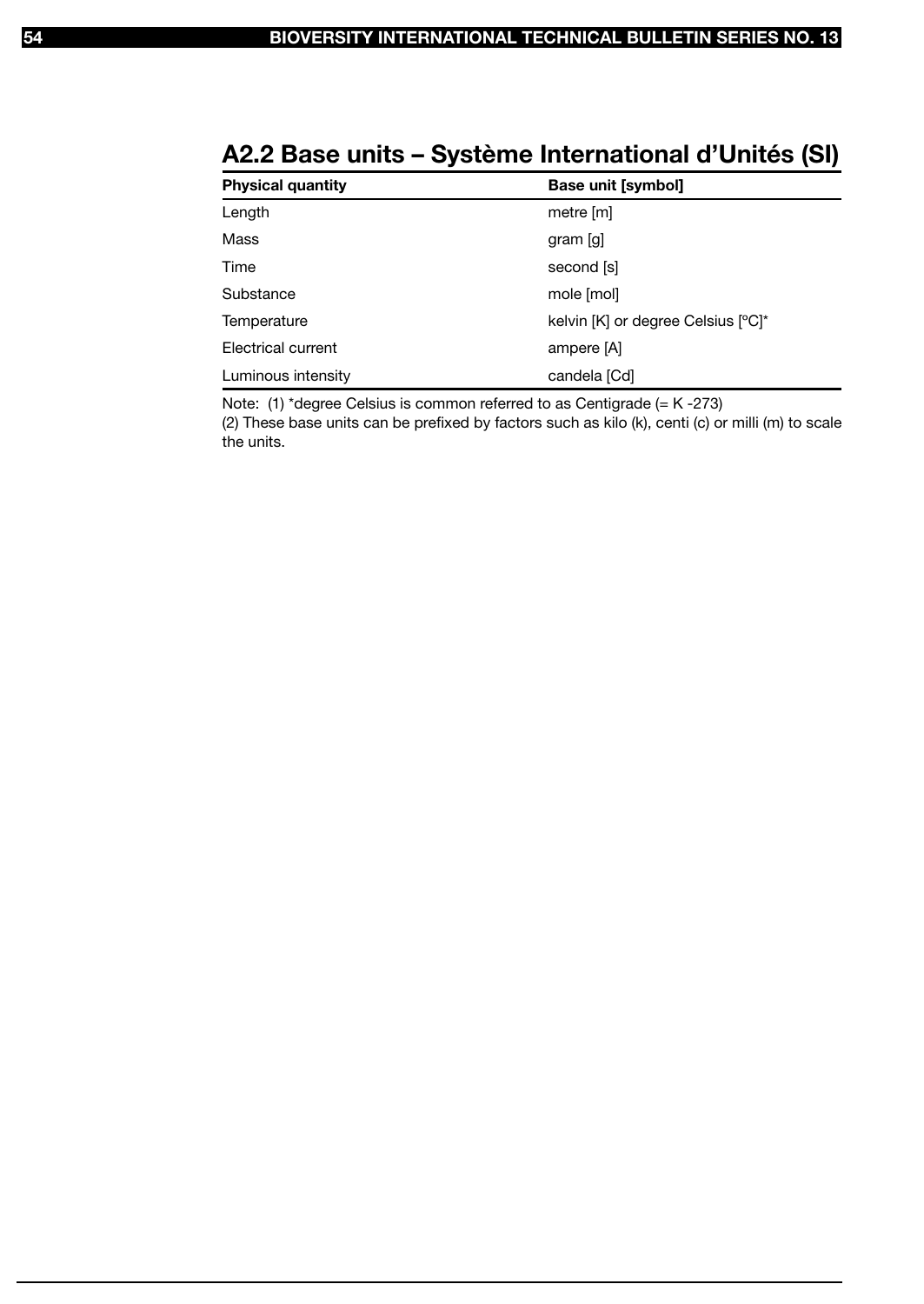## A2.2 Base units – Système International d'Unités (SI)

| Physical quantity | Base unit [symbol] |
|---|---|
| Length | metre [m] |
| Mass | gram [g] |
| Time | second [s] |
| Substance | mole [mol] |
| Temperature | kelvin [K] or degree Celsius [ºC]* |
| Electrical current | ampere [A] |
| Luminous intensity | candela [Cd] |

Note: (1) *degree Celsius is common referred to as Centigrade (= K -273)
(2) These base units can be prefixed by factors such as kilo (k), centi (c) or milli (m) to scale the units.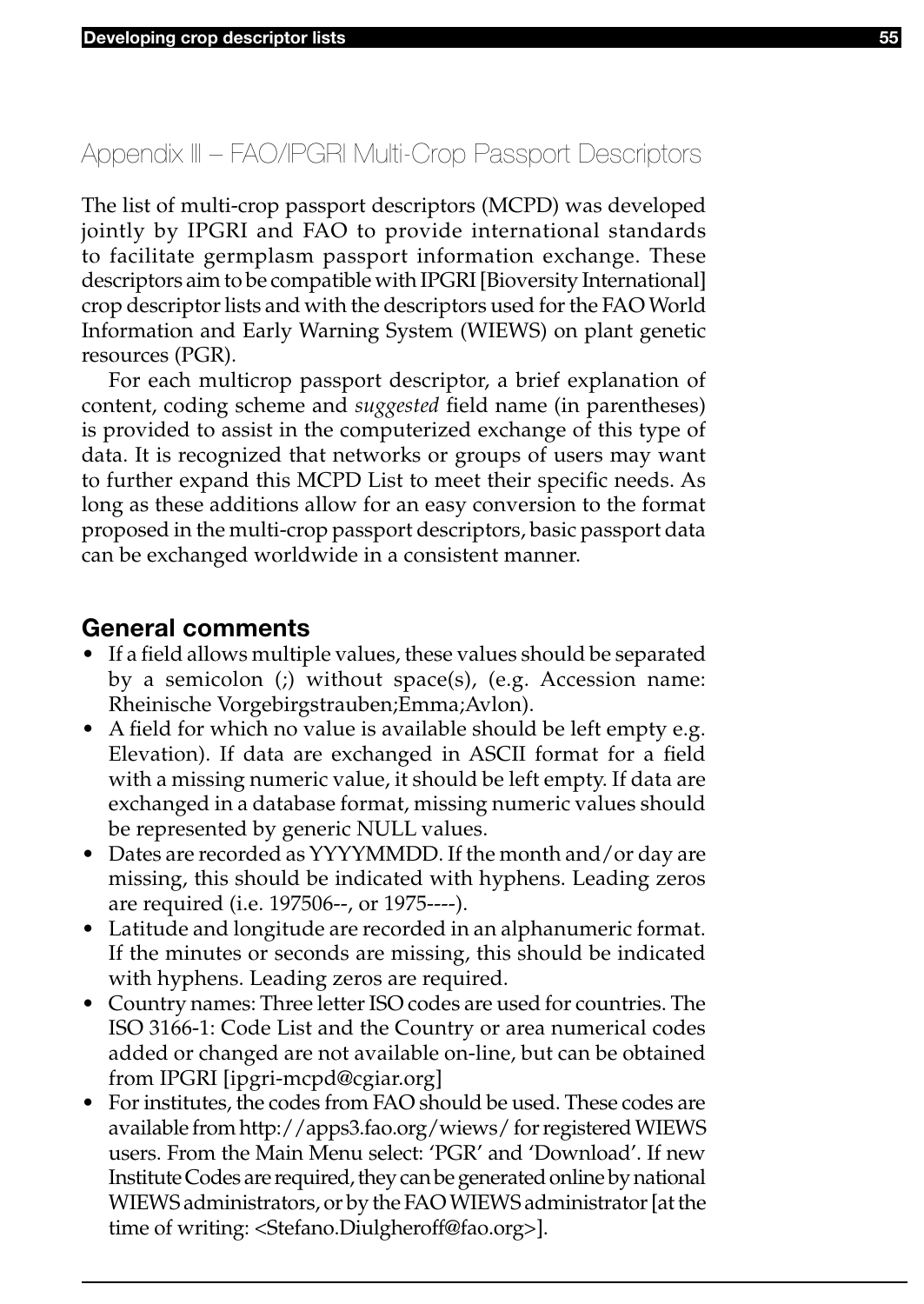## Appendix III – FAO/IPGRI Multi-Crop Passport Descriptors

The list of multi-crop passport descriptors (MCPD) was developed jointly by IPGRI and FAO to provide international standards to facilitate germplasm passport information exchange. These descriptors aim to be compatible with IPGRI [Bioversity International] crop descriptor lists and with the descriptors used for the FAO World Information and Early Warning System (WIEWS) on plant genetic resources (PGR).

For each multicrop passport descriptor, a brief explanation of content, coding scheme and *suggested* field name (in parentheses) is provided to assist in the computerized exchange of this type of data. It is recognized that networks or groups of users may want to further expand this MCPD List to meet their specific needs. As long as these additions allow for an easy conversion to the format proposed in the multi-crop passport descriptors, basic passport data can be exchanged worldwide in a consistent manner.

### General comments

- If a field allows multiple values, these values should be separated by a semicolon (;) without space(s), (e.g. Accession name: Rheinische Vorgebirgstrauben;Emma;Avlon).
- A field for which no value is available should be left empty e.g. Elevation). If data are exchanged in ASCII format for a field with a missing numeric value, it should be left empty. If data are exchanged in a database format, missing numeric values should be represented by generic NULL values.
- Dates are recorded as YYYYMMDD. If the month and/or day are missing, this should be indicated with hyphens. Leading zeros are required (i.e. 197506--, or 1975----).
- Latitude and longitude are recorded in an alphanumeric format. If the minutes or seconds are missing, this should be indicated with hyphens. Leading zeros are required.
- Country names: Three letter ISO codes are used for countries. The ISO 3166-1: Code List and the Country or area numerical codes added or changed are not available on-line, but can be obtained from IPGRI [ipgri-mcpd@cgiar.org]
- For institutes, the codes from FAO should be used. These codes are available from http://apps3.fao.org/wiews/ for registered WIEWS users. From the Main Menu select: 'PGR' and 'Download'. If new Institute Codes are required, they can be generated online by national WIEWS administrators, or by the FAO WIEWS administrator [at the time of writing: <Stefano.Diulgheroff@fao.org>].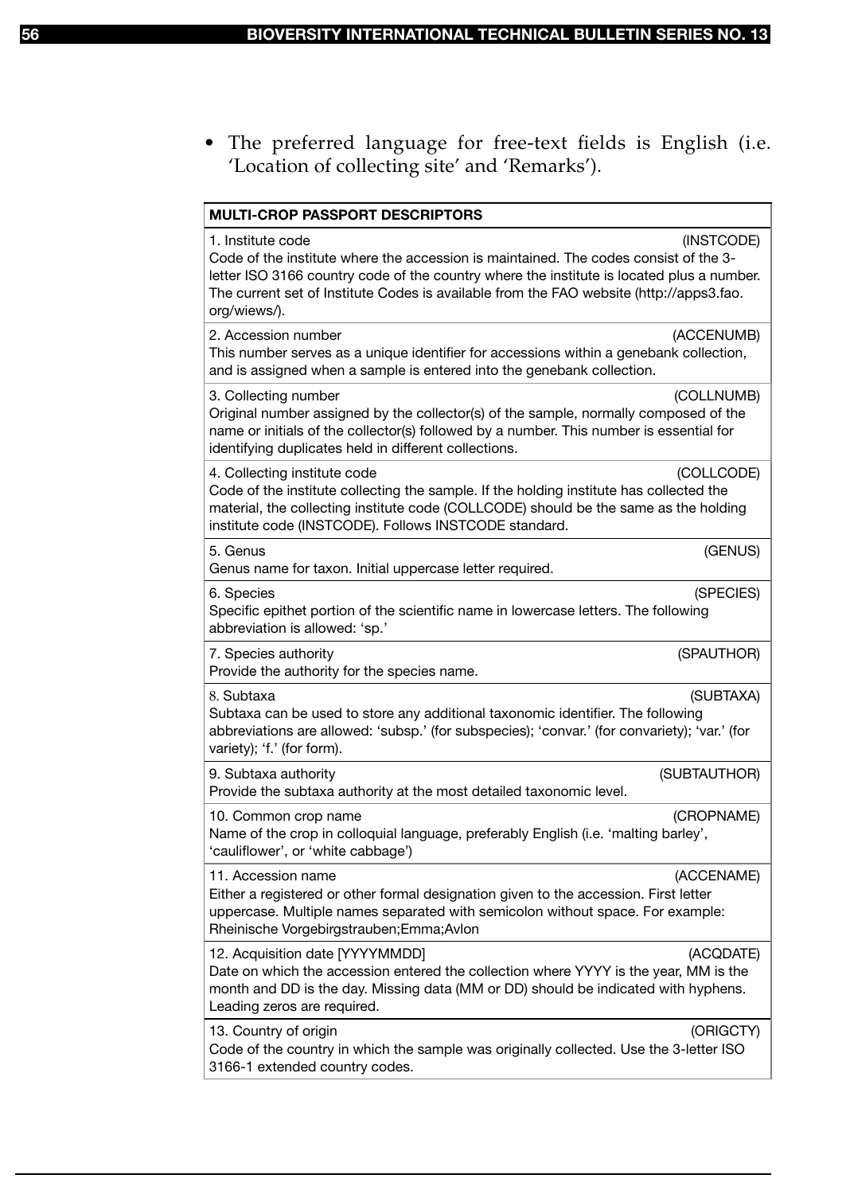- The preferred language for free-text fields is English (i.e. 'Location of collecting site' and 'Remarks').

**MULTI-CROP PASSPORT DESCRIPTORS**

1. Institute code (INSTCODE)
Code of the institute where the accession is maintained. The codes consist of the 3-letter ISO 3166 country code of the country where the institute is located plus a number. The current set of Institute Codes is available from the FAO website (http://apps3.fao.org/wiews/).

2. Accession number (ACCENUMB)
This number serves as a unique identifier for accessions within a genebank collection, and is assigned when a sample is entered into the genebank collection.

3. Collecting number (COLLNUMB)
Original number assigned by the collector(s) of the sample, normally composed of the name or initials of the collector(s) followed by a number. This number is essential for identifying duplicates held in different collections.

4. Collecting institute code (COLLCODE)
Code of the institute collecting the sample. If the holding institute has collected the material, the collecting institute code (COLLCODE) should be the same as the holding institute code (INSTCODE). Follows INSTCODE standard.

5. Genus (GENUS)
Genus name for taxon. Initial uppercase letter required.

6. Species (SPECIES)
Specific epithet portion of the scientific name in lowercase letters. The following abbreviation is allowed: 'sp.'

7. Species authority (SPAUTHOR)
Provide the authority for the species name.

8. Subtaxa (SUBTAXA)
Subtaxa can be used to store any additional taxonomic identifier. The following abbreviations are allowed: 'subsp.' (for subspecies); 'convar.' (for convariety); 'var.' (for variety); 'f.' (for form).

9. Subtaxa authority (SUBTAUTHOR)
Provide the subtaxa authority at the most detailed taxonomic level.

10. Common crop name (CROPNAME)
Name of the crop in colloquial language, preferably English (i.e. 'malting barley', 'cauliflower', or 'white cabbage')

11. Accession name (ACCENAME)
Either a registered or other formal designation given to the accession. First letter uppercase. Multiple names separated with semicolon without space. For example: Rheinische Vorgebirgstrauben;Emma;Avlon

12. Acquisition date [YYYYMMDD] (ACQDATE)
Date on which the accession entered the collection where YYYY is the year, MM is the month and DD is the day. Missing data (MM or DD) should be indicated with hyphens. Leading zeros are required.

13. Country of origin (ORIGCTY)
Code of the country in which the sample was originally collected. Use the 3-letter ISO 3166-1 extended country codes.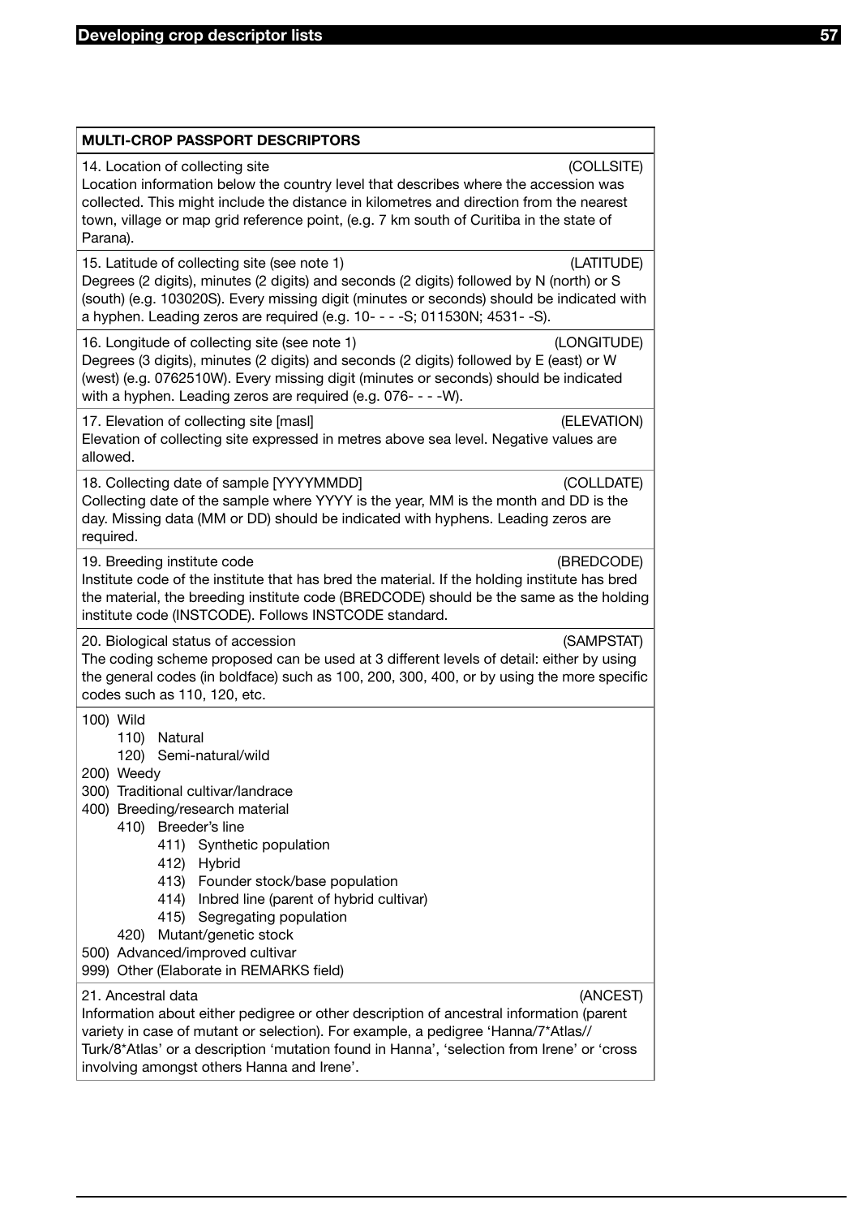**MULTI-CROP PASSPORT DESCRIPTORS**

14. Location of collecting site (COLLSITE)
Location information below the country level that describes where the accession was collected. This might include the distance in kilometres and direction from the nearest town, village or map grid reference point, (e.g. 7 km south of Curitiba in the state of Parana).

15. Latitude of collecting site (see note 1) (LATITUDE)
Degrees (2 digits), minutes (2 digits) and seconds (2 digits) followed by N (north) or S (south) (e.g. 103020S). Every missing digit (minutes or seconds) should be indicated with a hyphen. Leading zeros are required (e.g. 10- - - -S; 011530N; 4531- -S).

16. Longitude of collecting site (see note 1) (LONGITUDE)
Degrees (3 digits), minutes (2 digits) and seconds (2 digits) followed by E (east) or W (west) (e.g. 0762510W). Every missing digit (minutes or seconds) should be indicated with a hyphen. Leading zeros are required (e.g. 076- - - -W).

17. Elevation of collecting site [masl] (ELEVATION)
Elevation of collecting site expressed in metres above sea level. Negative values are allowed.

18. Collecting date of sample [YYYYMMDD] (COLLDATE)
Collecting date of the sample where YYYY is the year, MM is the month and DD is the day. Missing data (MM or DD) should be indicated with hyphens. Leading zeros are required.

19. Breeding institute code (BREDCODE)
Institute code of the institute that has bred the material. If the holding institute has bred the material, the breeding institute code (BREDCODE) should be the same as the holding institute code (INSTCODE). Follows INSTCODE standard.

20. Biological status of accession (SAMPSTAT)
The coding scheme proposed can be used at 3 different levels of detail: either by using the general codes (in boldface) such as 100, 200, 300, 400, or by using the more specific codes such as 110, 120, etc.

- 100) Wild
  - 110) Natural
  - 120) Semi-natural/wild
- 200) Weedy
- 300) Traditional cultivar/landrace
- 400) Breeding/research material
  - 410) Breeder's line
    - 411) Synthetic population
    - 412) Hybrid
    - 413) Founder stock/base population
    - 414) Inbred line (parent of hybrid cultivar)
    - 415) Segregating population
  - 420) Mutant/genetic stock
- 500) Advanced/improved cultivar
- 999) Other (Elaborate in REMARKS field)

21. Ancestral data (ANCEST)
Information about either pedigree or other description of ancestral information (parent variety in case of mutant or selection). For example, a pedigree 'Hanna/7*Atlas//Turk/8*Atlas' or a description 'mutation found in Hanna', 'selection from Irene' or 'cross involving amongst others Hanna and Irene'.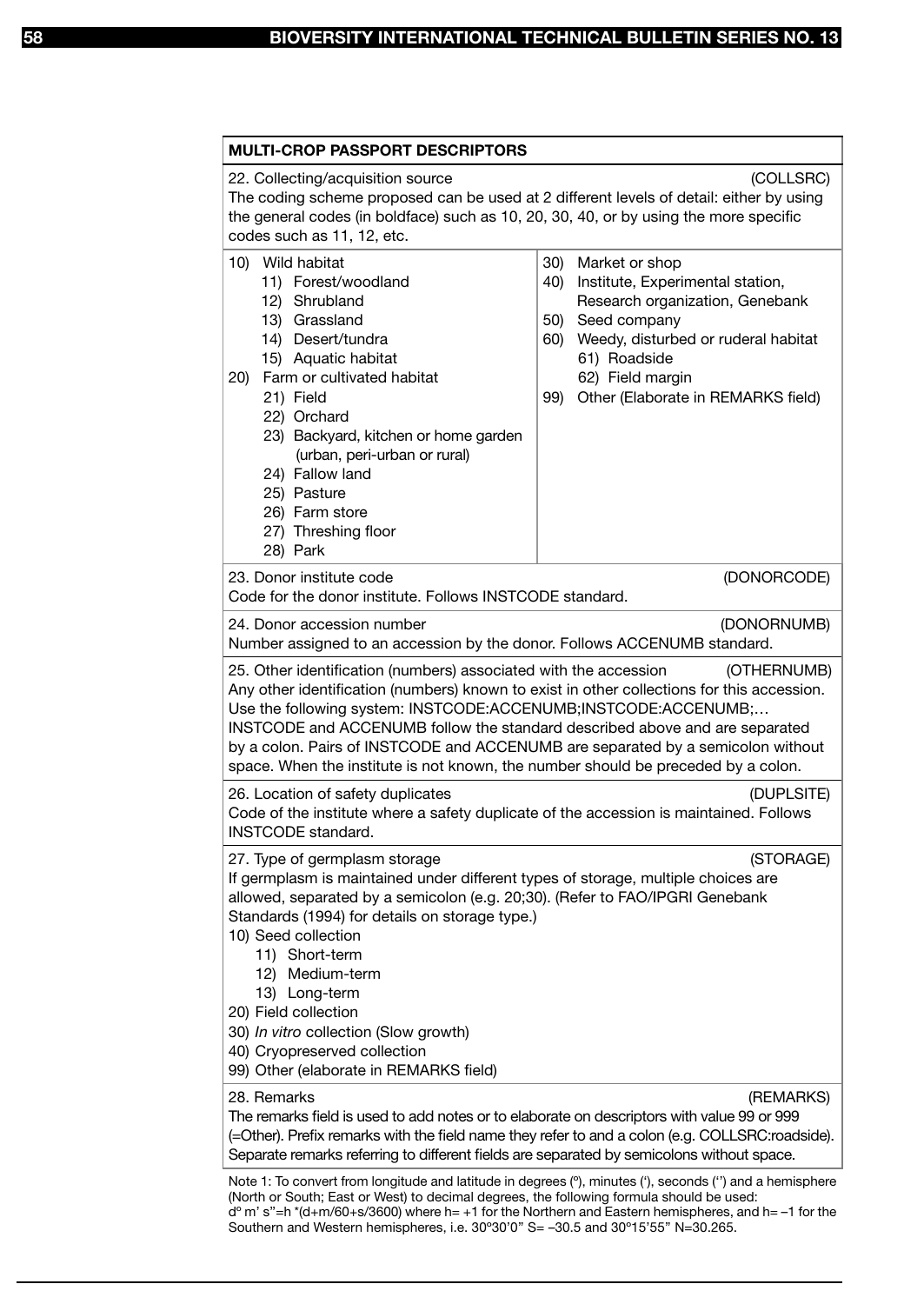**MULTI-CROP PASSPORT DESCRIPTORS**

22. Collecting/acquisition source (COLLSRC)

The coding scheme proposed can be used at 2 different levels of detail: either by using the general codes (in boldface) such as 10, 20, 30, 40, or by using the more specific codes such as 11, 12, etc.

10) Wild habitat
    - 11) Forest/woodland
    - 12) Shrubland
    - 13) Grassland
    - 14) Desert/tundra
    - 15) Aquatic habitat

20) Farm or cultivated habitat
    - 21) Field
    - 22) Orchard
    - 23) Backyard, kitchen or home garden (urban, peri-urban or rural)
    - 24) Fallow land
    - 25) Pasture
    - 26) Farm store
    - 27) Threshing floor
    - 28) Park

30) Market or shop

40) Institute, Experimental station, Research organization, Genebank

50) Seed company

60) Weedy, disturbed or ruderal habitat
    - 61) Roadside
    - 62) Field margin

99) Other (Elaborate in REMARKS field)

23. Donor institute code (DONORCODE)

Code for the donor institute. Follows INSTCODE standard.

24. Donor accession number (DONORNUMB)

Number assigned to an accession by the donor. Follows ACCENUMB standard.

25. Other identification (numbers) associated with the accession (OTHERNUMB)

Any other identification (numbers) known to exist in other collections for this accession. Use the following system: INSTCODE:ACCENUMB;INSTCODE:ACCENUMB;… INSTCODE and ACCENUMB follow the standard described above and are separated by a colon. Pairs of INSTCODE and ACCENUMB are separated by a semicolon without space. When the institute is not known, the number should be preceded by a colon.

26. Location of safety duplicates (DUPLSITE)

Code of the institute where a safety duplicate of the accession is maintained. Follows INSTCODE standard.

27. Type of germplasm storage (STORAGE)

If germplasm is maintained under different types of storage, multiple choices are allowed, separated by a semicolon (e.g. 20;30). (Refer to FAO/IPGRI Genebank Standards (1994) for details on storage type.)

10) Seed collection
    - 11) Short-term
    - 12) Medium-term
    - 13) Long-term

20) Field collection

30) *In vitro* collection (Slow growth)

40) Cryopreserved collection

99) Other (elaborate in REMARKS field)

28. Remarks (REMARKS)

The remarks field is used to add notes or to elaborate on descriptors with value 99 or 999 (=Other). Prefix remarks with the field name they refer to and a colon (e.g. COLLSRC:roadside). Separate remarks referring to different fields are separated by semicolons without space.

Note 1: To convert from longitude and latitude in degrees (º), minutes ('), seconds ('') and a hemisphere (North or South; East or West) to decimal degrees, the following formula should be used: d° m' s"=h \*(d+m/60+s/3600) where h= +1 for the Northern and Eastern hemispheres, and h= –1 for the Southern and Western hemispheres, i.e. 30°30'0" S= –30.5 and 30°15'55" N=30.265.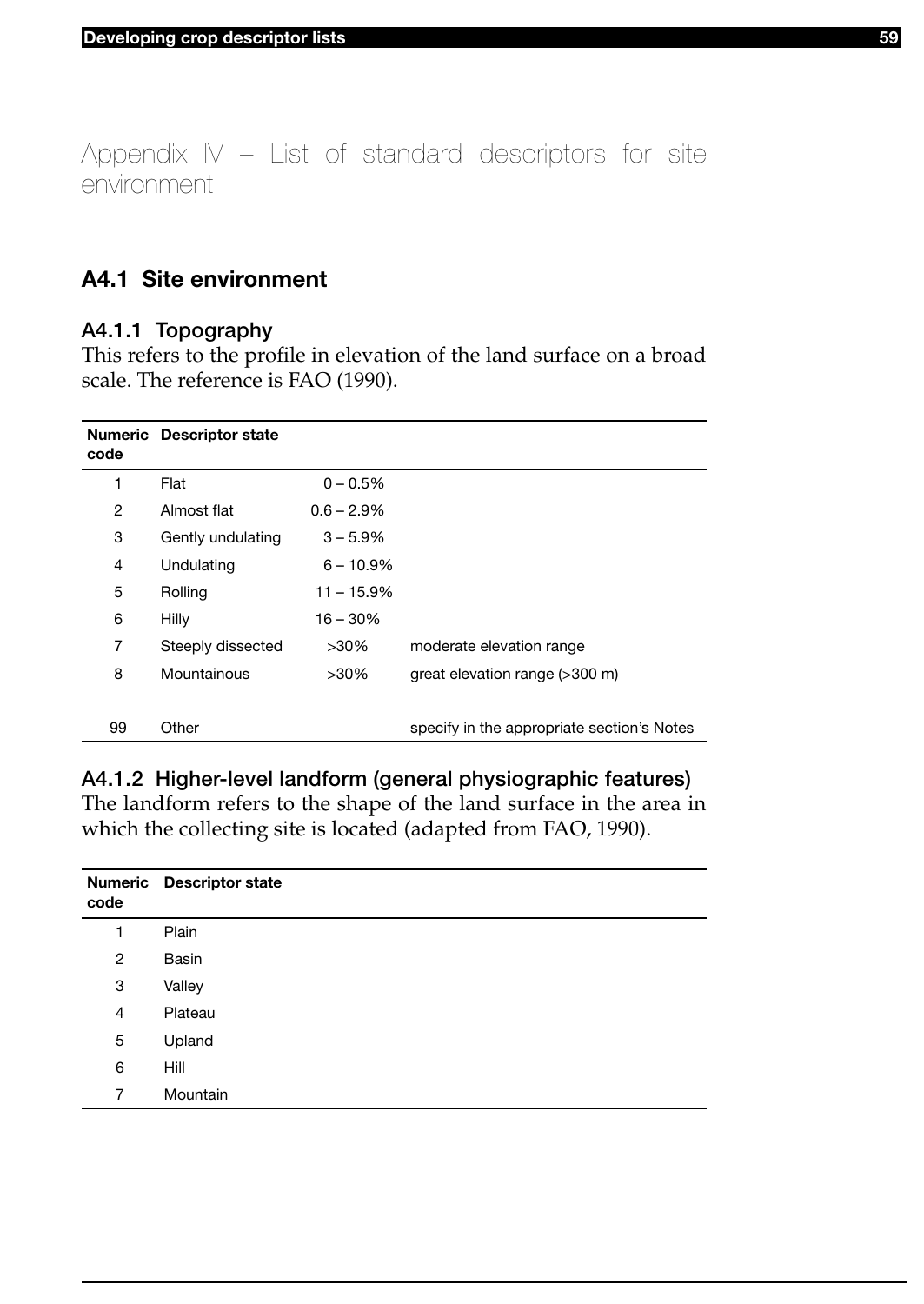# Appendix IV – List of standard descriptors for site environment

## A4.1 Site environment

### A4.1.1 Topography

This refers to the profile in elevation of the land surface on a broad scale. The reference is FAO (1990).

| Numeric code | Descriptor state | | |
|---|---|---|---|
| 1 | Flat | 0 – 0.5% | |
| 2 | Almost flat | 0.6 – 2.9% | |
| 3 | Gently undulating | 3 – 5.9% | |
| 4 | Undulating | 6 – 10.9% | |
| 5 | Rolling | 11 – 15.9% | |
| 6 | Hilly | 16 – 30% | |
| 7 | Steeply dissected | >30% | moderate elevation range |
| 8 | Mountainous | >30% | great elevation range (>300 m) |
| 99 | Other | | specify in the appropriate section's Notes |

### A4.1.2 Higher-level landform (general physiographic features)

The landform refers to the shape of the land surface in the area in which the collecting site is located (adapted from FAO, 1990).

| Numeric code | Descriptor state |
|---|---|
| 1 | Plain |
| 2 | Basin |
| 3 | Valley |
| 4 | Plateau |
| 5 | Upland |
| 6 | Hill |
| 7 | Mountain |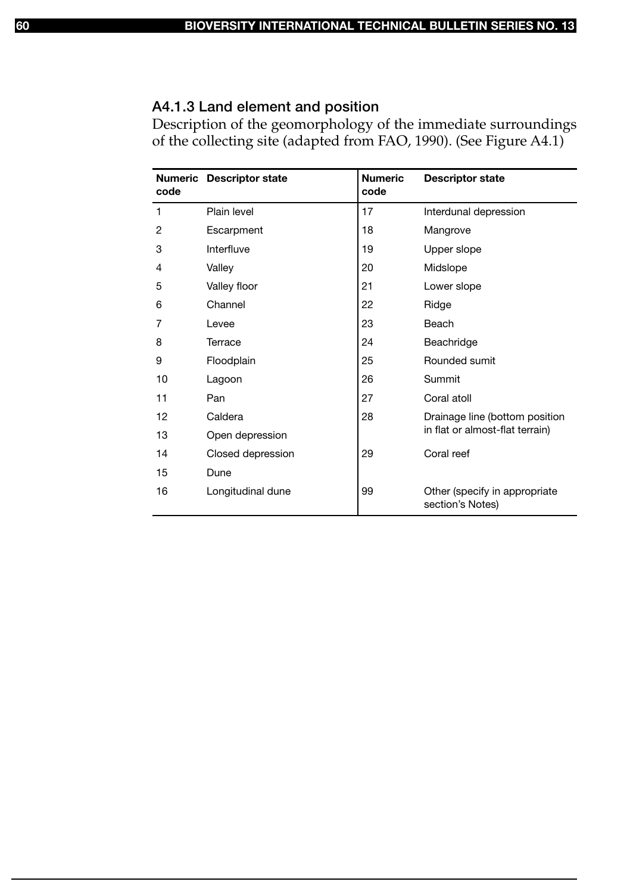### A4.1.3 Land element and position

Description of the geomorphology of the immediate surroundings of the collecting site (adapted from FAO, 1990). (See Figure A4.1)

| Numeric code | Descriptor state | Numeric code | Descriptor state |
|---|---|---|---|
| 1 | Plain level | 17 | Interdunal depression |
| 2 | Escarpment | 18 | Mangrove |
| 3 | Interfluve | 19 | Upper slope |
| 4 | Valley | 20 | Midslope |
| 5 | Valley floor | 21 | Lower slope |
| 6 | Channel | 22 | Ridge |
| 7 | Levee | 23 | Beach |
| 8 | Terrace | 24 | Beachridge |
| 9 | Floodplain | 25 | Rounded sumit |
| 10 | Lagoon | 26 | Summit |
| 11 | Pan | 27 | Coral atoll |
| 12 | Caldera | 28 | Drainage line (bottom position in flat or almost-flat terrain) |
| 13 | Open depression | | |
| 14 | Closed depression | 29 | Coral reef |
| 15 | Dune | | |
| 16 | Longitudinal dune | 99 | Other (specify in appropriate section's Notes) |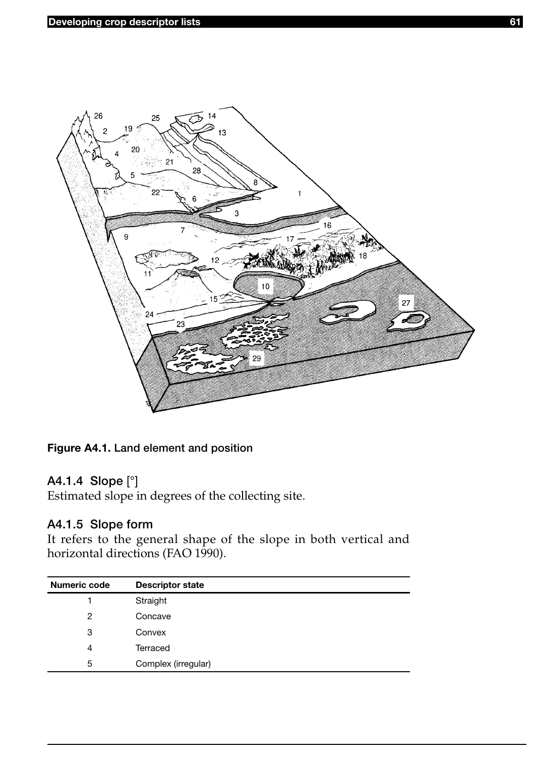**Figure A4.1.** Land element and position

### A4.1.4 Slope [°]

Estimated slope in degrees of the collecting site.

### A4.1.5 Slope form

It refers to the general shape of the slope in both vertical and horizontal directions (FAO 1990).

| Numeric code | Descriptor state |
|---|---|
| 1 | Straight |
| 2 | Concave |
| 3 | Convex |
| 4 | Terraced |
| 5 | Complex (irregular) |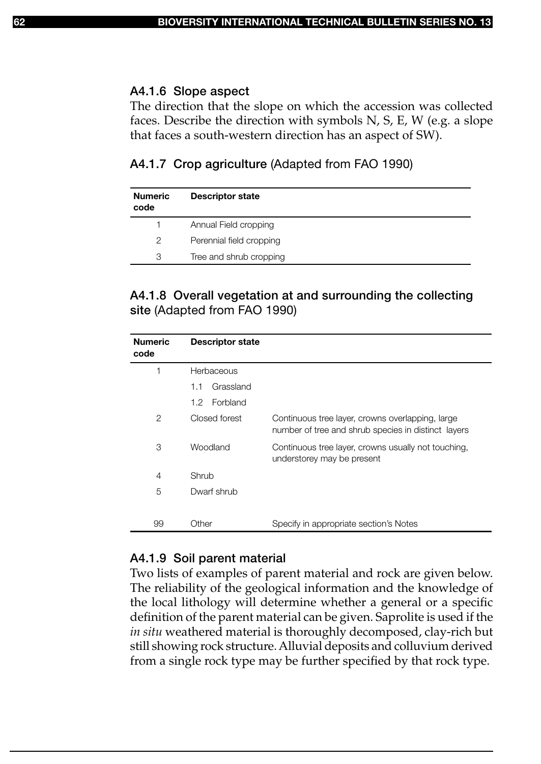### A4.1.6 Slope aspect

The direction that the slope on which the accession was collected faces. Describe the direction with symbols N, S, E, W (e.g. a slope that faces a south-western direction has an aspect of SW).

### A4.1.7 Crop agriculture (Adapted from FAO 1990)

| Numeric code | Descriptor state |
|---|---|
| 1 | Annual Field cropping |
| 2 | Perennial field cropping |
| 3 | Tree and shrub cropping |

### A4.1.8 Overall vegetation at and surrounding the collecting site (Adapted from FAO 1990)

| Numeric code | Descriptor state | |
|---|---|---|
| 1 | Herbaceous | |
| | 1.1 Grassland | |
| | 1.2 Forbland | |
| 2 | Closed forest | Continuous tree layer, crowns overlapping, large number of tree and shrub species in distinct layers |
| 3 | Woodland | Continuous tree layer, crowns usually not touching, understorey may be present |
| 4 | Shrub | |
| 5 | Dwarf shrub | |
| 99 | Other | Specify in appropriate section's Notes |

### A4.1.9 Soil parent material

Two lists of examples of parent material and rock are given below. The reliability of the geological information and the knowledge of the local lithology will determine whether a general or a specific definition of the parent material can be given. Saprolite is used if the *in situ* weathered material is thoroughly decomposed, clay-rich but still showing rock structure. Alluvial deposits and colluvium derived from a single rock type may be further specified by that rock type.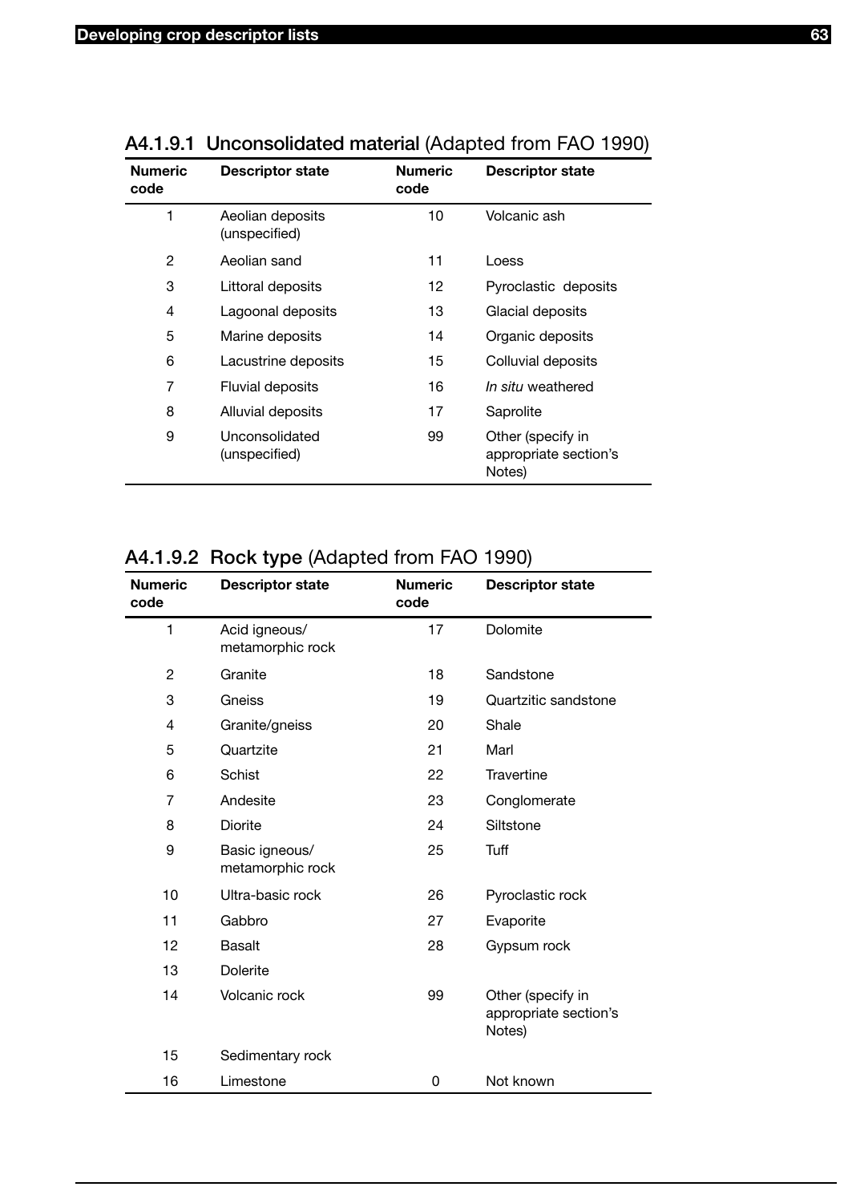### A4.1.9.1 **Unconsolidated material** (Adapted from FAO 1990)

| Numeric code | Descriptor state | Numeric code | Descriptor state |
|---|---|---|---|
| 1 | Aeolian deposits (unspecified) | 10 | Volcanic ash |
| 2 | Aeolian sand | 11 | Loess |
| 3 | Littoral deposits | 12 | Pyroclastic deposits |
| 4 | Lagoonal deposits | 13 | Glacial deposits |
| 5 | Marine deposits | 14 | Organic deposits |
| 6 | Lacustrine deposits | 15 | Colluvial deposits |
| 7 | Fluvial deposits | 16 | *In situ* weathered |
| 8 | Alluvial deposits | 17 | Saprolite |
| 9 | Unconsolidated (unspecified) | 99 | Other (specify in appropriate section's Notes) |

### A4.1.9.2 **Rock type** (Adapted from FAO 1990)

| Numeric code | Descriptor state | Numeric code | Descriptor state |
|---|---|---|---|
| 1 | Acid igneous/ metamorphic rock | 17 | Dolomite |
| 2 | Granite | 18 | Sandstone |
| 3 | Gneiss | 19 | Quartzitic sandstone |
| 4 | Granite/gneiss | 20 | Shale |
| 5 | Quartzite | 21 | Marl |
| 6 | Schist | 22 | Travertine |
| 7 | Andesite | 23 | Conglomerate |
| 8 | Diorite | 24 | Siltstone |
| 9 | Basic igneous/ metamorphic rock | 25 | Tuff |
| 10 | Ultra-basic rock | 26 | Pyroclastic rock |
| 11 | Gabbro | 27 | Evaporite |
| 12 | Basalt | 28 | Gypsum rock |
| 13 | Dolerite | | |
| 14 | Volcanic rock | 99 | Other (specify in appropriate section's Notes) |
| 15 | Sedimentary rock | | |
| 16 | Limestone | 0 | Not known |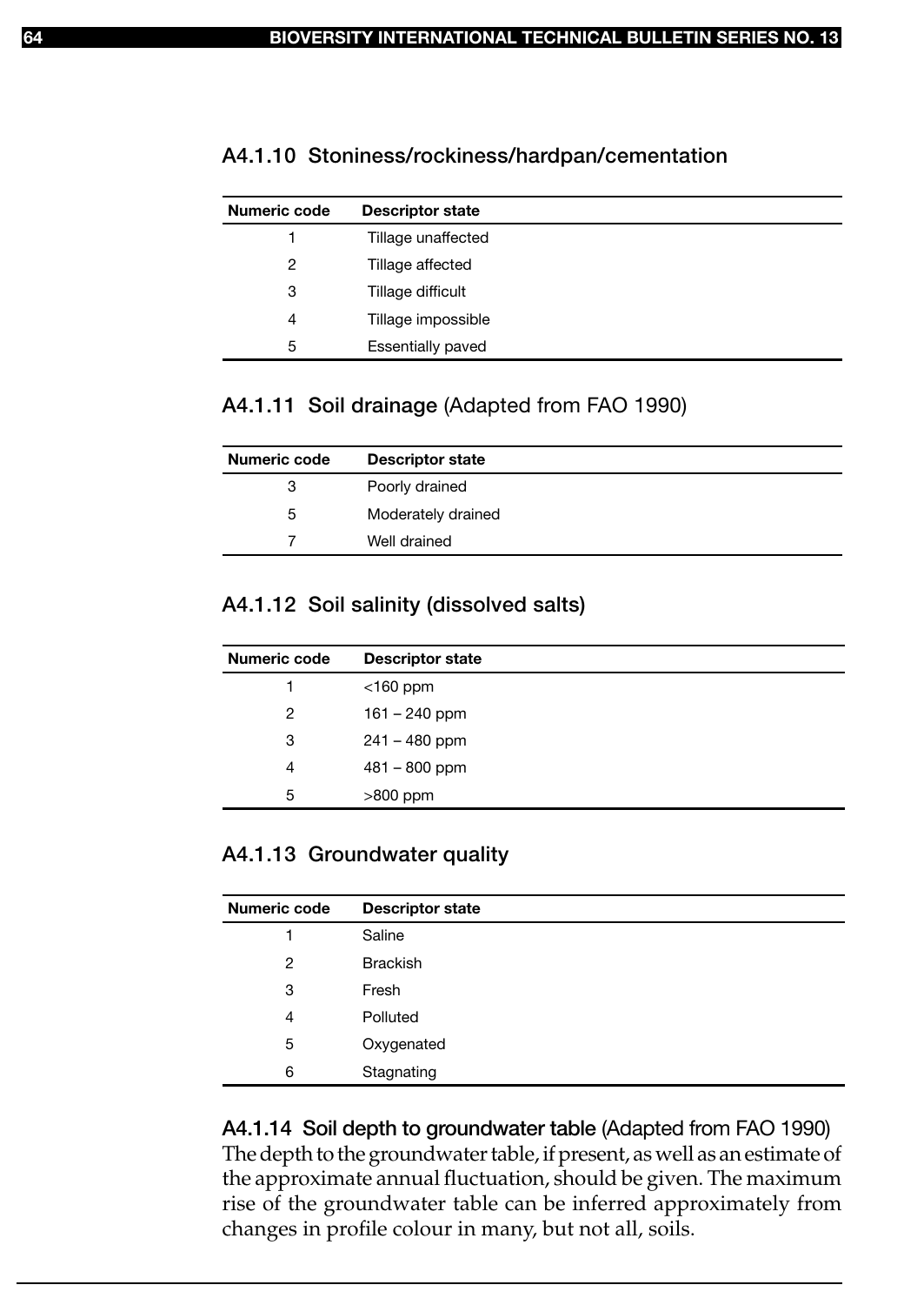### A4.1.10 Stoniness/rockiness/hardpan/cementation

| Numeric code | Descriptor state |
|---|---|
| 1 | Tillage unaffected |
| 2 | Tillage affected |
| 3 | Tillage difficult |
| 4 | Tillage impossible |
| 5 | Essentially paved |

### A4.1.11 Soil drainage (Adapted from FAO 1990)

| Numeric code | Descriptor state |
|---|---|
| 3 | Poorly drained |
| 5 | Moderately drained |
| 7 | Well drained |

### A4.1.12 Soil salinity (dissolved salts)

| Numeric code | Descriptor state |
|---|---|
| 1 | <160 ppm |
| 2 | 161 – 240 ppm |
| 3 | 241 – 480 ppm |
| 4 | 481 – 800 ppm |
| 5 | >800 ppm |

### A4.1.13 Groundwater quality

| Numeric code | Descriptor state |
|---|---|
| 1 | Saline |
| 2 | Brackish |
| 3 | Fresh |
| 4 | Polluted |
| 5 | Oxygenated |
| 6 | Stagnating |

### A4.1.14 Soil depth to groundwater table (Adapted from FAO 1990)

The depth to the groundwater table, if present, as well as an estimate of the approximate annual fluctuation, should be given. The maximum rise of the groundwater table can be inferred approximately from changes in profile colour in many, but not all, soils.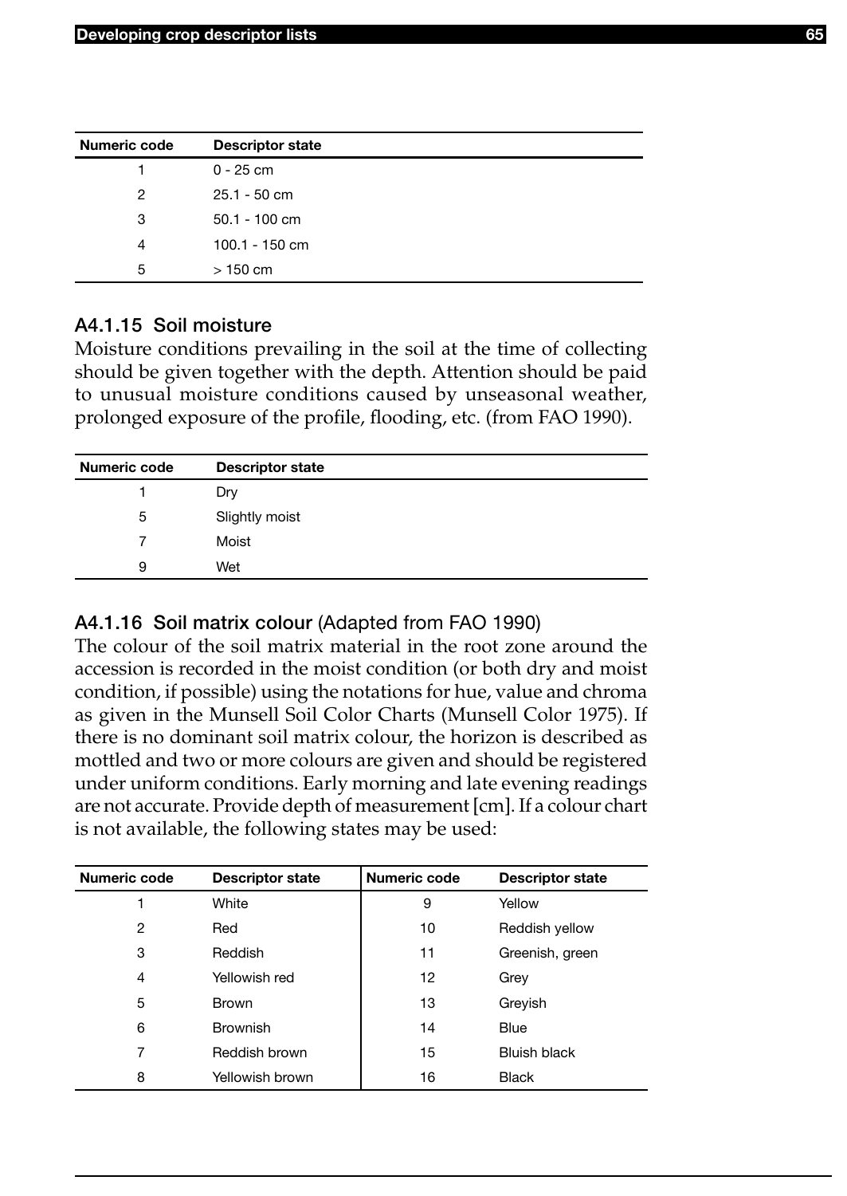| Numeric code | Descriptor state |
|---|---|
| 1 | 0 - 25 cm |
| 2 | 25.1 - 50 cm |
| 3 | 50.1 - 100 cm |
| 4 | 100.1 - 150 cm |
| 5 | > 150 cm |

### A4.1.15 Soil moisture

Moisture conditions prevailing in the soil at the time of collecting should be given together with the depth. Attention should be paid to unusual moisture conditions caused by unseasonal weather, prolonged exposure of the profile, flooding, etc. (from FAO 1990).

| Numeric code | Descriptor state |
|---|---|
| 1 | Dry |
| 5 | Slightly moist |
| 7 | Moist |
| 9 | Wet |

### A4.1.16 Soil matrix colour (Adapted from FAO 1990)

The colour of the soil matrix material in the root zone around the accession is recorded in the moist condition (or both dry and moist condition, if possible) using the notations for hue, value and chroma as given in the Munsell Soil Color Charts (Munsell Color 1975). If there is no dominant soil matrix colour, the horizon is described as mottled and two or more colours are given and should be registered under uniform conditions. Early morning and late evening readings are not accurate. Provide depth of measurement [cm]. If a colour chart is not available, the following states may be used:

| Numeric code | Descriptor state | Numeric code | Descriptor state |
|---|---|---|---|
| 1 | White | 9 | Yellow |
| 2 | Red | 10 | Reddish yellow |
| 3 | Reddish | 11 | Greenish, green |
| 4 | Yellowish red | 12 | Grey |
| 5 | Brown | 13 | Greyish |
| 6 | Brownish | 14 | Blue |
| 7 | Reddish brown | 15 | Bluish black |
| 8 | Yellowish brown | 16 | Black |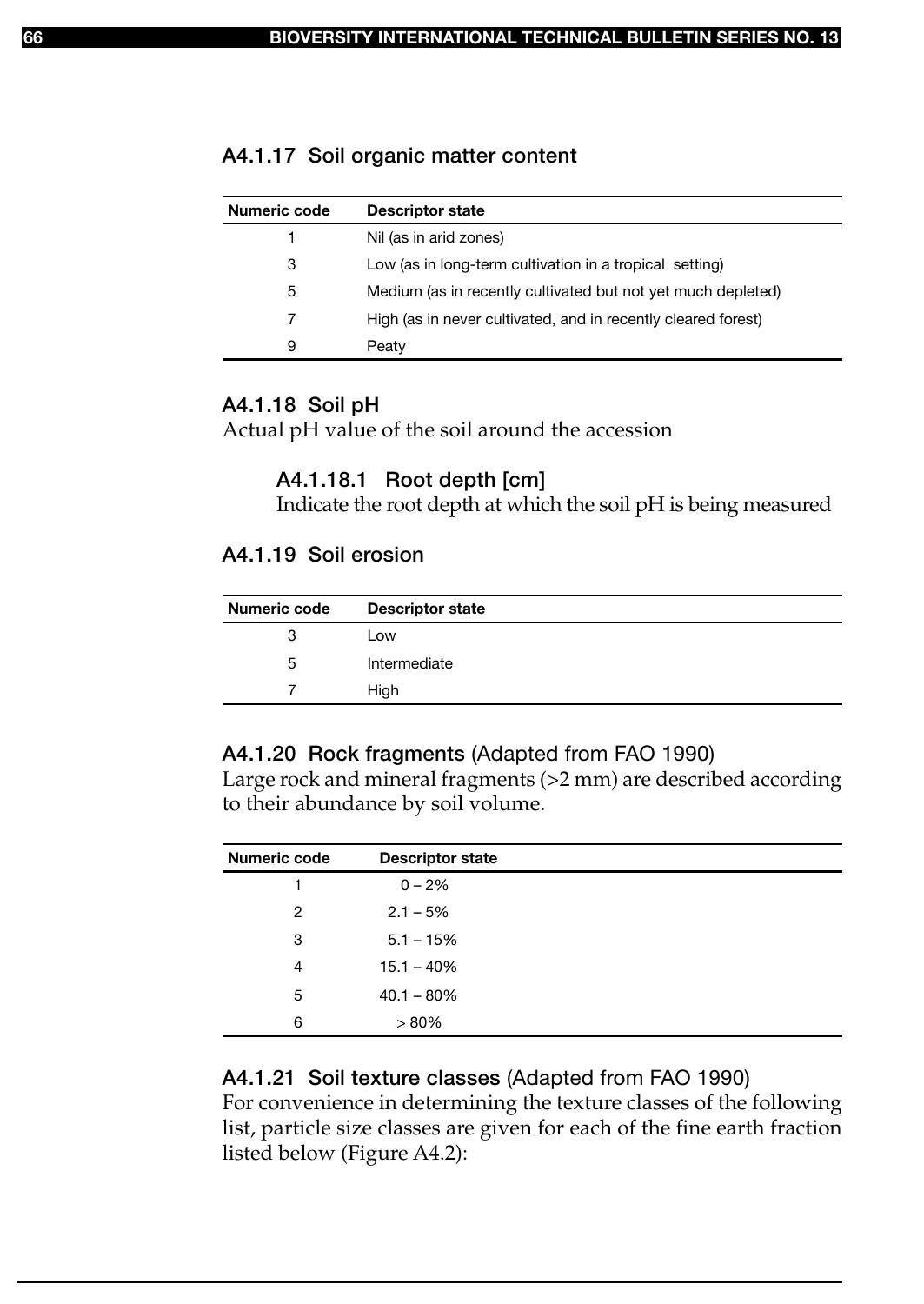### A4.1.17 Soil organic matter content

| Numeric code | Descriptor state |
|---|---|
| 1 | Nil (as in arid zones) |
| 3 | Low (as in long-term cultivation in a tropical setting) |
| 5 | Medium (as in recently cultivated but not yet much depleted) |
| 7 | High (as in never cultivated, and in recently cleared forest) |
| 9 | Peaty |

### A4.1.18 Soil pH

Actual pH value of the soil around the accession

#### A4.1.18.1 Root depth [cm]

Indicate the root depth at which the soil pH is being measured

### A4.1.19 Soil erosion

| Numeric code | Descriptor state |
|---|---|
| 3 | Low |
| 5 | Intermediate |
| 7 | High |

### A4.1.20 Rock fragments (Adapted from FAO 1990)

Large rock and mineral fragments (>2 mm) are described according to their abundance by soil volume.

| Numeric code | Descriptor state |
|---|---|
| 1 | 0 – 2% |
| 2 | 2.1 – 5% |
| 3 | 5.1 – 15% |
| 4 | 15.1 – 40% |
| 5 | 40.1 – 80% |
| 6 | > 80% |

### A4.1.21 Soil texture classes (Adapted from FAO 1990)

For convenience in determining the texture classes of the following list, particle size classes are given for each of the fine earth fraction listed below (Figure A4.2):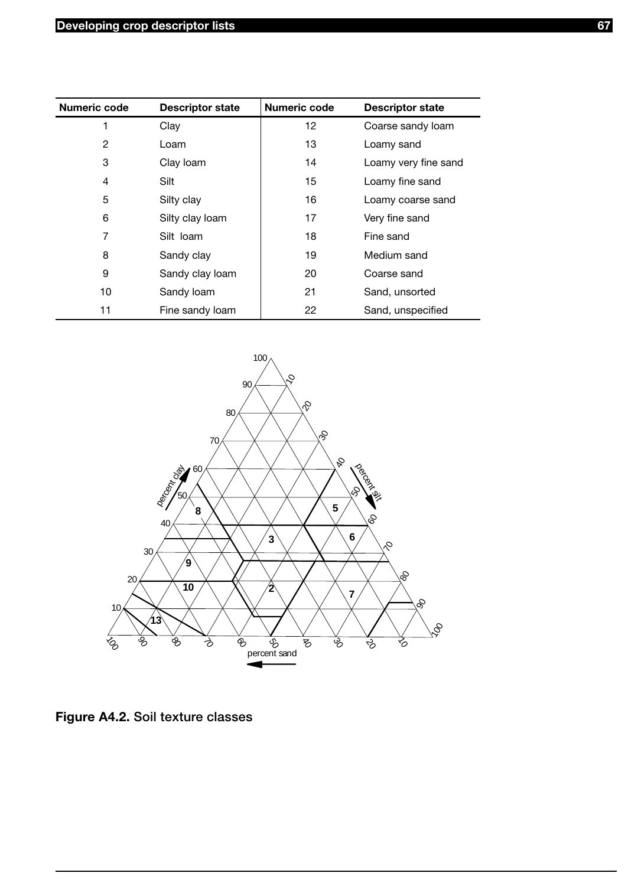| Numeric code | Descriptor state | Numeric code | Descriptor state |
|---|---|---|---|
| 1 | Clay | 12 | Coarse sandy loam |
| 2 | Loam | 13 | Loamy sand |
| 3 | Clay loam | 14 | Loamy very fine sand |
| 4 | Silt | 15 | Loamy fine sand |
| 5 | Silty clay | 16 | Loamy coarse sand |
| 6 | Silty clay loam | 17 | Very fine sand |
| 7 | Silt loam | 18 | Fine sand |
| 8 | Sandy clay | 19 | Medium sand |
| 9 | Sandy clay loam | 20 | Coarse sand |
| 10 | Sandy loam | 21 | Sand, unsorted |
| 11 | Fine sandy loam | 22 | Sand, unspecified |

**Figure A4.2.** Soil texture classes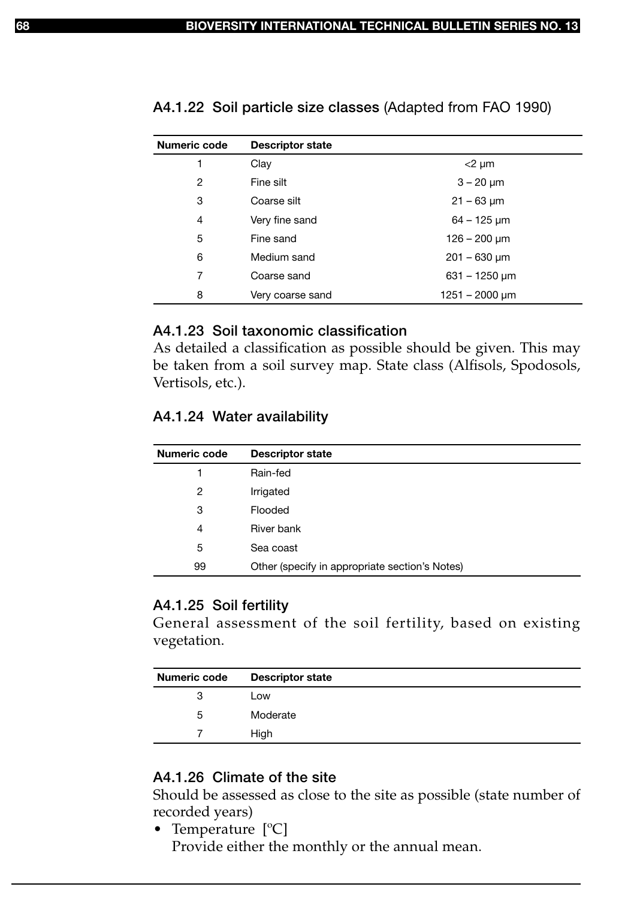### A4.1.22 Soil particle size classes (Adapted from FAO 1990)

| Numeric code | Descriptor state | |
|---|---|---|
| 1 | Clay | <2 µm |
| 2 | Fine silt | 3 – 20 µm |
| 3 | Coarse silt | 21 – 63 µm |
| 4 | Very fine sand | 64 – 125 µm |
| 5 | Fine sand | 126 – 200 µm |
| 6 | Medium sand | 201 – 630 µm |
| 7 | Coarse sand | 631 – 1250 µm |
| 8 | Very coarse sand | 1251 – 2000 µm |

### A4.1.23 Soil taxonomic classification

As detailed a classification as possible should be given. This may be taken from a soil survey map. State class (Alfisols, Spodosols, Vertisols, etc.).

### A4.1.24 Water availability

| Numeric code | Descriptor state |
|---|---|
| 1 | Rain-fed |
| 2 | Irrigated |
| 3 | Flooded |
| 4 | River bank |
| 5 | Sea coast |
| 99 | Other (specify in appropriate section's Notes) |

### A4.1.25 Soil fertility

General assessment of the soil fertility, based on existing vegetation.

| Numeric code | Descriptor state |
|---|---|
| 3 | Low |
| 5 | Moderate |
| 7 | High |

### A4.1.26 Climate of the site

Should be assessed as close to the site as possible (state number of recorded years)

- Temperature [ºC]
  Provide either the monthly or the annual mean.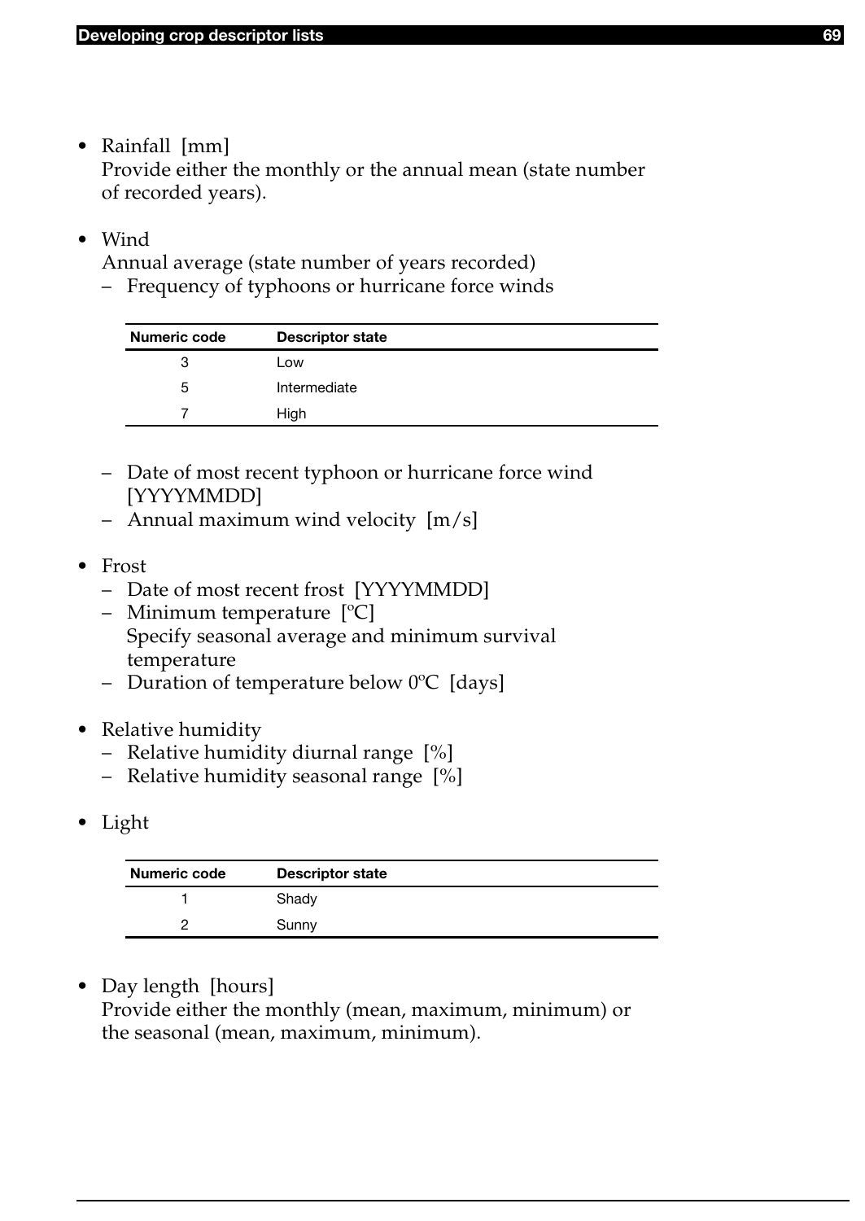- Rainfall [mm]
  Provide either the monthly or the annual mean (state number of recorded years).

- Wind
  Annual average (state number of years recorded)
  – Frequency of typhoons or hurricane force winds

| Numeric code | Descriptor state |
|---|---|
| 3 | Low |
| 5 | Intermediate |
| 7 | High |

  – Date of most recent typhoon or hurricane force wind [YYYYMMDD]
  – Annual maximum wind velocity [m/s]

- Frost
  – Date of most recent frost [YYYYMMDD]
  – Minimum temperature [ºC]
  Specify seasonal average and minimum survival temperature
  – Duration of temperature below 0ºC [days]

- Relative humidity
  – Relative humidity diurnal range [%]
  – Relative humidity seasonal range [%]

- Light

| Numeric code | Descriptor state |
|---|---|
| 1 | Shady |
| 2 | Sunny |

- Day length [hours]
  Provide either the monthly (mean, maximum, minimum) or the seasonal (mean, maximum, minimum).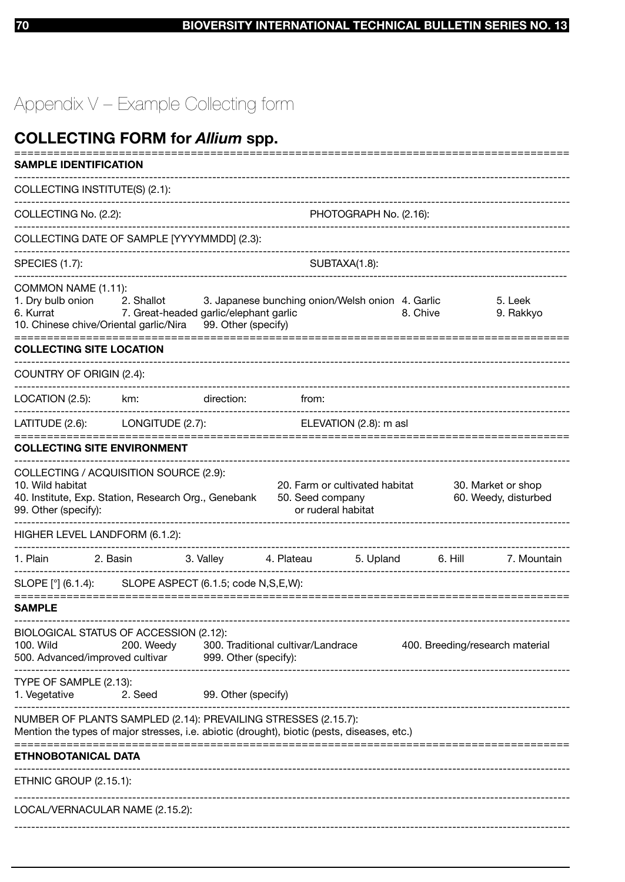# Appendix V – Example Collecting form

## COLLECTING FORM for *Allium* spp.

**SAMPLE IDENTIFICATION**

COLLECTING INSTITUTE(S) (2.1):

COLLECTING No. (2.2): PHOTOGRAPH No. (2.16):

COLLECTING DATE OF SAMPLE [YYYYMMDD] (2.3):

SPECIES (1.7): SUBTAXA(1.8):

COMMON NAME (1.11):
1. Dry bulb onion 2. Shallot 3. Japanese bunching onion/Welsh onion 4. Garlic 5. Leek
6. Kurrat 7. Great-headed garlic/elephant garlic 8. Chive 9. Rakkyo
10. Chinese chive/Oriental garlic/Nira 99. Other (specify)

**COLLECTING SITE LOCATION**

COUNTRY OF ORIGIN (2.4):

LOCATION (2.5): km: direction: from:

LATITUDE (2.6): LONGITUDE (2.7): ELEVATION (2.8): m asl

**COLLECTING SITE ENVIRONMENT**

COLLECTING / ACQUISITION SOURCE (2.9):
10. Wild habitat 20. Farm or cultivated habitat 30. Market or shop
40. Institute, Exp. Station, Research Org., Genebank 50. Seed company 60. Weedy, disturbed or ruderal habitat
99. Other (specify):

HIGHER LEVEL LANDFORM (6.1.2):

1. Plain 2. Basin 3. Valley 4. Plateau 5. Upland 6. Hill 7. Mountain

SLOPE [°] (6.1.4): SLOPE ASPECT (6.1.5; code N,S,E,W):

**SAMPLE**

BIOLOGICAL STATUS OF ACCESSION (2.12):
100. Wild 200. Weedy 300. Traditional cultivar/Landrace 400. Breeding/research material
500. Advanced/improved cultivar 999. Other (specify):

TYPE OF SAMPLE (2.13):
1. Vegetative 2. Seed 99. Other (specify)

NUMBER OF PLANTS SAMPLED (2.14): PREVAILING STRESSES (2.15.7):
Mention the types of major stresses, i.e. abiotic (drought), biotic (pests, diseases, etc.)

**ETHNOBOTANICAL DATA**

ETHNIC GROUP (2.15.1):

LOCAL/VERNACULAR NAME (2.15.2):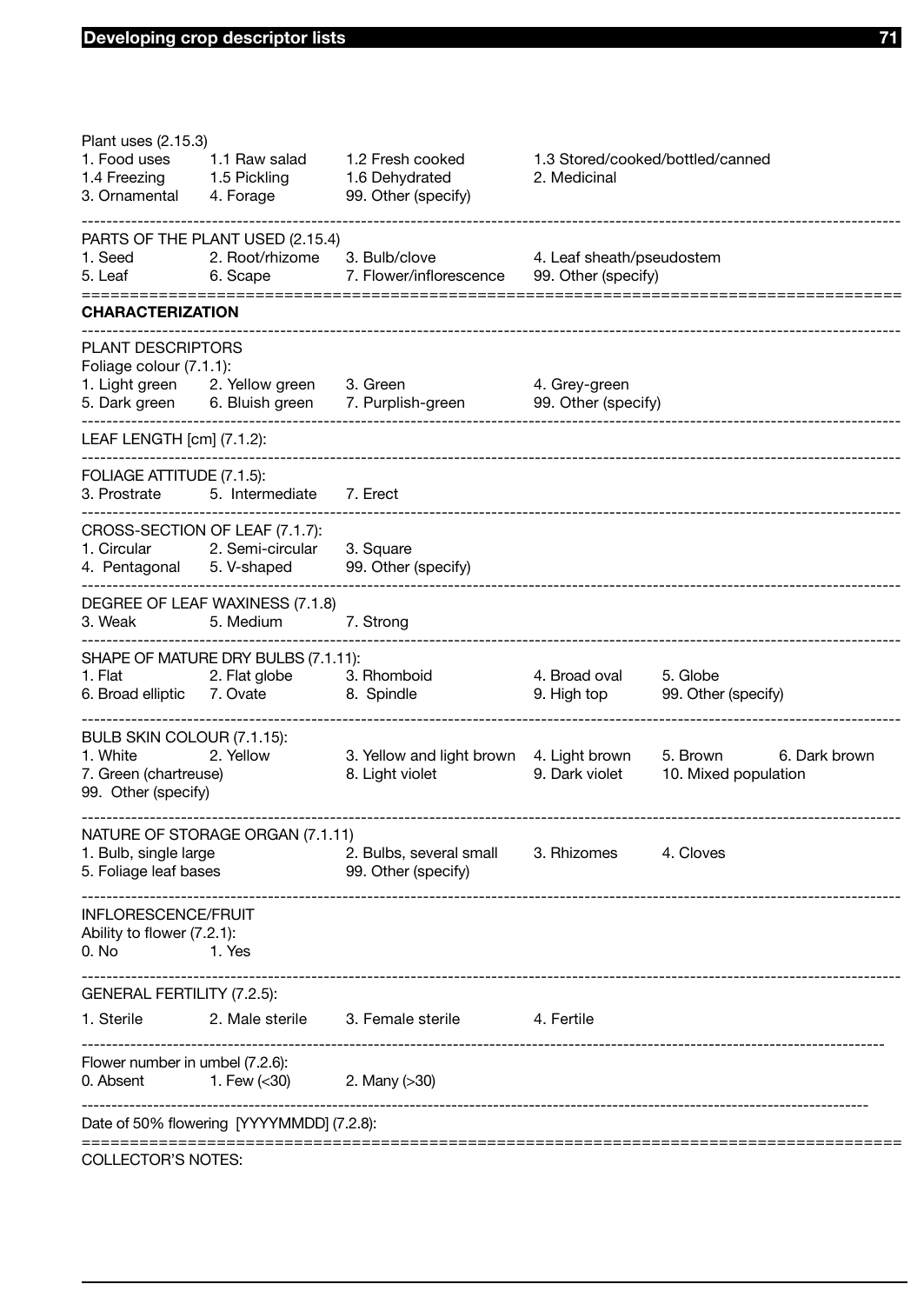Plant uses (2.15.3)

| | | | |
|---|---|---|---|
| 1. Food uses | 1.1 Raw salad | 1.2 Fresh cooked | 1.3 Stored/cooked/bottled/canned |
| 1.4 Freezing | 1.5 Pickling | 1.6 Dehydrated | 2. Medicinal |
| 3. Ornamental | 4. Forage | 99. Other (specify) | |

---

PARTS OF THE PLANT USED (2.15.4)

| | | | |
|---|---|---|---|
| 1. Seed | 2. Root/rhizome | 3. Bulb/clove | 4. Leaf sheath/pseudostem |
| 5. Leaf | 6. Scape | 7. Flower/inflorescence | 99. Other (specify) |

---

**CHARACTERIZATION**

---

PLANT DESCRIPTORS

Foliage colour (7.1.1):

| | | | |
|---|---|---|---|
| 1. Light green | 2. Yellow green | 3. Green | 4. Grey-green |
| 5. Dark green | 6. Bluish green | 7. Purplish-green | 99. Other (specify) |

---

LEAF LENGTH [cm] (7.1.2):

---

FOLIAGE ATTITUDE (7.1.5):

3. Prostrate 5. Intermediate 7. Erect

---

CROSS-SECTION OF LEAF (7.1.7):

| | | |
|---|---|---|
| 1. Circular | 2. Semi-circular | 3. Square |
| 4. Pentagonal | 5. V-shaped | 99. Other (specify) |

---

DEGREE OF LEAF WAXINESS (7.1.8)

3. Weak 5. Medium 7. Strong

---

SHAPE OF MATURE DRY BULBS (7.1.11):

| | | | | |
|---|---|---|---|---|
| 1. Flat | 2. Flat globe | 3. Rhomboid | 4. Broad oval | 5. Globe |
| 6. Broad elliptic | 7. Ovate | 8. Spindle | 9. High top | 99. Other (specify) |

---

BULB SKIN COLOUR (7.1.15):

| | | | | | |
|---|---|---|---|---|---|
| 1. White | 2. Yellow | 3. Yellow and light brown | 4. Light brown | 5. Brown | 6. Dark brown |
| 7. Green (chartreuse) | | 8. Light violet | 9. Dark violet | 10. Mixed population | |
| 99. Other (specify) | | | | | |

---

NATURE OF STORAGE ORGAN (7.1.11)

| | | | |
|---|---|---|---|
| 1. Bulb, single large | 2. Bulbs, several small | 3. Rhizomes | 4. Cloves |
| 5. Foliage leaf bases | 99. Other (specify) | | |

---

INFLORESCENCE/FRUIT

Ability to flower (7.2.1):

0. No 1. Yes

---

GENERAL FERTILITY (7.2.5):

1. Sterile 2. Male sterile 3. Female sterile 4. Fertile

---

Flower number in umbel (7.2.6):

0. Absent 1. Few (<30) 2. Many (>30)

---

Date of 50% flowering [YYYYMMDD] (7.2.8):

---

COLLECTOR'S NOTES: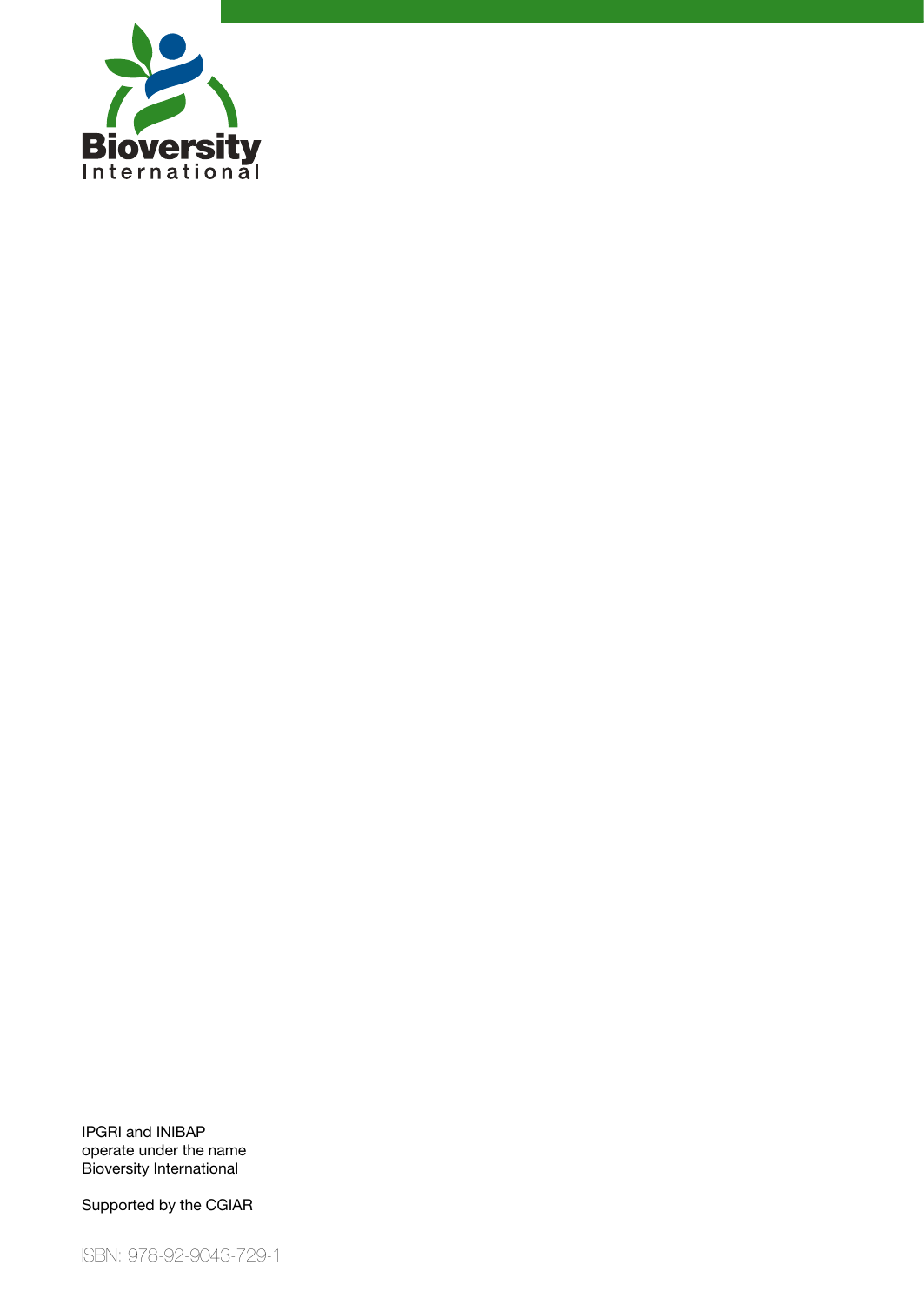Bioversity
International

IPGRI and INIBAP
operate under the name
Bioversity International

Supported by the CGIAR

ISBN: 978-92-9043-729-1